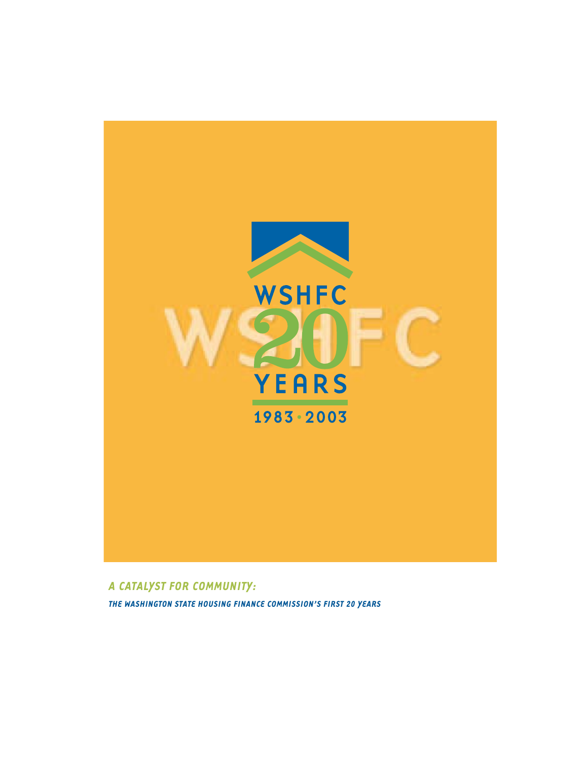WSHFC

20

YEARS

1983 • 2003

# *A CATALYST FOR COMMUNITY:*

## *THE WASHINGTON STATE HOUSING FINANCE COMMISSION'S FIRST 20 YEARS*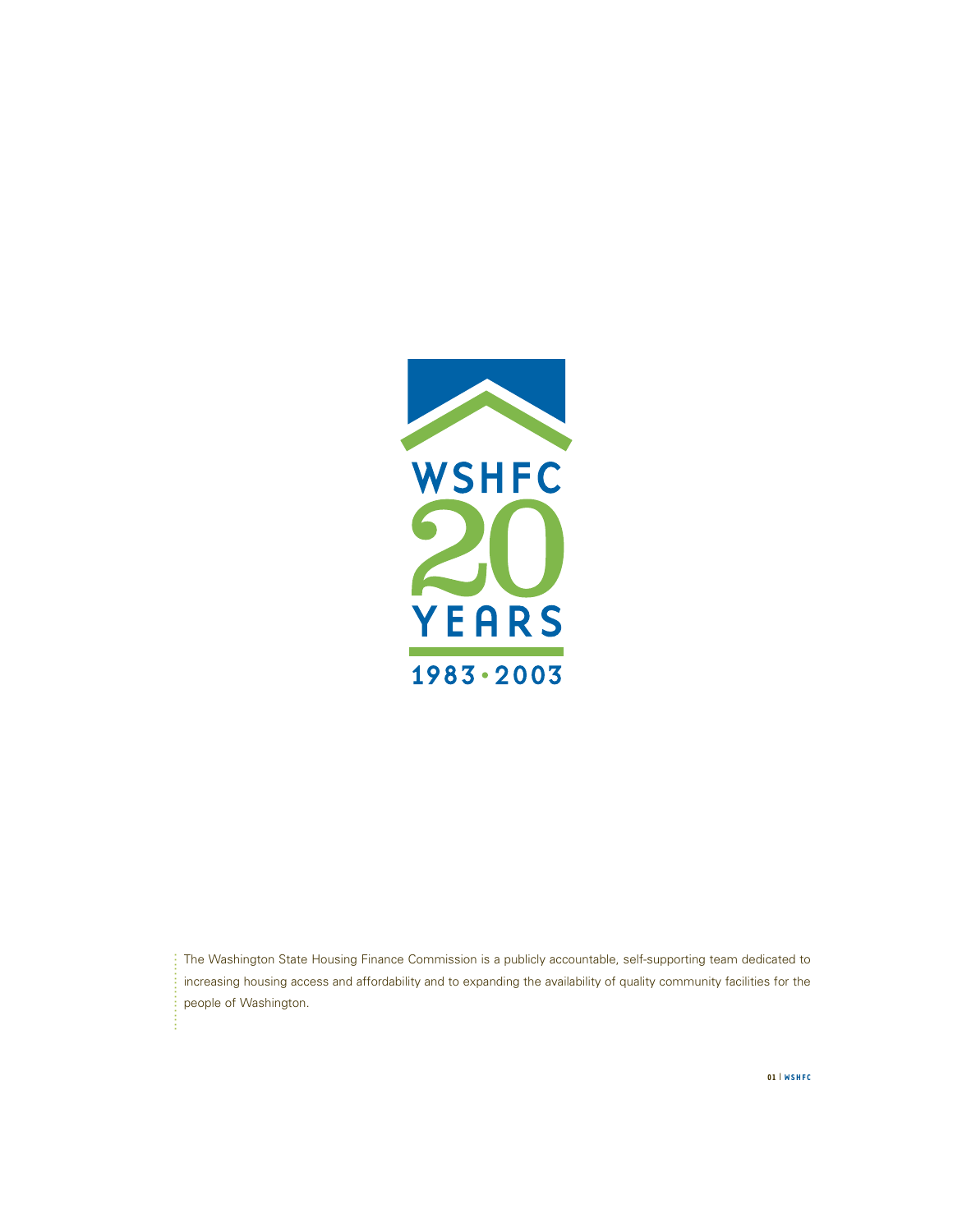WSHFC

20

YEARS

1983 • 2003

The Washington State Housing Finance Commission is a publicly accountable, self-supporting team dedicated to increasing housing access and affordability and to expanding the availability of quality community facilities for the people of Washington.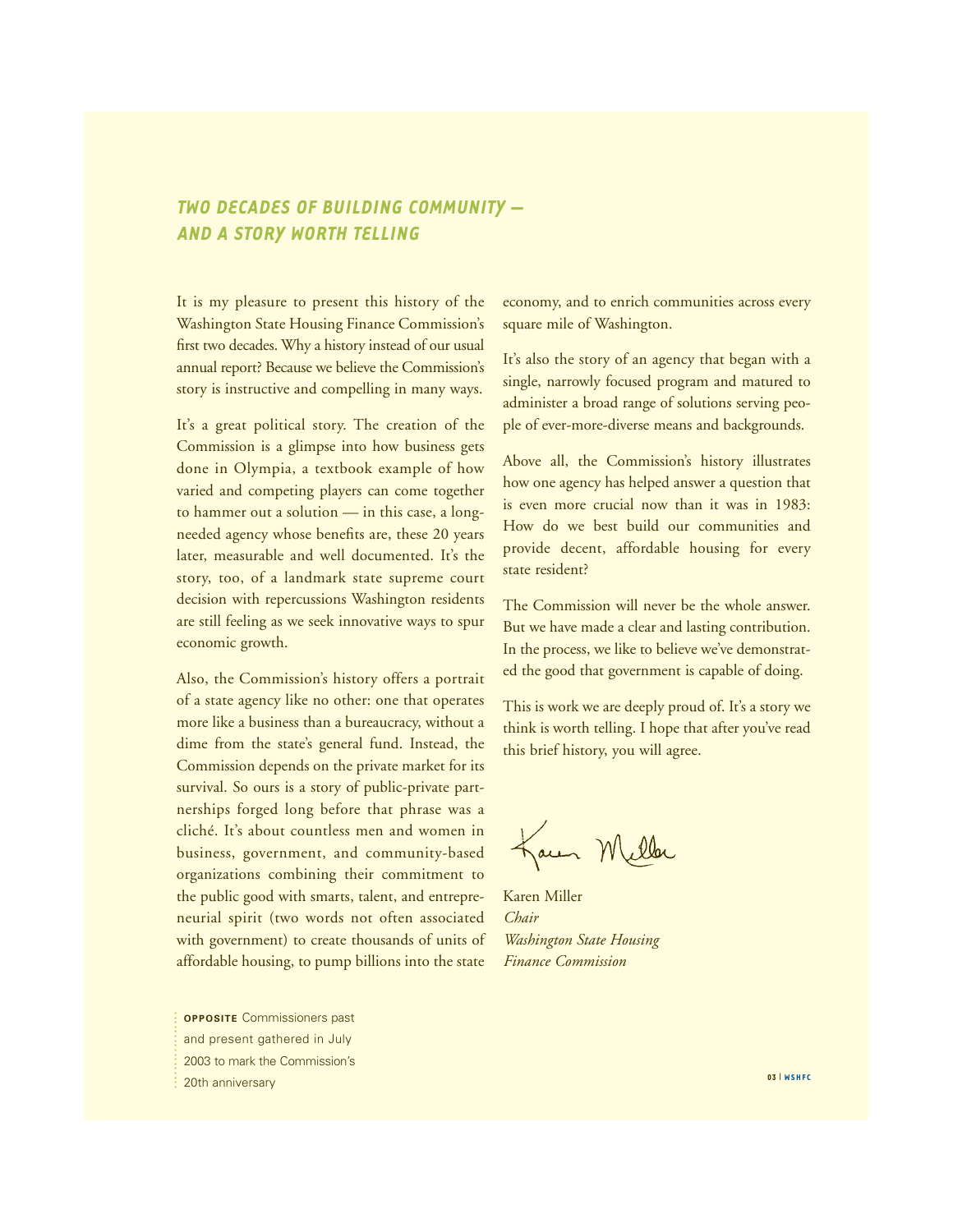## TWO DECADES OF BUILDING COMMUNITY — AND A STORY WORTH TELLING

It is my pleasure to present this history of the Washington State Housing Finance Commission's first two decades. Why a history instead of our usual annual report? Because we believe the Commission's story is instructive and compelling in many ways.

It's a great political story. The creation of the Commission is a glimpse into how business gets done in Olympia, a textbook example of how varied and competing players can come together to hammer out a solution — in this case, a long-needed agency whose benefits are, these 20 years later, measurable and well documented. It's the story, too, of a landmark state supreme court decision with repercussions Washington residents are still feeling as we seek innovative ways to spur economic growth.

Also, the Commission's history offers a portrait of a state agency like no other: one that operates more like a business than a bureaucracy, without a dime from the state's general fund. Instead, the Commission depends on the private market for its survival. So ours is a story of public-private partnerships forged long before that phrase was a cliché. It's about countless men and women in business, government, and community-based organizations combining their commitment to the public good with smarts, talent, and entrepreneurial spirit (two words not often associated with government) to create thousands of units of affordable housing, to pump billions into the state economy, and to enrich communities across every square mile of Washington.

It's also the story of an agency that began with a single, narrowly focused program and matured to administer a broad range of solutions serving people of ever-more-diverse means and backgrounds.

Above all, the Commission's history illustrates how one agency has helped answer a question that is even more crucial now than it was in 1983: How do we best build our communities and provide decent, affordable housing for every state resident?

The Commission will never be the whole answer. But we have made a clear and lasting contribution. In the process, we like to believe we've demonstrated the good that government is capable of doing.

This is work we are deeply proud of. It's a story we think is worth telling. I hope that after you've read this brief history, you will agree.

Karen Miller
*Chair*
*Washington State Housing Finance Commission*

**OPPOSITE** Commissioners past and present gathered in July 2003 to mark the Commission's 20th anniversary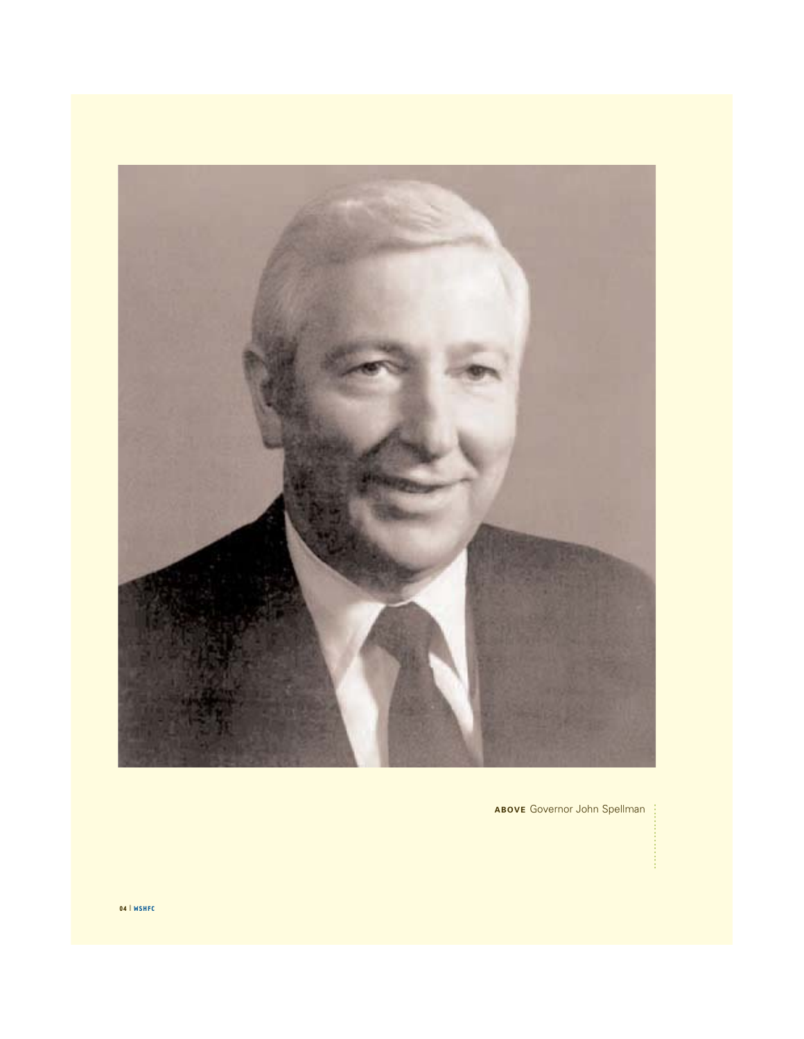**ABOVE** Governor John Spellman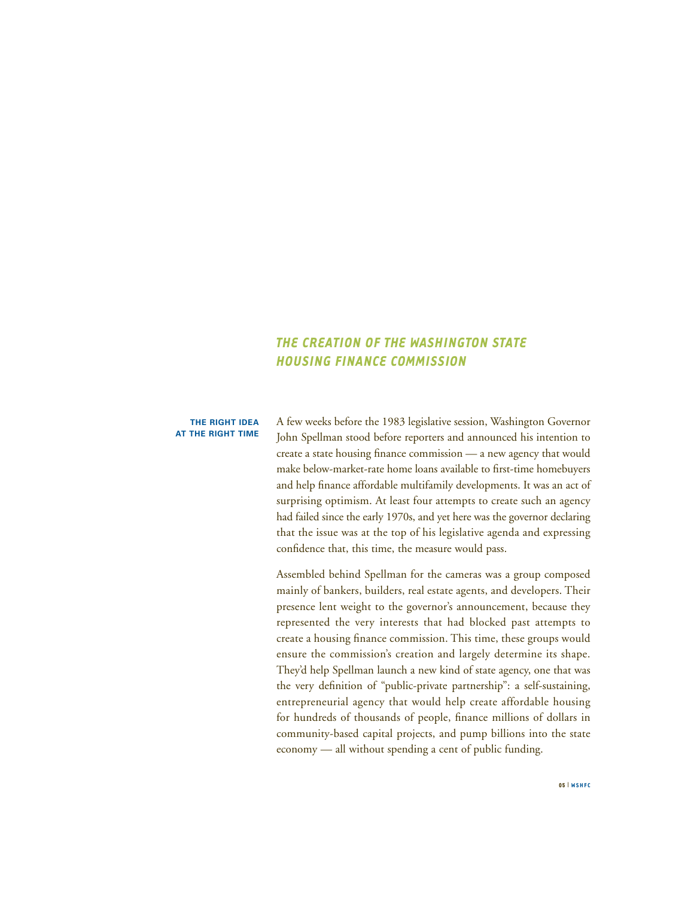## *THE CREATION OF THE WASHINGTON STATE HOUSING FINANCE COMMISSION*

### THE RIGHT IDEA AT THE RIGHT TIME

A few weeks before the 1983 legislative session, Washington Governor John Spellman stood before reporters and announced his intention to create a state housing finance commission — a new agency that would make below-market-rate home loans available to first-time homebuyers and help finance affordable multifamily developments. It was an act of surprising optimism. At least four attempts to create such an agency had failed since the early 1970s, and yet here was the governor declaring that the issue was at the top of his legislative agenda and expressing confidence that, this time, the measure would pass.

Assembled behind Spellman for the cameras was a group composed mainly of bankers, builders, real estate agents, and developers. Their presence lent weight to the governor's announcement, because they represented the very interests that had blocked past attempts to create a housing finance commission. This time, these groups would ensure the commission's creation and largely determine its shape. They'd help Spellman launch a new kind of state agency, one that was the very definition of "public-private partnership": a self-sustaining, entrepreneurial agency that would help create affordable housing for hundreds of thousands of people, finance millions of dollars in community-based capital projects, and pump billions into the state economy — all without spending a cent of public funding.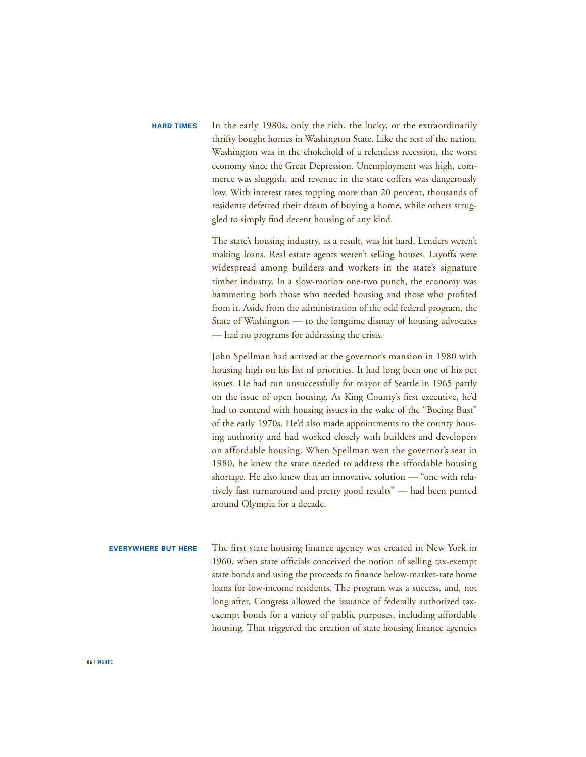## HARD TIMES

In the early 1980s, only the rich, the lucky, or the extraordinarily thrifty bought homes in Washington State. Like the rest of the nation, Washington was in the chokehold of a relentless recession, the worst economy since the Great Depression. Unemployment was high, commerce was sluggish, and revenue in the state coffers was dangerously low. With interest rates topping more than 20 percent, thousands of residents deferred their dream of buying a home, while others struggled to simply find decent housing of any kind.

The state's housing industry, as a result, was hit hard. Lenders weren't making loans. Real estate agents weren't selling houses. Layoffs were widespread among builders and workers in the state's signature timber industry. In a slow-motion one-two punch, the economy was hammering both those who needed housing and those who profited from it. Aside from the administration of the odd federal program, the State of Washington — to the longtime dismay of housing advocates — had no programs for addressing the crisis.

John Spellman had arrived at the governor's mansion in 1980 with housing high on his list of priorities. It had long been one of his pet issues. He had run unsuccessfully for mayor of Seattle in 1965 partly on the issue of open housing. As King County's first executive, he'd had to contend with housing issues in the wake of the "Boeing Bust" of the early 1970s. He'd also made appointments to the county housing authority and had worked closely with builders and developers on affordable housing. When Spellman won the governor's seat in 1980, he knew the state needed to address the affordable housing shortage. He also knew that an innovative solution — "one with relatively fast turnaround and pretty good results" — had been punted around Olympia for a decade.

## EVERYWHERE BUT HERE

The first state housing finance agency was created in New York in 1960, when state officials conceived the notion of selling tax-exempt state bonds and using the proceeds to finance below-market-rate home loans for low-income residents. The program was a success, and, not long after, Congress allowed the issuance of federally authorized tax-exempt bonds for a variety of public purposes, including affordable housing. That triggered the creation of state housing finance agencies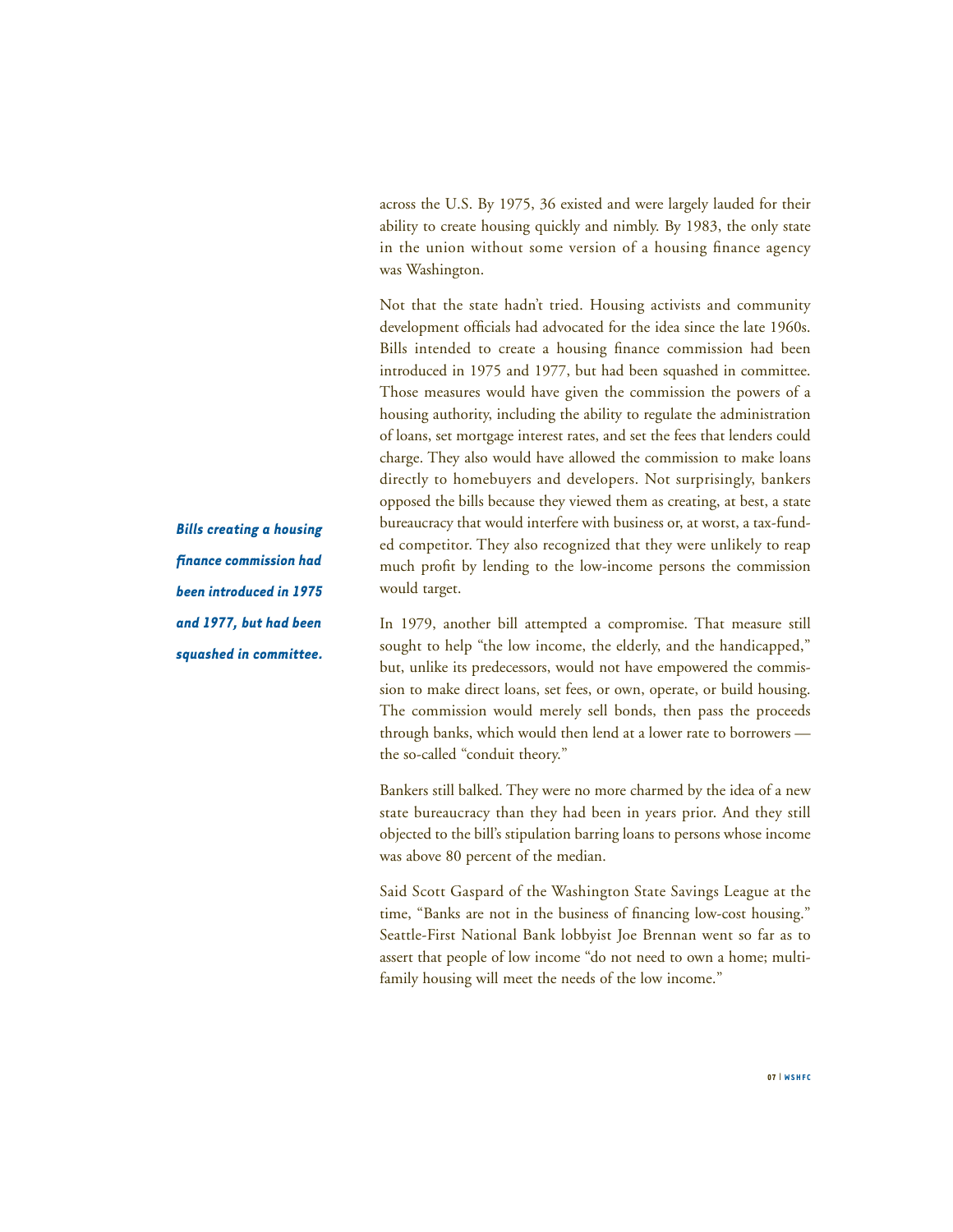across the U.S. By 1975, 36 existed and were largely lauded for their ability to create housing quickly and nimbly. By 1983, the only state in the union without some version of a housing finance agency was Washington.

Not that the state hadn't tried. Housing activists and community development officials had advocated for the idea since the late 1960s. Bills intended to create a housing finance commission had been introduced in 1975 and 1977, but had been squashed in committee. Those measures would have given the commission the powers of a housing authority, including the ability to regulate the administration of loans, set mortgage interest rates, and set the fees that lenders could charge. They also would have allowed the commission to make loans directly to homebuyers and developers. Not surprisingly, bankers opposed the bills because they viewed them as creating, at best, a state bureaucracy that would interfere with business or, at worst, a tax-funded competitor. They also recognized that they were unlikely to reap much profit by lending to the low-income persons the commission would target.

***Bills creating a housing finance commission had been introduced in 1975 and 1977, but had been squashed in committee.***

In 1979, another bill attempted a compromise. That measure still sought to help "the low income, the elderly, and the handicapped," but, unlike its predecessors, would not have empowered the commission to make direct loans, set fees, or own, operate, or build housing. The commission would merely sell bonds, then pass the proceeds through banks, which would then lend at a lower rate to borrowers — the so-called "conduit theory."

Bankers still balked. They were no more charmed by the idea of a new state bureaucracy than they had been in years prior. And they still objected to the bill's stipulation barring loans to persons whose income was above 80 percent of the median.

Said Scott Gaspard of the Washington State Savings League at the time, "Banks are not in the business of financing low-cost housing." Seattle-First National Bank lobbyist Joe Brennan went so far as to assert that people of low income "do not need to own a home; multi-family housing will meet the needs of the low income."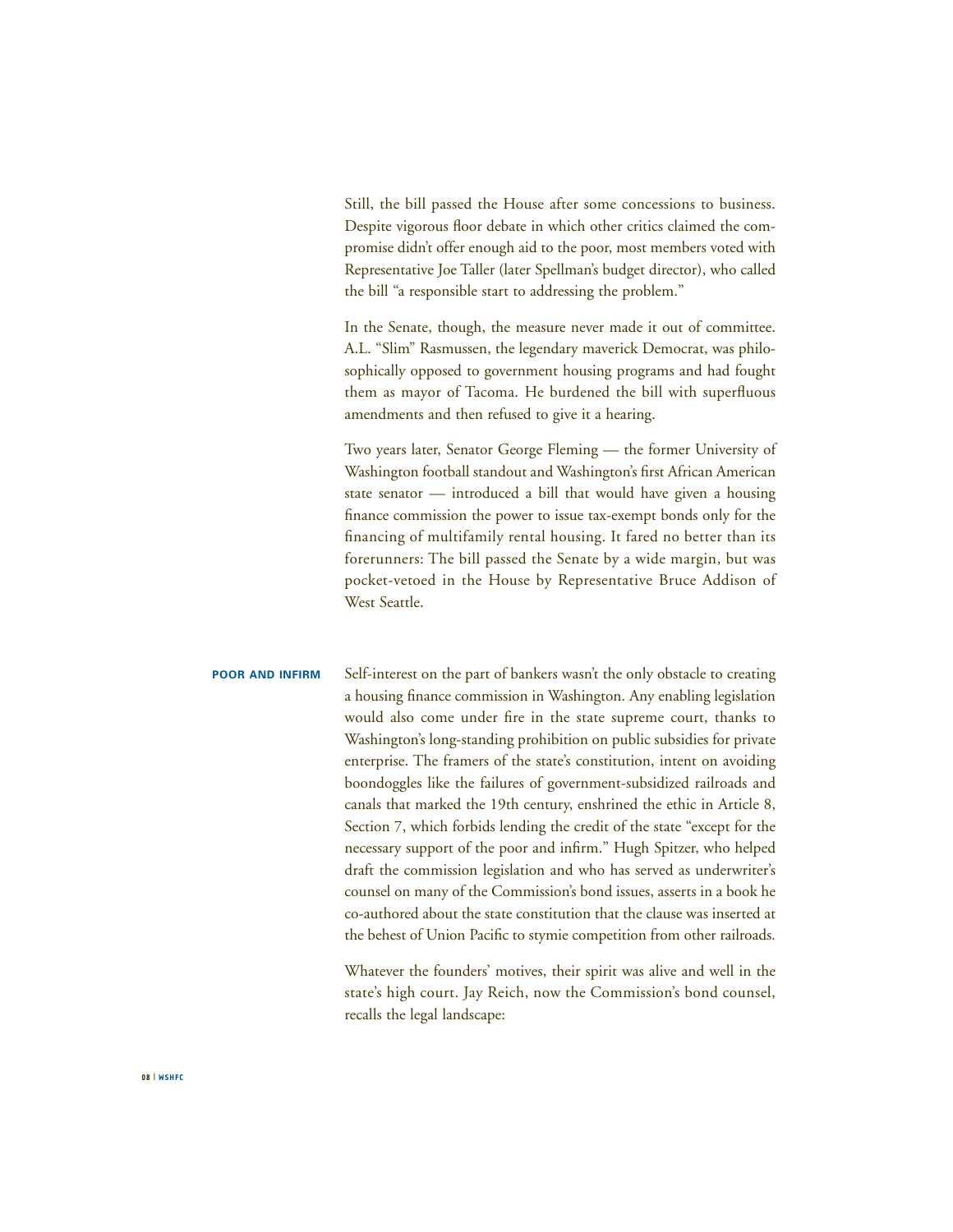Still, the bill passed the House after some concessions to business. Despite vigorous floor debate in which other critics claimed the compromise didn't offer enough aid to the poor, most members voted with Representative Joe Taller (later Spellman's budget director), who called the bill "a responsible start to addressing the problem."

In the Senate, though, the measure never made it out of committee. A.L. "Slim" Rasmussen, the legendary maverick Democrat, was philosophically opposed to government housing programs and had fought them as mayor of Tacoma. He burdened the bill with superfluous amendments and then refused to give it a hearing.

Two years later, Senator George Fleming — the former University of Washington football standout and Washington's first African American state senator — introduced a bill that would have given a housing finance commission the power to issue tax-exempt bonds only for the financing of multifamily rental housing. It fared no better than its forerunners: The bill passed the Senate by a wide margin, but was pocket-vetoed in the House by Representative Bruce Addison of West Seattle.

## POOR AND INFIRM

Self-interest on the part of bankers wasn't the only obstacle to creating a housing finance commission in Washington. Any enabling legislation would also come under fire in the state supreme court, thanks to Washington's long-standing prohibition on public subsidies for private enterprise. The framers of the state's constitution, intent on avoiding boondoggles like the failures of government-subsidized railroads and canals that marked the 19th century, enshrined the ethic in Article 8, Section 7, which forbids lending the credit of the state "except for the necessary support of the poor and infirm." Hugh Spitzer, who helped draft the commission legislation and who has served as underwriter's counsel on many of the Commission's bond issues, asserts in a book he co-authored about the state constitution that the clause was inserted at the behest of Union Pacific to stymie competition from other railroads.

Whatever the founders' motives, their spirit was alive and well in the state's high court. Jay Reich, now the Commission's bond counsel, recalls the legal landscape: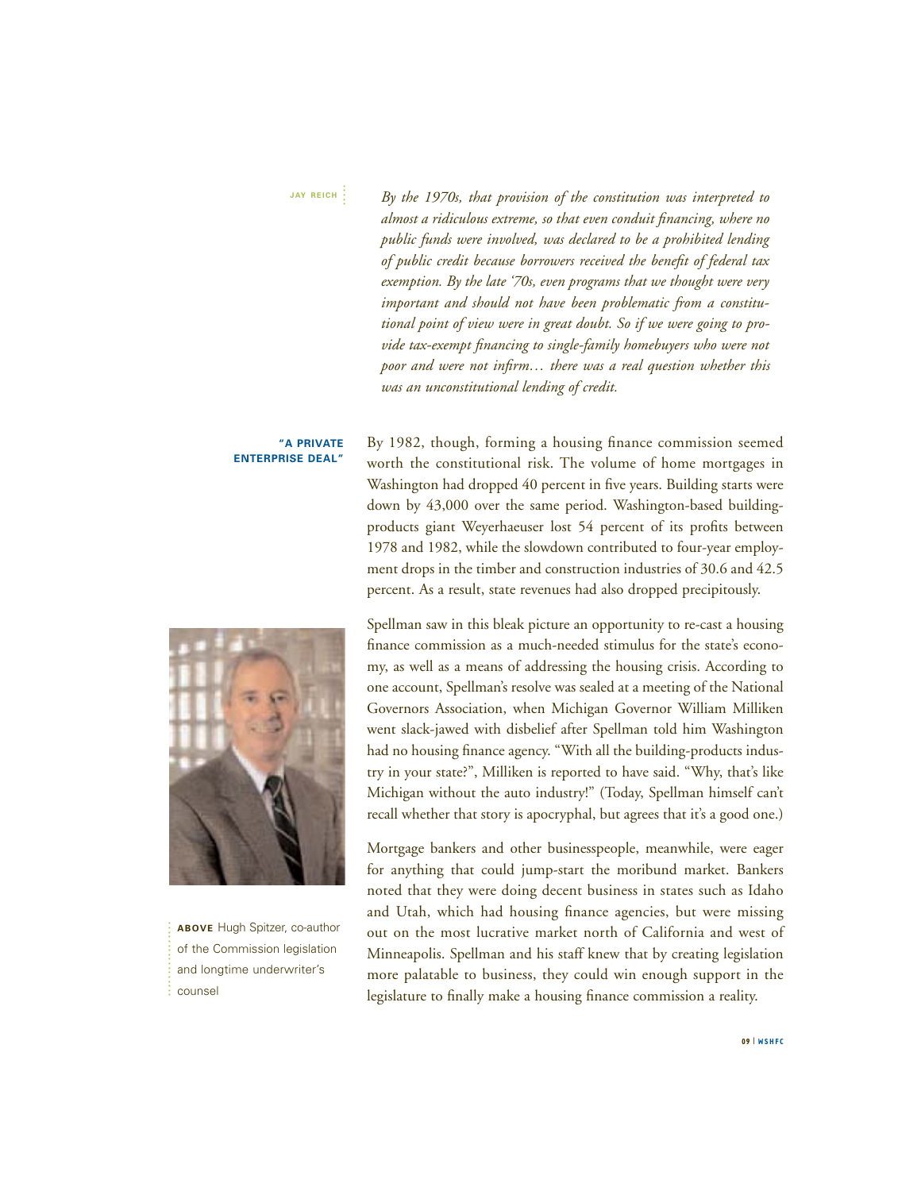**JAY REICH**

*By the 1970s, that provision of the constitution was interpreted to almost a ridiculous extreme, so that even conduit financing, where no public funds were involved, was declared to be a prohibited lending of public credit because borrowers received the benefit of federal tax exemption. By the late '70s, even programs that we thought were very important and should not have been problematic from a constitutional point of view were in great doubt. So if we were going to provide tax-exempt financing to single-family homebuyers who were not poor and were not infirm… there was a real question whether this was an unconstitutional lending of credit.*

## "A PRIVATE ENTERPRISE DEAL"

By 1982, though, forming a housing finance commission seemed worth the constitutional risk. The volume of home mortgages in Washington had dropped 40 percent in five years. Building starts were down by 43,000 over the same period. Washington-based building-products giant Weyerhaeuser lost 54 percent of its profits between 1978 and 1982, while the slowdown contributed to four-year employment drops in the timber and construction industries of 30.6 and 42.5 percent. As a result, state revenues had also dropped precipitously.

Spellman saw in this bleak picture an opportunity to re-cast a housing finance commission as a much-needed stimulus for the state's economy, as well as a means of addressing the housing crisis. According to one account, Spellman's resolve was sealed at a meeting of the National Governors Association, when Michigan Governor William Milliken went slack-jawed with disbelief after Spellman told him Washington had no housing finance agency. "With all the building-products industry in your state?", Milliken is reported to have said. "Why, that's like Michigan without the auto industry!" (Today, Spellman himself can't recall whether that story is apocryphal, but agrees that it's a good one.)

Mortgage bankers and other businesspeople, meanwhile, were eager for anything that could jump-start the moribund market. Bankers noted that they were doing decent business in states such as Idaho and Utah, which had housing finance agencies, but were missing out on the most lucrative market north of California and west of Minneapolis. Spellman and his staff knew that by creating legislation more palatable to business, they could win enough support in the legislature to finally make a housing finance commission a reality.

**ABOVE** Hugh Spitzer, co-author of the Commission legislation and longtime underwriter's counsel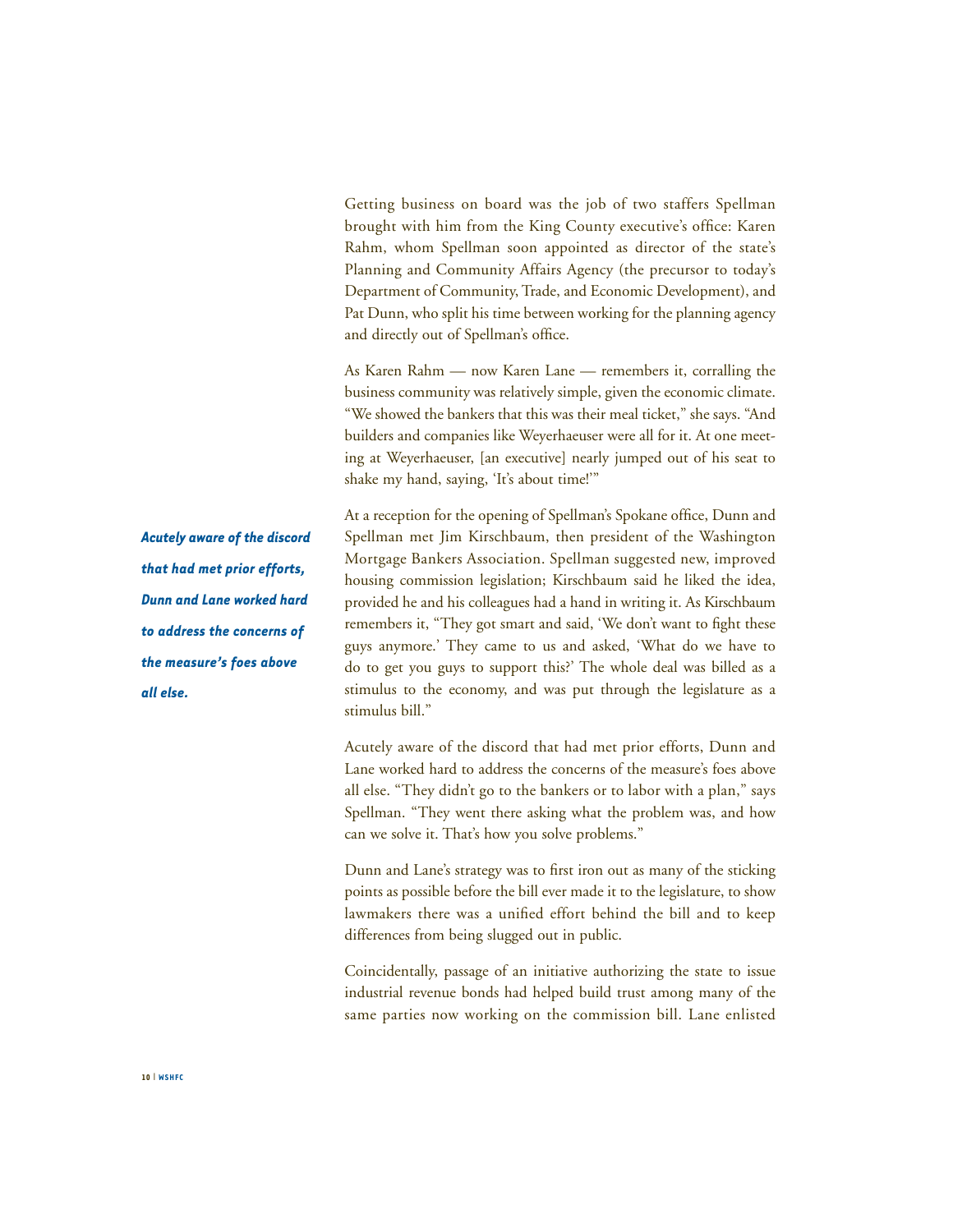Getting business on board was the job of two staffers Spellman brought with him from the King County executive's office: Karen Rahm, whom Spellman soon appointed as director of the state's Planning and Community Affairs Agency (the precursor to today's Department of Community, Trade, and Economic Development), and Pat Dunn, who split his time between working for the planning agency and directly out of Spellman's office.

As Karen Rahm — now Karen Lane — remembers it, corralling the business community was relatively simple, given the economic climate. "We showed the bankers that this was their meal ticket," she says. "And builders and companies like Weyerhaeuser were all for it. At one meeting at Weyerhaeuser, [an executive] nearly jumped out of his seat to shake my hand, saying, 'It's about time!'"

*Acutely aware of the discord that had met prior efforts, Dunn and Lane worked hard to address the concerns of the measure's foes above all else.*

At a reception for the opening of Spellman's Spokane office, Dunn and Spellman met Jim Kirschbaum, then president of the Washington Mortgage Bankers Association. Spellman suggested new, improved housing commission legislation; Kirschbaum said he liked the idea, provided he and his colleagues had a hand in writing it. As Kirschbaum remembers it, "They got smart and said, 'We don't want to fight these guys anymore.' They came to us and asked, 'What do we have to do to get you guys to support this?' The whole deal was billed as a stimulus to the economy, and was put through the legislature as a stimulus bill."

Acutely aware of the discord that had met prior efforts, Dunn and Lane worked hard to address the concerns of the measure's foes above all else. "They didn't go to the bankers or to labor with a plan," says Spellman. "They went there asking what the problem was, and how can we solve it. That's how you solve problems."

Dunn and Lane's strategy was to first iron out as many of the sticking points as possible before the bill ever made it to the legislature, to show lawmakers there was a unified effort behind the bill and to keep differences from being slugged out in public.

Coincidentally, passage of an initiative authorizing the state to issue industrial revenue bonds had helped build trust among many of the same parties now working on the commission bill. Lane enlisted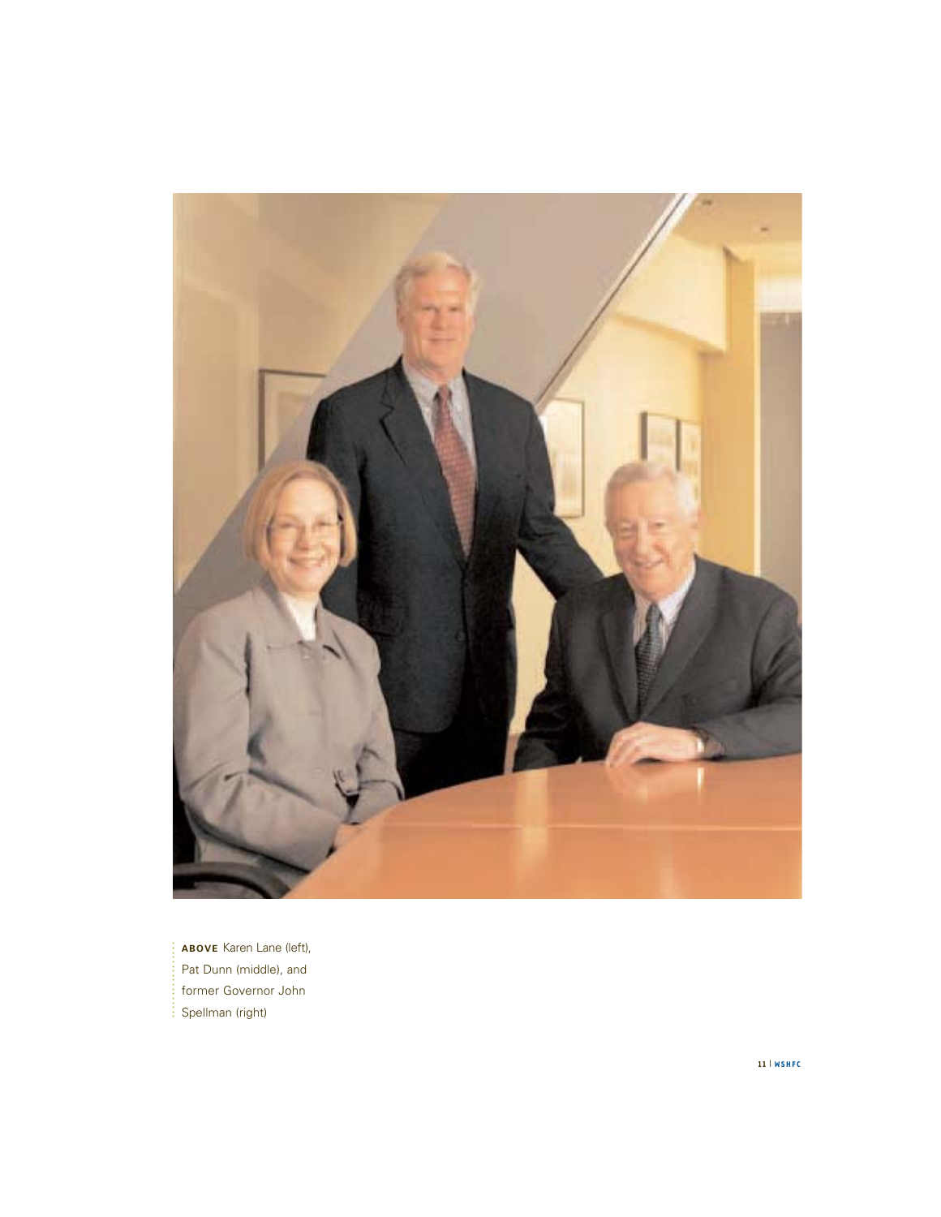**ABOVE** Karen Lane (left), Pat Dunn (middle), and former Governor John Spellman (right)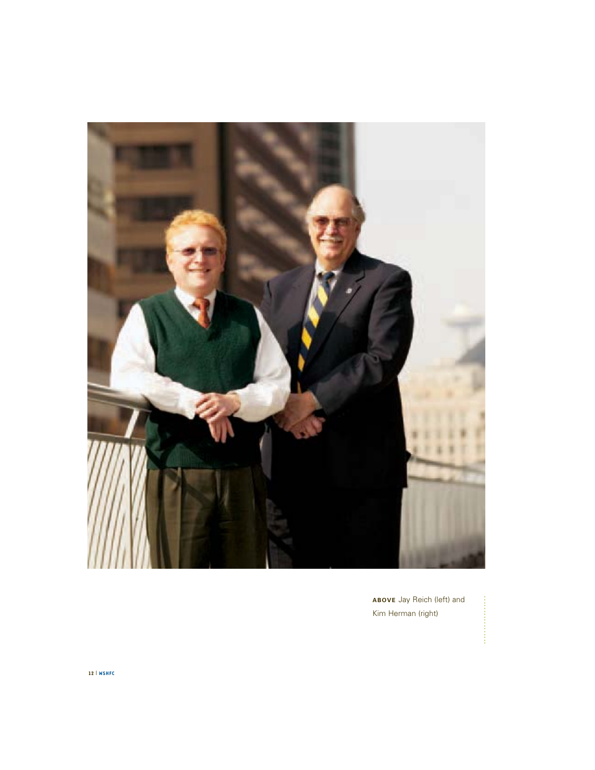**ABOVE** Jay Reich (left) and Kim Herman (right)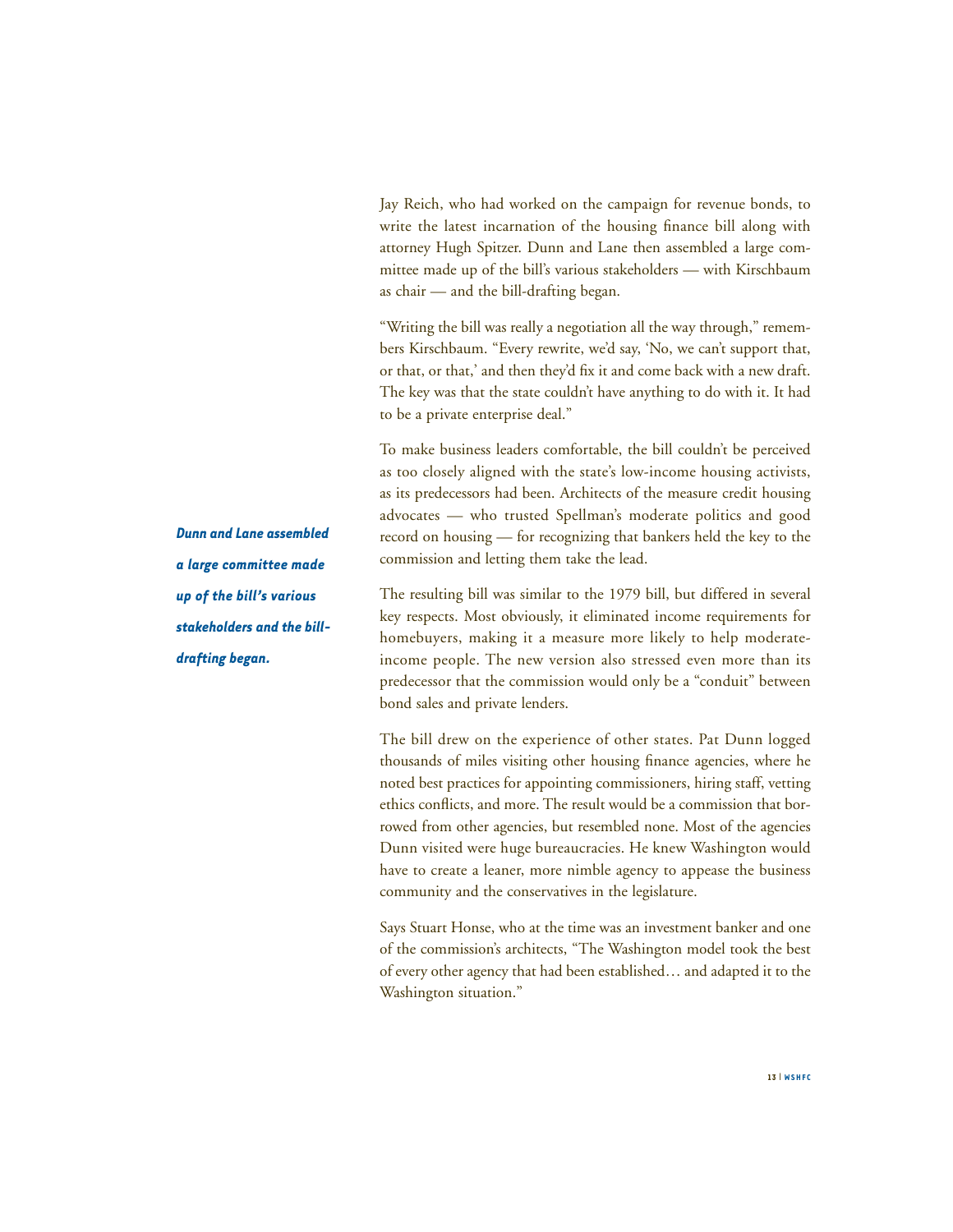Jay Reich, who had worked on the campaign for revenue bonds, to write the latest incarnation of the housing finance bill along with attorney Hugh Spitzer. Dunn and Lane then assembled a large committee made up of the bill's various stakeholders — with Kirschbaum as chair — and the bill-drafting began.

"Writing the bill was really a negotiation all the way through," remembers Kirschbaum. "Every rewrite, we'd say, 'No, we can't support that, or that, or that,' and then they'd fix it and come back with a new draft. The key was that the state couldn't have anything to do with it. It had to be a private enterprise deal."

To make business leaders comfortable, the bill couldn't be perceived as too closely aligned with the state's low-income housing activists, as its predecessors had been. Architects of the measure credit housing advocates — who trusted Spellman's moderate politics and good record on housing — for recognizing that bankers held the key to the commission and letting them take the lead.

***Dunn and Lane assembled a large committee made up of the bill's various stakeholders and the bill-drafting began.***

The resulting bill was similar to the 1979 bill, but differed in several key respects. Most obviously, it eliminated income requirements for homebuyers, making it a measure more likely to help moderate-income people. The new version also stressed even more than its predecessor that the commission would only be a "conduit" between bond sales and private lenders.

The bill drew on the experience of other states. Pat Dunn logged thousands of miles visiting other housing finance agencies, where he noted best practices for appointing commissioners, hiring staff, vetting ethics conflicts, and more. The result would be a commission that borrowed from other agencies, but resembled none. Most of the agencies Dunn visited were huge bureaucracies. He knew Washington would have to create a leaner, more nimble agency to appease the business community and the conservatives in the legislature.

Says Stuart Honse, who at the time was an investment banker and one of the commission's architects, "The Washington model took the best of every other agency that had been established… and adapted it to the Washington situation."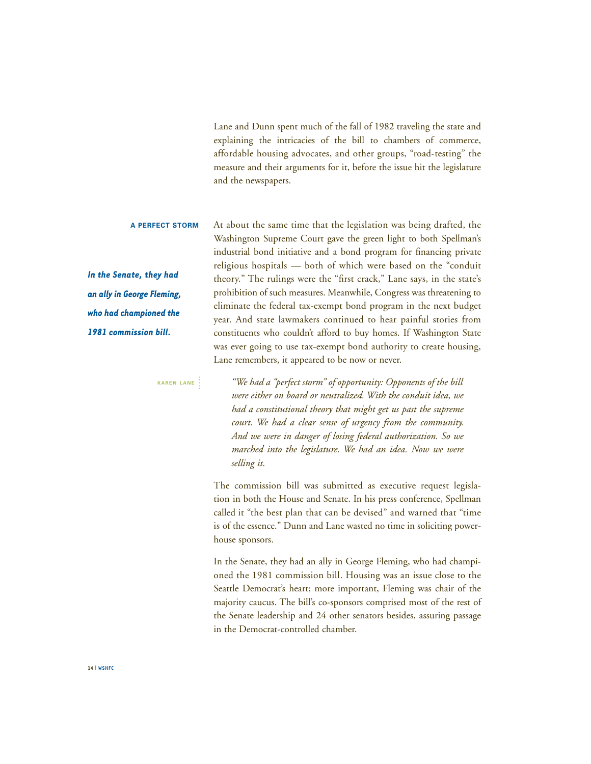Lane and Dunn spent much of the fall of 1982 traveling the state and explaining the intricacies of the bill to chambers of commerce, affordable housing advocates, and other groups, "road-testing" the measure and their arguments for it, before the issue hit the legislature and the newspapers.

## A PERFECT STORM

*In the Senate, they had an ally in George Fleming, who had championed the 1981 commission bill.*

At about the same time that the legislation was being drafted, the Washington Supreme Court gave the green light to both Spellman's industrial bond initiative and a bond program for financing private religious hospitals — both of which were based on the "conduit theory." The rulings were the "first crack," Lane says, in the state's prohibition of such measures. Meanwhile, Congress was threatening to eliminate the federal tax-exempt bond program in the next budget year. And state lawmakers continued to hear painful stories from constituents who couldn't afford to buy homes. If Washington State was ever going to use tax-exempt bond authority to create housing, Lane remembers, it appeared to be now or never.

KAREN LANE

> *"We had a "perfect storm" of opportunity: Opponents of the bill were either on board or neutralized. With the conduit idea, we had a constitutional theory that might get us past the supreme court. We had a clear sense of urgency from the community. And we were in danger of losing federal authorization. So we marched into the legislature. We had an idea. Now we were selling it.*

The commission bill was submitted as executive request legislation in both the House and Senate. In his press conference, Spellman called it "the best plan that can be devised" and warned that "time is of the essence." Dunn and Lane wasted no time in soliciting powerhouse sponsors.

In the Senate, they had an ally in George Fleming, who had championed the 1981 commission bill. Housing was an issue close to the Seattle Democrat's heart; more important, Fleming was chair of the majority caucus. The bill's co-sponsors comprised most of the rest of the Senate leadership and 24 other senators besides, assuring passage in the Democrat-controlled chamber.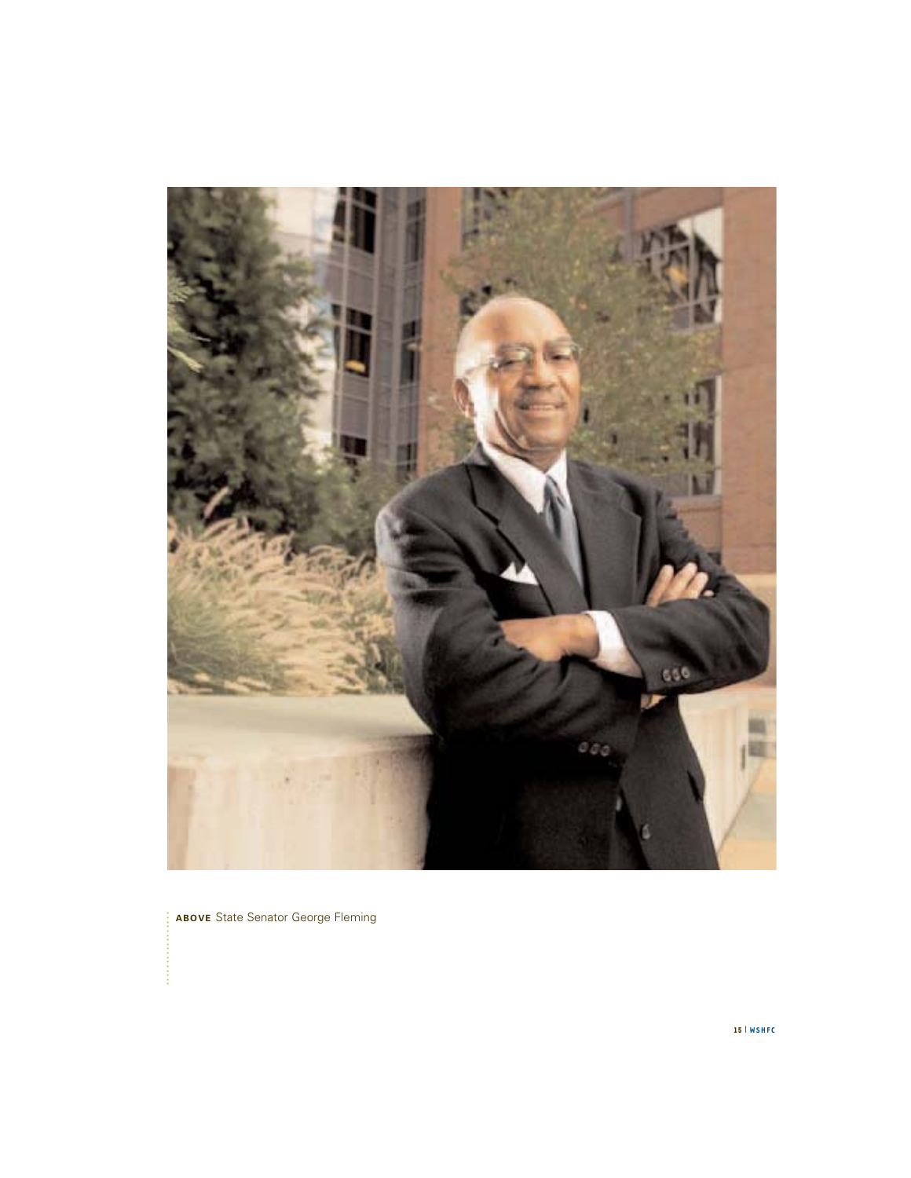**ABOVE** State Senator George Fleming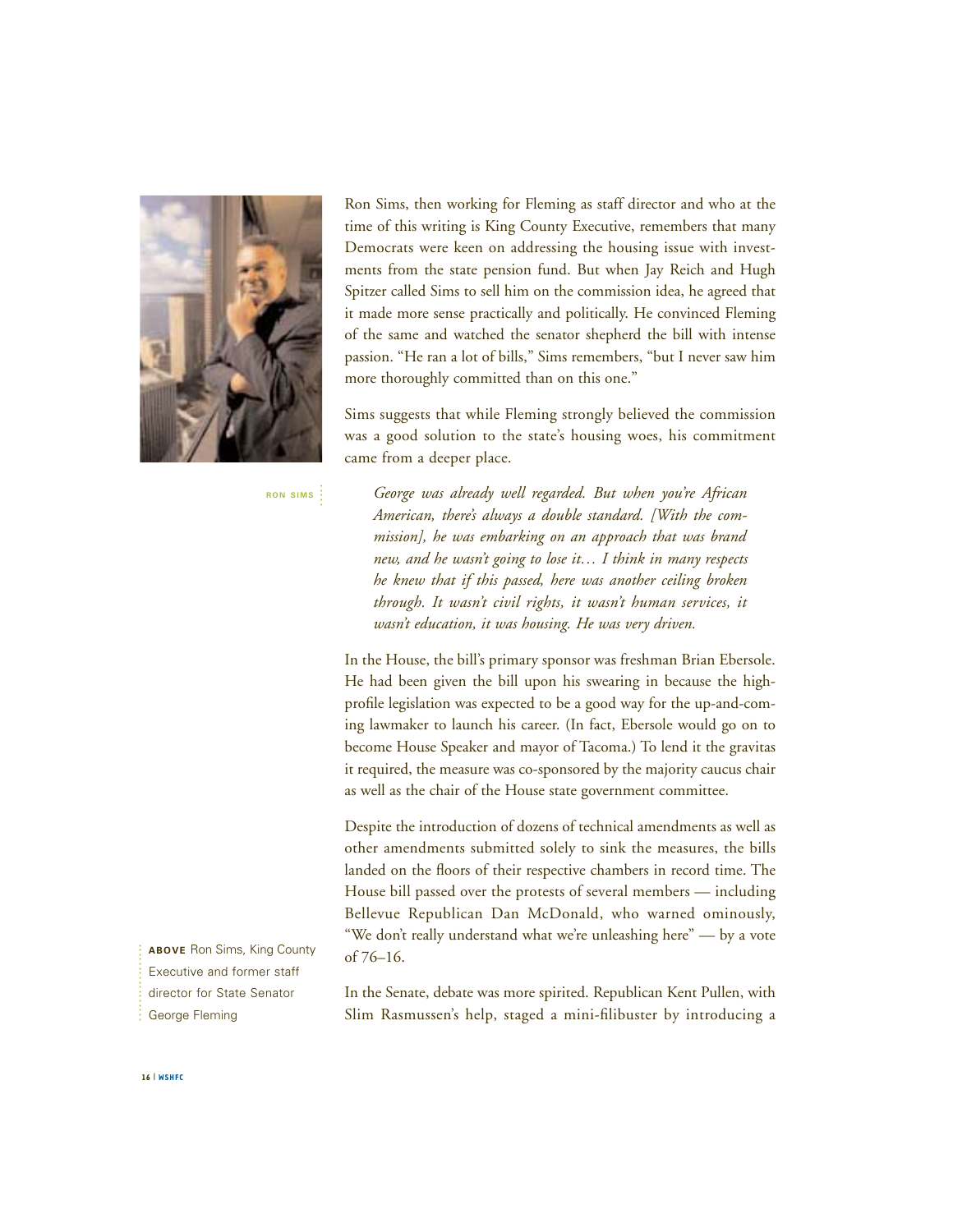Ron Sims, then working for Fleming as staff director and who at the time of this writing is King County Executive, remembers that many Democrats were keen on addressing the housing issue with investments from the state pension fund. But when Jay Reich and Hugh Spitzer called Sims to sell him on the commission idea, he agreed that it made more sense practically and politically. He convinced Fleming of the same and watched the senator shepherd the bill with intense passion. "He ran a lot of bills," Sims remembers, "but I never saw him more thoroughly committed than on this one."

Sims suggests that while Fleming strongly believed the commission was a good solution to the state's housing woes, his commitment came from a deeper place.

RON SIMS

> *George was already well regarded. But when you're African American, there's always a double standard. [With the commission], he was embarking on an approach that was brand new, and he wasn't going to lose it… I think in many respects he knew that if this passed, here was another ceiling broken through. It wasn't civil rights, it wasn't human services, it wasn't education, it was housing. He was very driven.*

In the House, the bill's primary sponsor was freshman Brian Ebersole. He had been given the bill upon his swearing in because the high-profile legislation was expected to be a good way for the up-and-coming lawmaker to launch his career. (In fact, Ebersole would go on to become House Speaker and mayor of Tacoma.) To lend it the gravitas it required, the measure was co-sponsored by the majority caucus chair as well as the chair of the House state government committee.

Despite the introduction of dozens of technical amendments as well as other amendments submitted solely to sink the measures, the bills landed on the floors of their respective chambers in record time. The House bill passed over the protests of several members — including Bellevue Republican Dan McDonald, who warned ominously, "We don't really understand what we're unleashing here" — by a vote of 76–16.

In the Senate, debate was more spirited. Republican Kent Pullen, with Slim Rasmussen's help, staged a mini-filibuster by introducing a

**ABOVE** Ron Sims, King County Executive and former staff director for State Senator George Fleming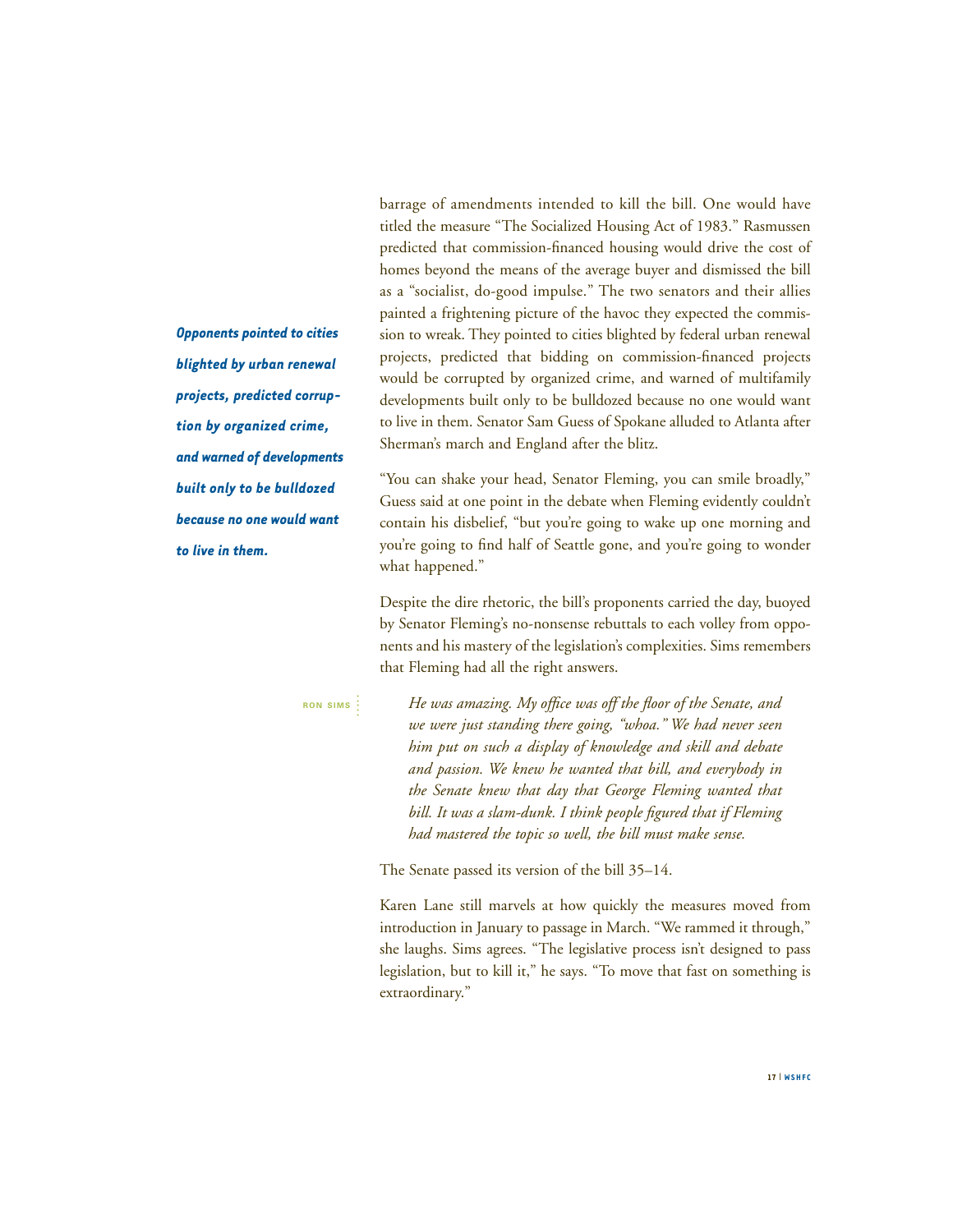barrage of amendments intended to kill the bill. One would have titled the measure "The Socialized Housing Act of 1983." Rasmussen predicted that commission-financed housing would drive the cost of homes beyond the means of the average buyer and dismissed the bill as a "socialist, do-good impulse." The two senators and their allies painted a frightening picture of the havoc they expected the commission to wreak. They pointed to cities blighted by federal urban renewal projects, predicted that bidding on commission-financed projects would be corrupted by organized crime, and warned of multifamily developments built only to be bulldozed because no one would want to live in them. Senator Sam Guess of Spokane alluded to Atlanta after Sherman's march and England after the blitz.

***Opponents pointed to cities blighted by urban renewal projects, predicted corruption by organized crime, and warned of developments built only to be bulldozed because no one would want to live in them.***

"You can shake your head, Senator Fleming, you can smile broadly," Guess said at one point in the debate when Fleming evidently couldn't contain his disbelief, "but you're going to wake up one morning and you're going to find half of Seattle gone, and you're going to wonder what happened."

Despite the dire rhetoric, the bill's proponents carried the day, buoyed by Senator Fleming's no-nonsense rebuttals to each volley from opponents and his mastery of the legislation's complexities. Sims remembers that Fleming had all the right answers.

RON SIMS

> *He was amazing. My office was off the floor of the Senate, and we were just standing there going, "whoa." We had never seen him put on such a display of knowledge and skill and debate and passion. We knew he wanted that bill, and everybody in the Senate knew that day that George Fleming wanted that bill. It was a slam-dunk. I think people figured that if Fleming had mastered the topic so well, the bill must make sense.*

The Senate passed its version of the bill 35–14.

Karen Lane still marvels at how quickly the measures moved from introduction in January to passage in March. "We rammed it through," she laughs. Sims agrees. "The legislative process isn't designed to pass legislation, but to kill it," he says. "To move that fast on something is extraordinary."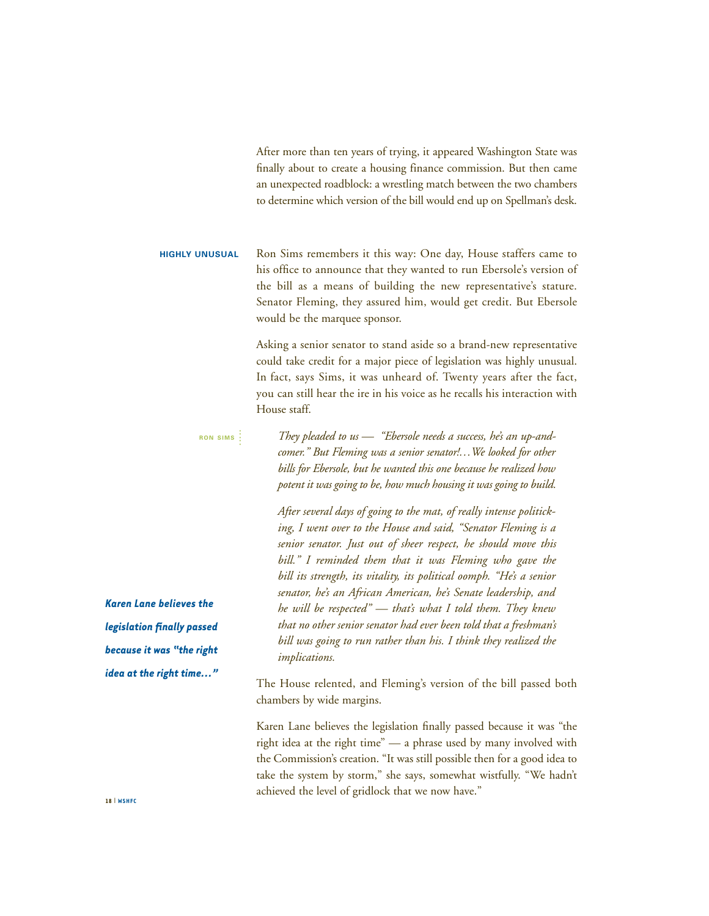After more than ten years of trying, it appeared Washington State was finally about to create a housing finance commission. But then came an unexpected roadblock: a wrestling match between the two chambers to determine which version of the bill would end up on Spellman's desk.

## HIGHLY UNUSUAL

Ron Sims remembers it this way: One day, House staffers came to his office to announce that they wanted to run Ebersole's version of the bill as a means of building the new representative's stature. Senator Fleming, they assured him, would get credit. But Ebersole would be the marquee sponsor.

Asking a senior senator to stand aside so a brand-new representative could take credit for a major piece of legislation was highly unusual. In fact, says Sims, it was unheard of. Twenty years after the fact, you can still hear the ire in his voice as he recalls his interaction with House staff.

RON SIMS

> *They pleaded to us — "Ebersole needs a success, he's an up-and-comer." But Fleming was a senior senator!…We looked for other bills for Ebersole, but he wanted this one because he realized how potent it was going to be, how much housing it was going to build.*
>
> *After several days of going to the mat, of really intense politicking, I went over to the House and said, "Senator Fleming is a senior senator. Just out of sheer respect, he should move this bill." I reminded them that it was Fleming who gave the bill its strength, its vitality, its political oomph. "He's a senior senator, he's an African American, he's Senate leadership, and he will be respected" — that's what I told them. They knew that no other senior senator had ever been told that a freshman's bill was going to run rather than his. I think they realized the implications.*

***Karen Lane believes the legislation finally passed because it was "the right idea at the right time…"***

The House relented, and Fleming's version of the bill passed both chambers by wide margins.

Karen Lane believes the legislation finally passed because it was "the right idea at the right time" — a phrase used by many involved with the Commission's creation. "It was still possible then for a good idea to take the system by storm," she says, somewhat wistfully. "We hadn't achieved the level of gridlock that we now have."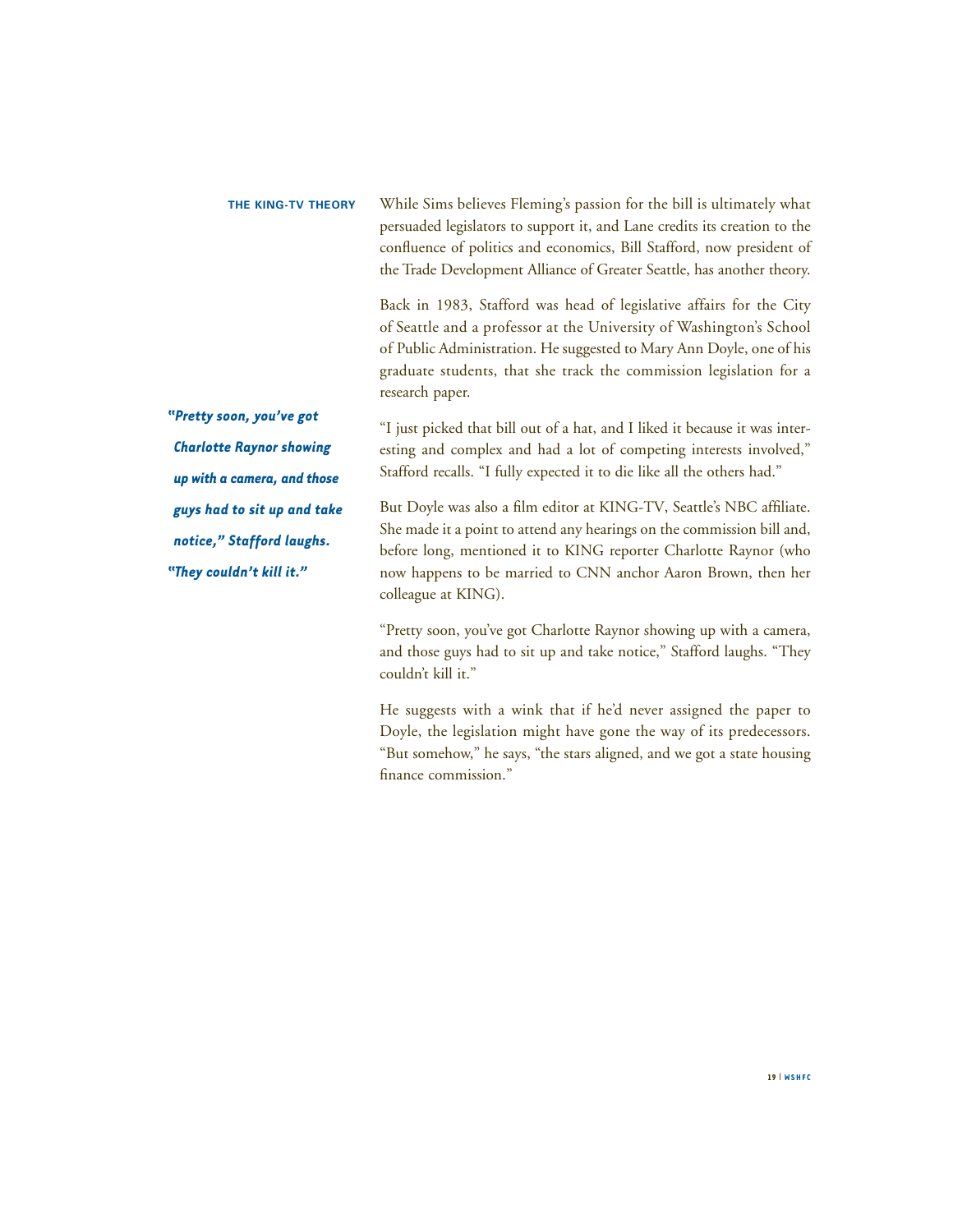### THE KING-TV THEORY

While Sims believes Fleming's passion for the bill is ultimately what persuaded legislators to support it, and Lane credits its creation to the confluence of politics and economics, Bill Stafford, now president of the Trade Development Alliance of Greater Seattle, has another theory.

Back in 1983, Stafford was head of legislative affairs for the City of Seattle and a professor at the University of Washington's School of Public Administration. He suggested to Mary Ann Doyle, one of his graduate students, that she track the commission legislation for a research paper.

***"Pretty soon, you've got Charlotte Raynor showing up with a camera, and those guys had to sit up and take notice," Stafford laughs. "They couldn't kill it."***

"I just picked that bill out of a hat, and I liked it because it was interesting and complex and had a lot of competing interests involved," Stafford recalls. "I fully expected it to die like all the others had."

But Doyle was also a film editor at KING-TV, Seattle's NBC affiliate. She made it a point to attend any hearings on the commission bill and, before long, mentioned it to KING reporter Charlotte Raynor (who now happens to be married to CNN anchor Aaron Brown, then her colleague at KING).

"Pretty soon, you've got Charlotte Raynor showing up with a camera, and those guys had to sit up and take notice," Stafford laughs. "They couldn't kill it."

He suggests with a wink that if he'd never assigned the paper to Doyle, the legislation might have gone the way of its predecessors. "But somehow," he says, "the stars aligned, and we got a state housing finance commission."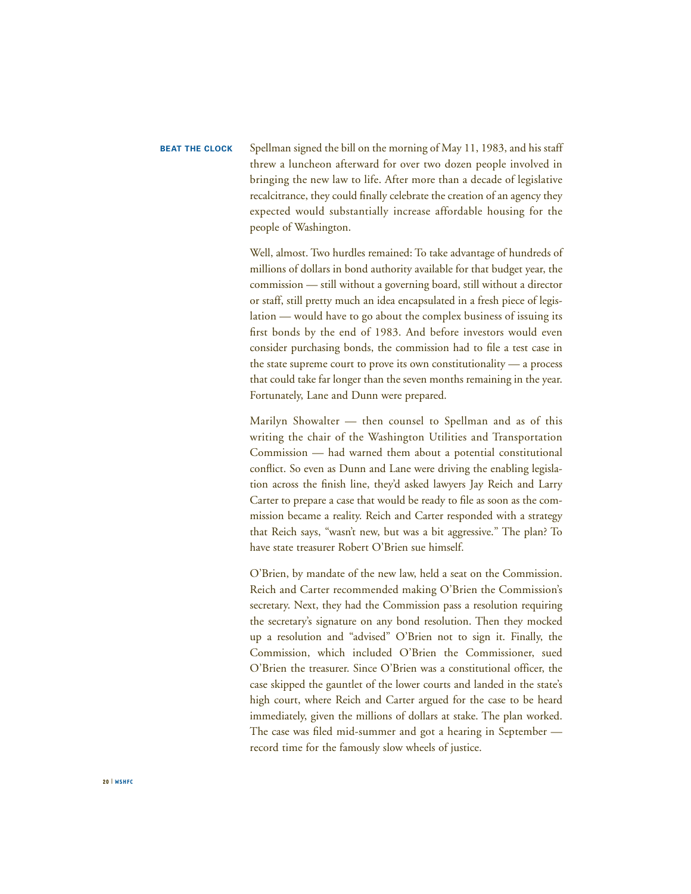## BEAT THE CLOCK

Spellman signed the bill on the morning of May 11, 1983, and his staff threw a luncheon afterward for over two dozen people involved in bringing the new law to life. After more than a decade of legislative recalcitrance, they could finally celebrate the creation of an agency they expected would substantially increase affordable housing for the people of Washington.

Well, almost. Two hurdles remained: To take advantage of hundreds of millions of dollars in bond authority available for that budget year, the commission — still without a governing board, still without a director or staff, still pretty much an idea encapsulated in a fresh piece of legislation — would have to go about the complex business of issuing its first bonds by the end of 1983. And before investors would even consider purchasing bonds, the commission had to file a test case in the state supreme court to prove its own constitutionality — a process that could take far longer than the seven months remaining in the year. Fortunately, Lane and Dunn were prepared.

Marilyn Showalter — then counsel to Spellman and as of this writing the chair of the Washington Utilities and Transportation Commission — had warned them about a potential constitutional conflict. So even as Dunn and Lane were driving the enabling legislation across the finish line, they'd asked lawyers Jay Reich and Larry Carter to prepare a case that would be ready to file as soon as the commission became a reality. Reich and Carter responded with a strategy that Reich says, "wasn't new, but was a bit aggressive." The plan? To have state treasurer Robert O'Brien sue himself.

O'Brien, by mandate of the new law, held a seat on the Commission. Reich and Carter recommended making O'Brien the Commission's secretary. Next, they had the Commission pass a resolution requiring the secretary's signature on any bond resolution. Then they mocked up a resolution and "advised" O'Brien not to sign it. Finally, the Commission, which included O'Brien the Commissioner, sued O'Brien the treasurer. Since O'Brien was a constitutional officer, the case skipped the gauntlet of the lower courts and landed in the state's high court, where Reich and Carter argued for the case to be heard immediately, given the millions of dollars at stake. The plan worked. The case was filed mid-summer and got a hearing in September — record time for the famously slow wheels of justice.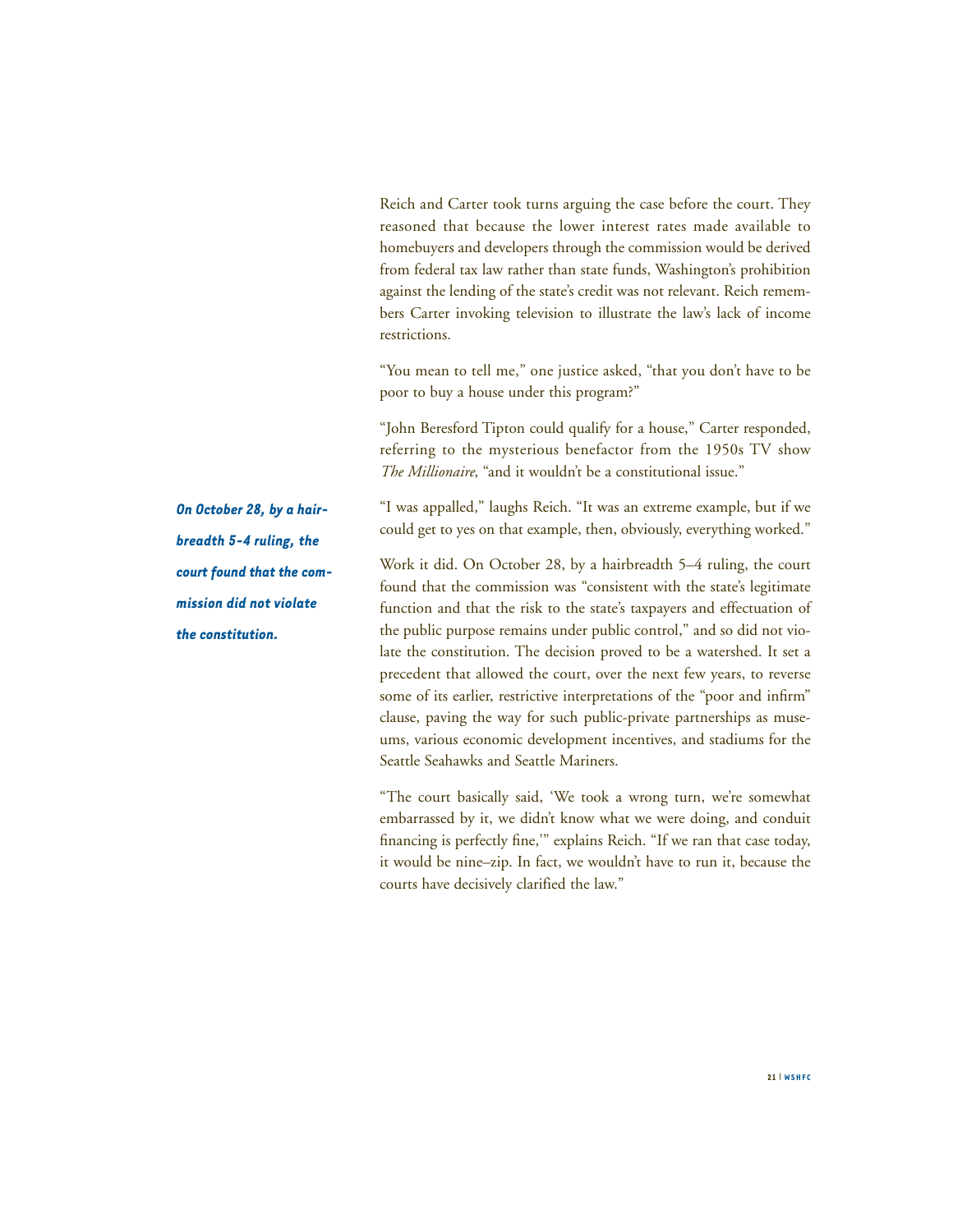Reich and Carter took turns arguing the case before the court. They reasoned that because the lower interest rates made available to homebuyers and developers through the commission would be derived from federal tax law rather than state funds, Washington's prohibition against the lending of the state's credit was not relevant. Reich remembers Carter invoking television to illustrate the law's lack of income restrictions.

"You mean to tell me," one justice asked, "that you don't have to be poor to buy a house under this program?"

"John Beresford Tipton could qualify for a house," Carter responded, referring to the mysterious benefactor from the 1950s TV show *The Millionaire*, "and it wouldn't be a constitutional issue."

***On October 28, by a hairbreadth 5-4 ruling, the court found that the commission did not violate the constitution.***

"I was appalled," laughs Reich. "It was an extreme example, but if we could get to yes on that example, then, obviously, everything worked."

Work it did. On October 28, by a hairbreadth 5–4 ruling, the court found that the commission was "consistent with the state's legitimate function and that the risk to the state's taxpayers and effectuation of the public purpose remains under public control," and so did not violate the constitution. The decision proved to be a watershed. It set a precedent that allowed the court, over the next few years, to reverse some of its earlier, restrictive interpretations of the "poor and infirm" clause, paving the way for such public-private partnerships as museums, various economic development incentives, and stadiums for the Seattle Seahawks and Seattle Mariners.

"The court basically said, 'We took a wrong turn, we're somewhat embarrassed by it, we didn't know what we were doing, and conduit financing is perfectly fine,'" explains Reich. "If we ran that case today, it would be nine–zip. In fact, we wouldn't have to run it, because the courts have decisively clarified the law."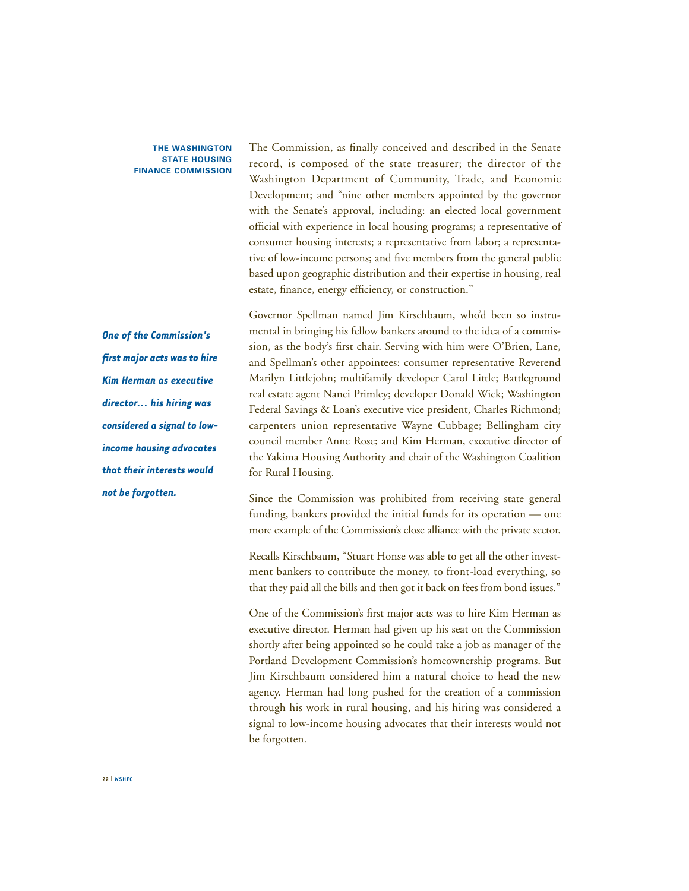The Commission, as finally conceived and described in the Senate record, is composed of the state treasurer; the director of the Washington Department of Community, Trade, and Economic Development; and "nine other members appointed by the governor with the Senate's approval, including: an elected local government official with experience in local housing programs; a representative of consumer housing interests; a representative from labor; a representative of low-income persons; and five members from the general public based upon geographic distribution and their expertise in housing, real estate, finance, energy efficiency, or construction."

Governor Spellman named Jim Kirschbaum, who'd been so instrumental in bringing his fellow bankers around to the idea of a commission, as the body's first chair. Serving with him were O'Brien, Lane, and Spellman's other appointees: consumer representative Reverend Marilyn Littlejohn; multifamily developer Carol Little; Battleground real estate agent Nanci Primley; developer Donald Wick; Washington Federal Savings & Loan's executive vice president, Charles Richmond; carpenters union representative Wayne Cubbage; Bellingham city council member Anne Rose; and Kim Herman, executive director of the Yakima Housing Authority and chair of the Washington Coalition for Rural Housing.

*One of the Commission's first major acts was to hire Kim Herman as executive director… his hiring was considered a signal to low-income housing advocates that their interests would not be forgotten.*

Since the Commission was prohibited from receiving state general funding, bankers provided the initial funds for its operation — one more example of the Commission's close alliance with the private sector.

Recalls Kirschbaum, "Stuart Honse was able to get all the other investment bankers to contribute the money, to front-load everything, so that they paid all the bills and then got it back on fees from bond issues."

One of the Commission's first major acts was to hire Kim Herman as executive director. Herman had given up his seat on the Commission shortly after being appointed so he could take a job as manager of the Portland Development Commission's homeownership programs. But Jim Kirschbaum considered him a natural choice to head the new agency. Herman had long pushed for the creation of a commission through his work in rural housing, and his hiring was considered a signal to low-income housing advocates that their interests would not be forgotten.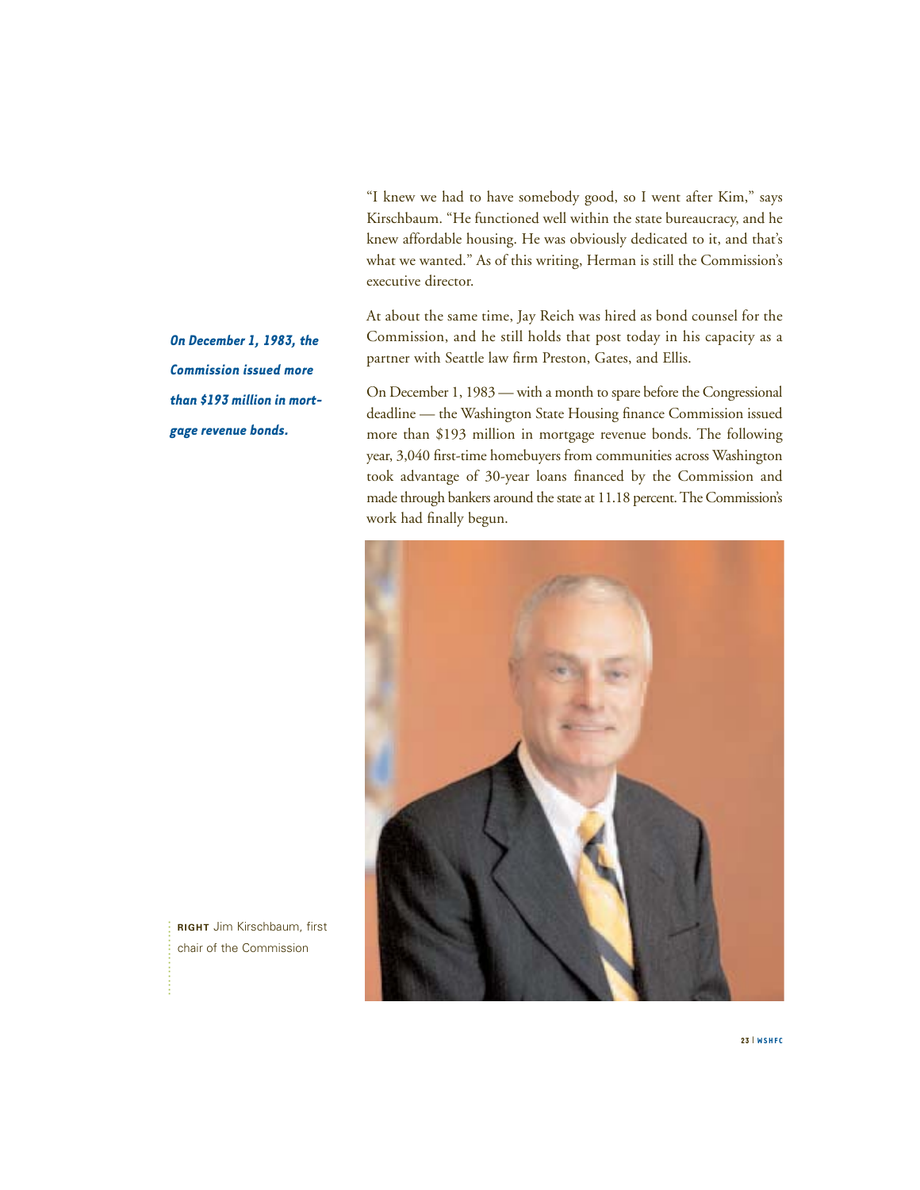"I knew we had to have somebody good, so I went after Kim," says Kirschbaum. "He functioned well within the state bureaucracy, and he knew affordable housing. He was obviously dedicated to it, and that's what we wanted." As of this writing, Herman is still the Commission's executive director.

At about the same time, Jay Reich was hired as bond counsel for the Commission, and he still holds that post today in his capacity as a partner with Seattle law firm Preston, Gates, and Ellis.

***On December 1, 1983, the Commission issued more than $193 million in mortgage revenue bonds.***

On December 1, 1983 — with a month to spare before the Congressional deadline — the Washington State Housing finance Commission issued more than $193 million in mortgage revenue bonds. The following year, 3,040 first-time homebuyers from communities across Washington took advantage of 30-year loans financed by the Commission and made through bankers around the state at 11.18 percent. The Commission's work had finally begun.

**RIGHT** Jim Kirschbaum, first chair of the Commission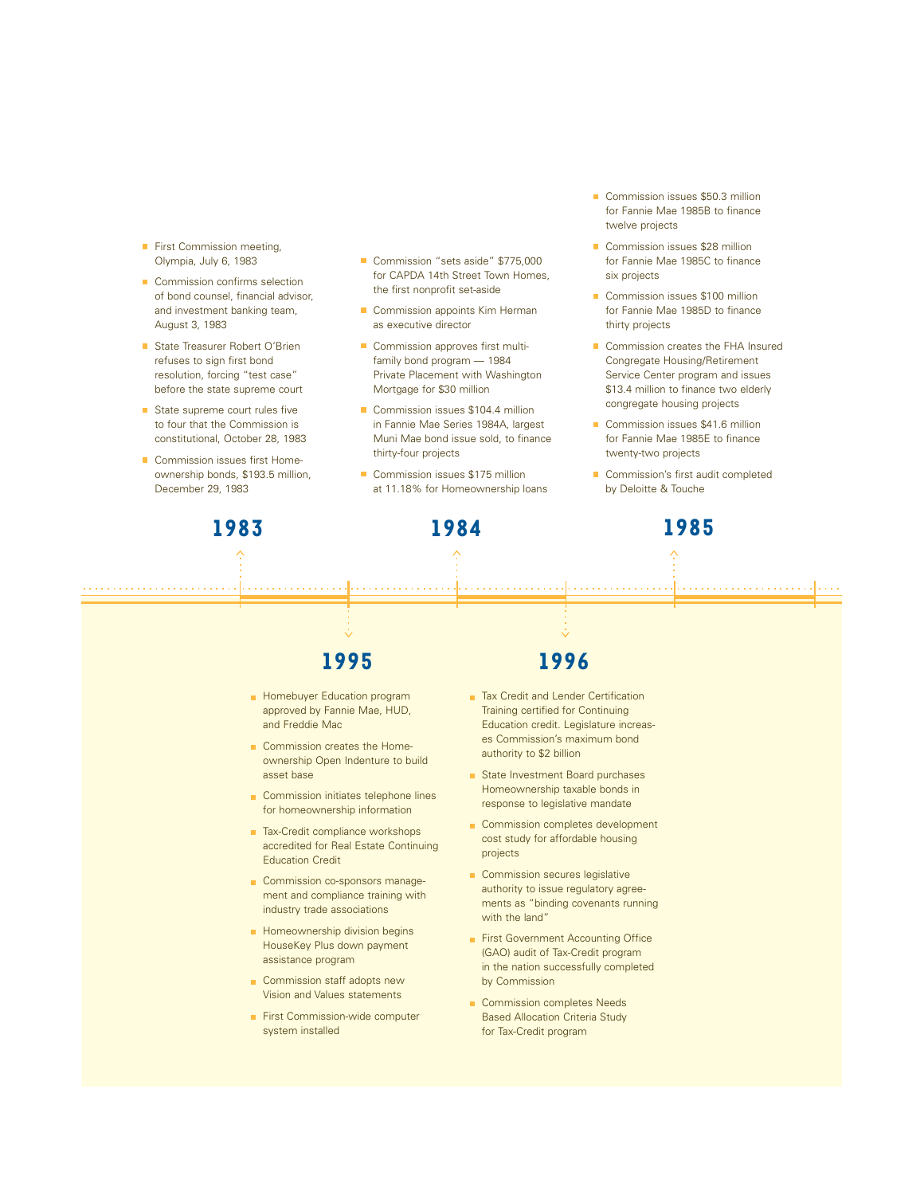## 1983

- First Commission meeting, Olympia, July 6, 1983
- Commission confirms selection of bond counsel, financial advisor, and investment banking team, August 3, 1983
- State Treasurer Robert O'Brien refuses to sign first bond resolution, forcing "test case" before the state supreme court
- State supreme court rules five to four that the Commission is constitutional, October 28, 1983
- Commission issues first Homeownership bonds, $193.5 million, December 29, 1983

## 1984

- Commission "sets aside" $775,000 for CAPDA 14th Street Town Homes, the first nonprofit set-aside
- Commission appoints Kim Herman as executive director
- Commission approves first multifamily bond program — 1984 Private Placement with Washington Mortgage for $30 million
- Commission issues $104.4 million in Fannie Mae Series 1984A, largest Muni Mae bond issue sold, to finance thirty-four projects
- Commission issues $175 million at 11.18% for Homeownership loans

## 1985

- Commission issues $50.3 million for Fannie Mae 1985B to finance twelve projects
- Commission issues $28 million for Fannie Mae 1985C to finance six projects
- Commission issues $100 million for Fannie Mae 1985D to finance thirty projects
- Commission creates the FHA Insured Congregate Housing/Retirement Service Center program and issues $13.4 million to finance two elderly congregate housing projects
- Commission issues $41.6 million for Fannie Mae 1985E to finance twenty-two projects
- Commission's first audit completed by Deloitte & Touche

## 1995

- Homebuyer Education program approved by Fannie Mae, HUD, and Freddie Mac
- Commission creates the Homeownership Open Indenture to build asset base
- Commission initiates telephone lines for homeownership information
- Tax-Credit compliance workshops accredited for Real Estate Continuing Education Credit
- Commission co-sponsors management and compliance training with industry trade associations
- Homeownership division begins HouseKey Plus down payment assistance program
- Commission staff adopts new Vision and Values statements
- First Commission-wide computer system installed

## 1996

- Tax Credit and Lender Certification Training certified for Continuing Education credit. Legislature increases Commission's maximum bond authority to $2 billion
- State Investment Board purchases Homeownership taxable bonds in response to legislative mandate
- Commission completes development cost study for affordable housing projects
- Commission secures legislative authority to issue regulatory agreements as "binding covenants running with the land"
- First Government Accounting Office (GAO) audit of Tax-Credit program in the nation successfully completed by Commission
- Commission completes Needs Based Allocation Criteria Study for Tax-Credit program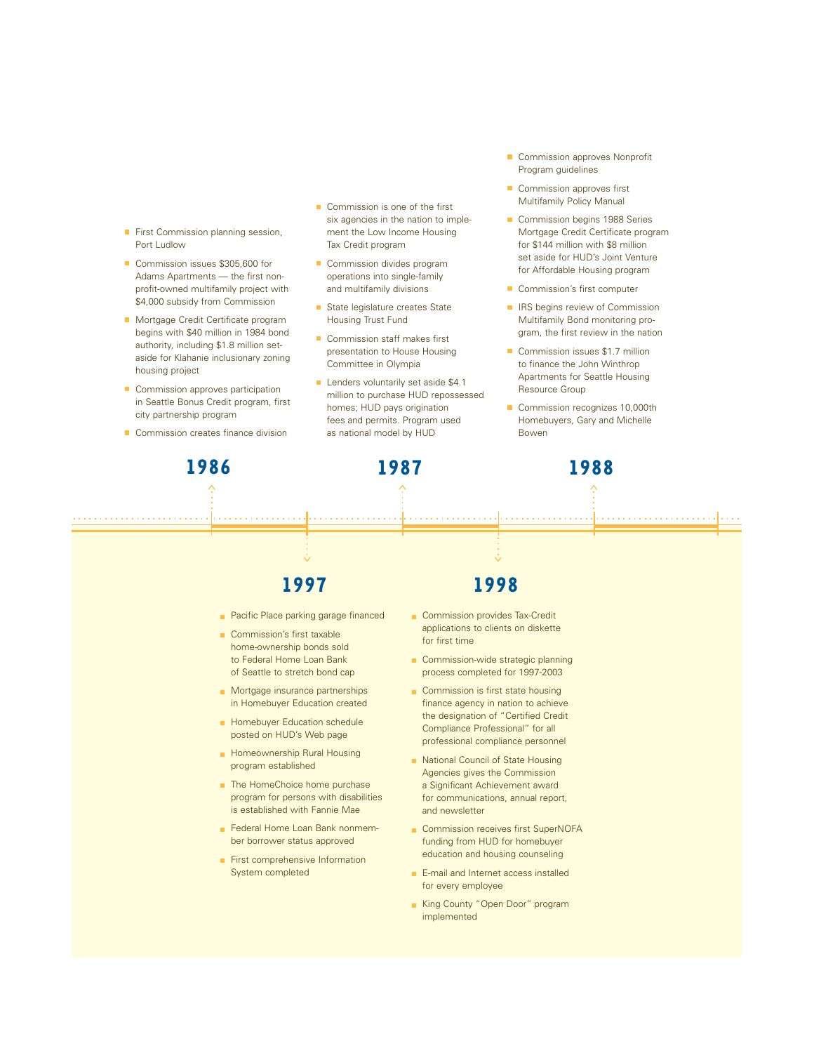## 1986

- First Commission planning session, Port Ludlow
- Commission issues $305,600 for Adams Apartments — the first non-profit-owned multifamily project with $4,000 subsidy from Commission
- Mortgage Credit Certificate program begins with $40 million in 1984 bond authority, including $1.8 million set-aside for Klahanie inclusionary zoning housing project
- Commission approves participation in Seattle Bonus Credit program, first city partnership program
- Commission creates finance division

## 1987

- Commission is one of the first six agencies in the nation to implement the Low Income Housing Tax Credit program
- Commission divides program operations into single-family and multifamily divisions
- State legislature creates State Housing Trust Fund
- Commission staff makes first presentation to House Housing Committee in Olympia
- Lenders voluntarily set aside $4.1 million to purchase HUD repossessed homes; HUD pays origination fees and permits. Program used as national model by HUD

## 1988

- Commission approves Nonprofit Program guidelines
- Commission approves first Multifamily Policy Manual
- Commission begins 1988 Series Mortgage Credit Certificate program for $144 million with $8 million set aside for HUD's Joint Venture for Affordable Housing program
- Commission's first computer
- IRS begins review of Commission Multifamily Bond monitoring program, the first review in the nation
- Commission issues $1.7 million to finance the John Winthrop Apartments for Seattle Housing Resource Group
- Commission recognizes 10,000th Homebuyers, Gary and Michelle Bowen

## 1997

- Pacific Place parking garage financed
- Commission's first taxable home-ownership bonds sold to Federal Home Loan Bank of Seattle to stretch bond cap
- Mortgage insurance partnerships in Homebuyer Education created
- Homebuyer Education schedule posted on HUD's Web page
- Homeownership Rural Housing program established
- The HomeChoice home purchase program for persons with disabilities is established with Fannie Mae
- Federal Home Loan Bank nonmember borrower status approved
- First comprehensive Information System completed

## 1998

- Commission provides Tax-Credit applications to clients on diskette for first time
- Commission-wide strategic planning process completed for 1997-2003
- Commission is first state housing finance agency in nation to achieve the designation of "Certified Credit Compliance Professional" for all professional compliance personnel
- National Council of State Housing Agencies gives the Commission a Significant Achievement award for communications, annual report, and newsletter
- Commission receives first SuperNOFA funding from HUD for homebuyer education and housing counseling
- E-mail and Internet access installed for every employee
- King County "Open Door" program implemented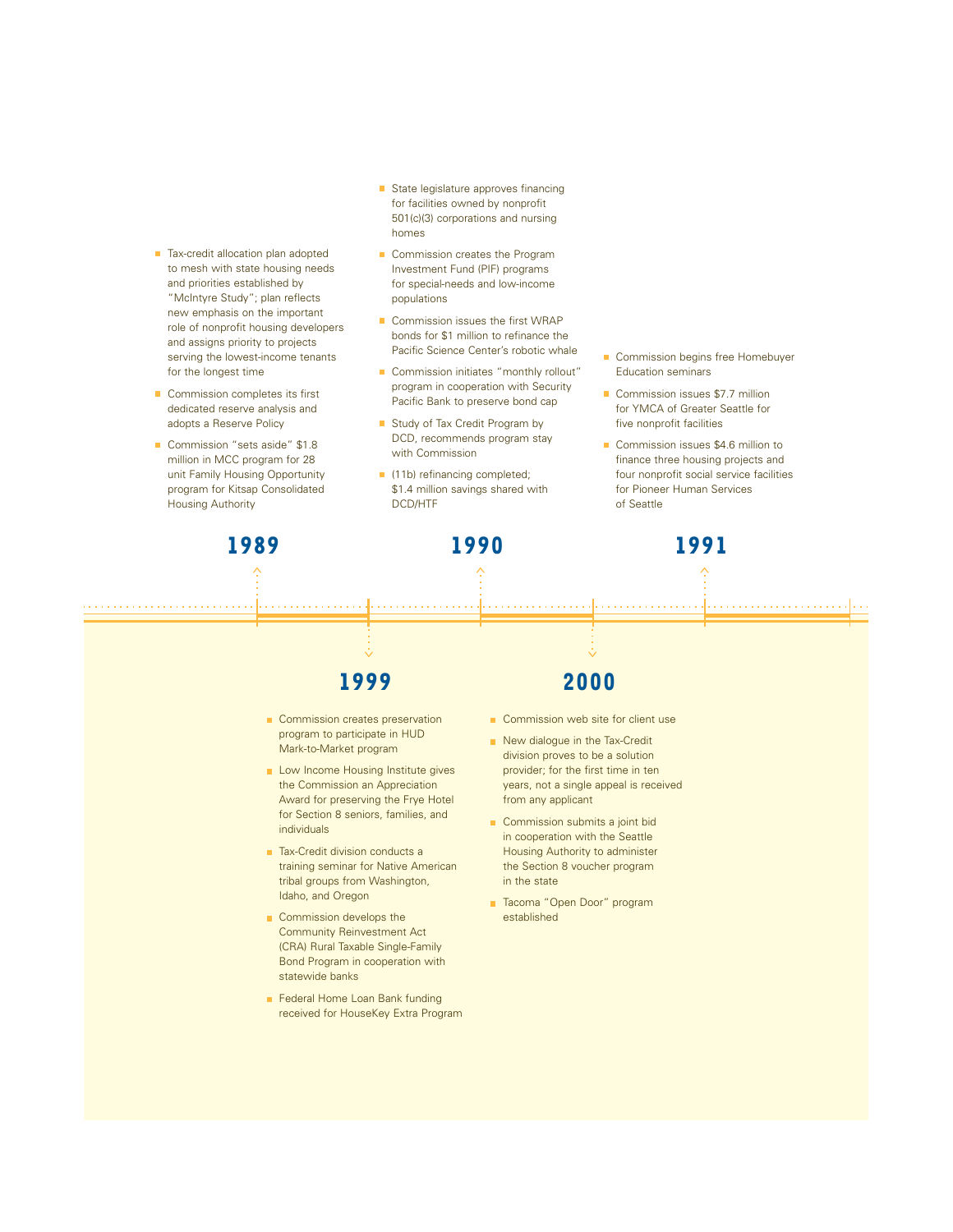## 1989

- Tax-credit allocation plan adopted to mesh with state housing needs and priorities established by "McIntyre Study"; plan reflects new emphasis on the important role of nonprofit housing developers and assigns priority to projects serving the lowest-income tenants for the longest time
- Commission completes its first dedicated reserve analysis and adopts a Reserve Policy
- Commission "sets aside" $1.8 million in MCC program for 28 unit Family Housing Opportunity program for Kitsap Consolidated Housing Authority

## 1990

- State legislature approves financing for facilities owned by nonprofit 501(c)(3) corporations and nursing homes
- Commission creates the Program Investment Fund (PIF) programs for special-needs and low-income populations
- Commission issues the first WRAP bonds for $1 million to refinance the Pacific Science Center's robotic whale
- Commission initiates "monthly rollout" program in cooperation with Security Pacific Bank to preserve bond cap
- Study of Tax Credit Program by DCD, recommends program stay with Commission
- (11b) refinancing completed; $1.4 million savings shared with DCD/HTF

## 1991

- Commission begins free Homebuyer Education seminars
- Commission issues $7.7 million for YMCA of Greater Seattle for five nonprofit facilities
- Commission issues $4.6 million to finance three housing projects and four nonprofit social service facilities for Pioneer Human Services of Seattle

## 1999

- Commission creates preservation program to participate in HUD Mark-to-Market program
- Low Income Housing Institute gives the Commission an Appreciation Award for preserving the Frye Hotel for Section 8 seniors, families, and individuals
- Tax-Credit division conducts a training seminar for Native American tribal groups from Washington, Idaho, and Oregon
- Commission develops the Community Reinvestment Act (CRA) Rural Taxable Single-Family Bond Program in cooperation with statewide banks
- Federal Home Loan Bank funding received for HouseKey Extra Program

## 2000

- Commission web site for client use
- New dialogue in the Tax-Credit division proves to be a solution provider; for the first time in ten years, not a single appeal is received from any applicant
- Commission submits a joint bid in cooperation with the Seattle Housing Authority to administer the Section 8 voucher program in the state
- Tacoma "Open Door" program established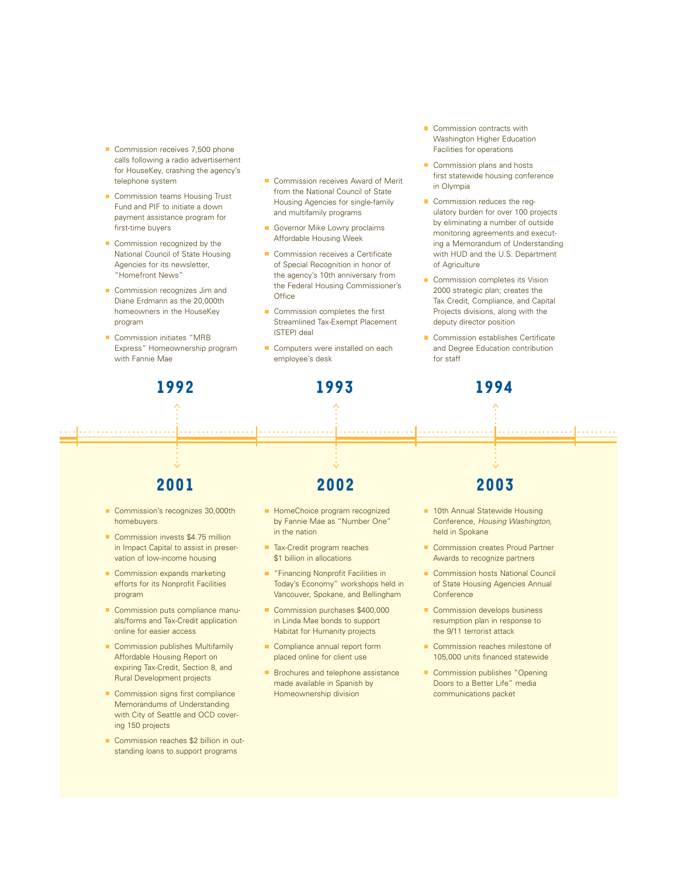## 1992

- Commission receives 7,500 phone calls following a radio advertisement for HouseKey, crashing the agency's telephone system
- Commission teams Housing Trust Fund and PIF to initiate a down payment assistance program for first-time buyers
- Commission recognized by the National Council of State Housing Agencies for its newsletter, "Homefront News"
- Commission recognizes Jim and Diane Erdmann as the 20,000th homeowners in the HouseKey program
- Commission initiates "MRB Express" Homeownership program with Fannie Mae

## 1993

- Commission receives Award of Merit from the National Council of State Housing Agencies for single-family and multifamily programs
- Governor Mike Lowry proclaims Affordable Housing Week
- Commission receives a Certificate of Special Recognition in honor of the agency's 10th anniversary from the Federal Housing Commissioner's Office
- Commission completes the first Streamlined Tax-Exempt Placement (STEP) deal
- Computers were installed on each employee's desk

## 1994

- Commission contracts with Washington Higher Education Facilities for operations
- Commission plans and hosts first statewide housing conference in Olympia
- Commission reduces the regulatory burden for over 100 projects by eliminating a number of outside monitoring agreements and executing a Memorandum of Understanding with HUD and the U.S. Department of Agriculture
- Commission completes its Vision 2000 strategic plan; creates the Tax Credit, Compliance, and Capital Projects divisions, along with the deputy director position
- Commission establishes Certificate and Degree Education contribution for staff

## 2001

- Commission's recognizes 30,000th homebuyers
- Commission invests $4.75 million in Impact Capital to assist in preservation of low-income housing
- Commission expands marketing efforts for its Nonprofit Facilities program
- Commission puts compliance manuals/forms and Tax-Credit application online for easier access
- Commission publishes Multifamily Affordable Housing Report on expiring Tax-Credit, Section 8, and Rural Development projects
- Commission signs first compliance Memorandums of Understanding with City of Seattle and OCD covering 150 projects
- Commission reaches $2 billion in outstanding loans to support programs

## 2002

- HomeChoice program recognized by Fannie Mae as "Number One" in the nation
- Tax-Credit program reaches $1 billion in allocations
- "Financing Nonprofit Facilities in Today's Economy" workshops held in Vancouver, Spokane, and Bellingham
- Commission purchases $400,000 in Linda Mae bonds to support Habitat for Humanity projects
- Compliance annual report form placed online for client use
- Brochures and telephone assistance made available in Spanish by Homeownership division

## 2003

- 10th Annual Statewide Housing Conference, *Housing Washington,* held in Spokane
- Commission creates Proud Partner Awards to recognize partners
- Commission hosts National Council of State Housing Agencies Annual Conference
- Commission develops business resumption plan in response to the 9/11 terrorist attack
- Commission reaches milestone of 105,000 units financed statewide
- Commission publishes "Opening Doors to a Better Life" media communications packet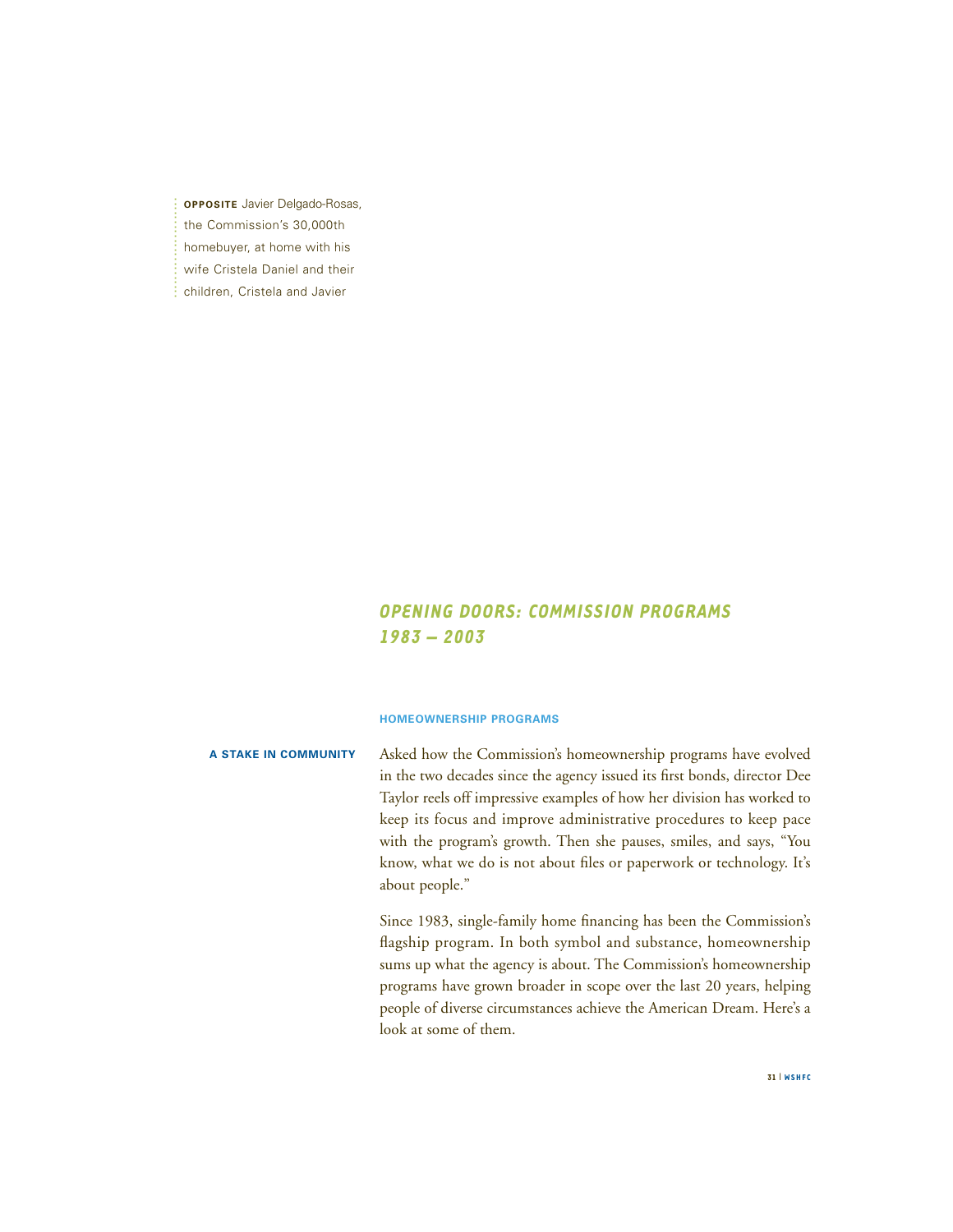**OPPOSITE** Javier Delgado-Rosas, the Commission's 30,000th homebuyer, at home with his wife Cristela Daniel and their children, Cristela and Javier

# *OPENING DOORS: COMMISSION PROGRAMS 1983 – 2003*

## HOMEOWNERSHIP PROGRAMS

### A STAKE IN COMMUNITY

Asked how the Commission's homeownership programs have evolved in the two decades since the agency issued its first bonds, director Dee Taylor reels off impressive examples of how her division has worked to keep its focus and improve administrative procedures to keep pace with the program's growth. Then she pauses, smiles, and says, "You know, what we do is not about files or paperwork or technology. It's about people."

Since 1983, single-family home financing has been the Commission's flagship program. In both symbol and substance, homeownership sums up what the agency is about. The Commission's homeownership programs have grown broader in scope over the last 20 years, helping people of diverse circumstances achieve the American Dream. Here's a look at some of them.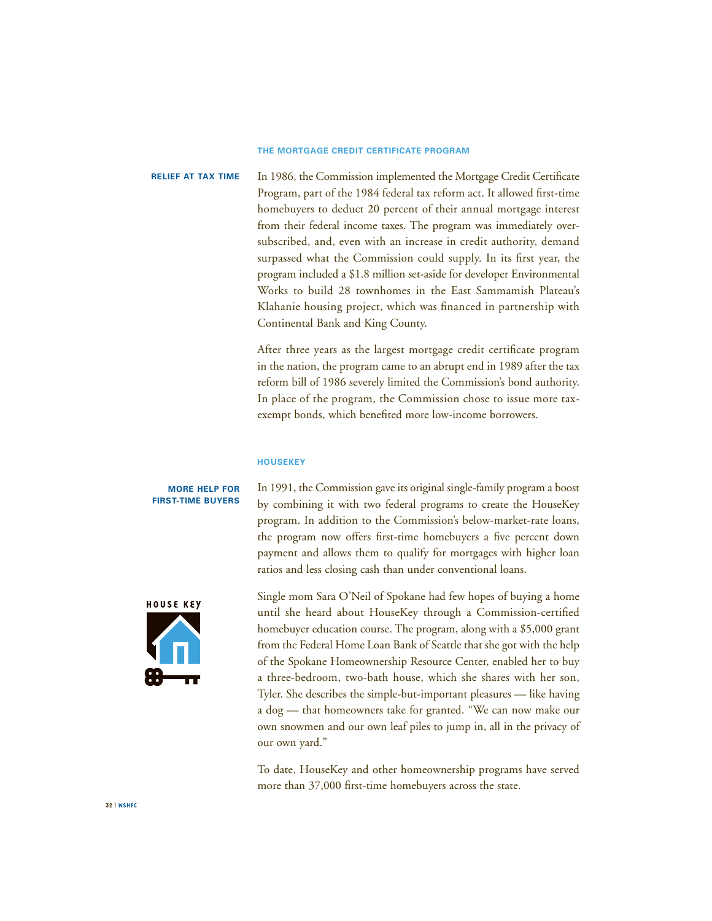## THE MORTGAGE CREDIT CERTIFICATE PROGRAM

**RELIEF AT TAX TIME**

In 1986, the Commission implemented the Mortgage Credit Certificate Program, part of the 1984 federal tax reform act. It allowed first-time homebuyers to deduct 20 percent of their annual mortgage interest from their federal income taxes. The program was immediately oversubscribed, and, even with an increase in credit authority, demand surpassed what the Commission could supply. In its first year, the program included a $1.8 million set-aside for developer Environmental Works to build 28 townhomes in the East Sammamish Plateau's Klahanie housing project, which was financed in partnership with Continental Bank and King County.

After three years as the largest mortgage credit certificate program in the nation, the program came to an abrupt end in 1989 after the tax reform bill of 1986 severely limited the Commission's bond authority. In place of the program, the Commission chose to issue more tax-exempt bonds, which benefited more low-income borrowers.

## HOUSEKEY

**MORE HELP FOR FIRST-TIME BUYERS**

In 1991, the Commission gave its original single-family program a boost by combining it with two federal programs to create the HouseKey program. In addition to the Commission's below-market-rate loans, the program now offers first-time homebuyers a five percent down payment and allows them to qualify for mortgages with higher loan ratios and less closing cash than under conventional loans.

HOUSE KEY

Single mom Sara O'Neil of Spokane had few hopes of buying a home until she heard about HouseKey through a Commission-certified homebuyer education course. The program, along with a $5,000 grant from the Federal Home Loan Bank of Seattle that she got with the help of the Spokane Homeownership Resource Center, enabled her to buy a three-bedroom, two-bath house, which she shares with her son, Tyler. She describes the simple-but-important pleasures — like having a dog — that homeowners take for granted. "We can now make our own snowmen and our own leaf piles to jump in, all in the privacy of our own yard."

To date, HouseKey and other homeownership programs have served more than 37,000 first-time homebuyers across the state.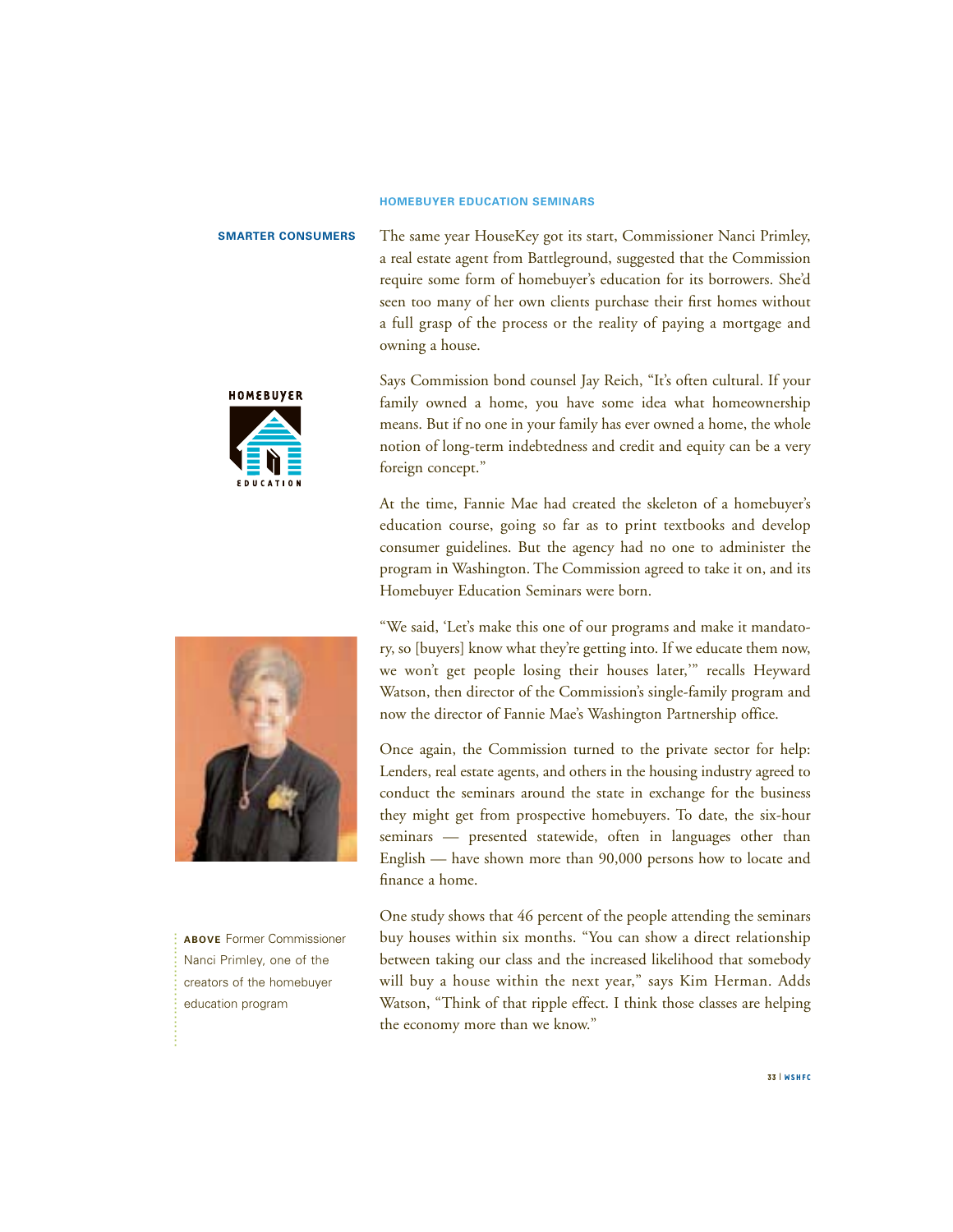## HOMEBUYER EDUCATION SEMINARS

**SMARTER CONSUMERS**

The same year HouseKey got its start, Commissioner Nanci Primley, a real estate agent from Battleground, suggested that the Commission require some form of homebuyer's education for its borrowers. She'd seen too many of her own clients purchase their first homes without a full grasp of the process or the reality of paying a mortgage and owning a house.

Says Commission bond counsel Jay Reich, "It's often cultural. If your family owned a home, you have some idea what homeownership means. But if no one in your family has ever owned a home, the whole notion of long-term indebtedness and credit and equity can be a very foreign concept."

At the time, Fannie Mae had created the skeleton of a homebuyer's education course, going so far as to print textbooks and develop consumer guidelines. But the agency had no one to administer the program in Washington. The Commission agreed to take it on, and its Homebuyer Education Seminars were born.

"We said, 'Let's make this one of our programs and make it mandatory, so [buyers] know what they're getting into. If we educate them now, we won't get people losing their houses later,'" recalls Heyward Watson, then director of the Commission's single-family program and now the director of Fannie Mae's Washington Partnership office.

Once again, the Commission turned to the private sector for help: Lenders, real estate agents, and others in the housing industry agreed to conduct the seminars around the state in exchange for the business they might get from prospective homebuyers. To date, the six-hour seminars — presented statewide, often in languages other than English — have shown more than 90,000 persons how to locate and finance a home.

One study shows that 46 percent of the people attending the seminars buy houses within six months. "You can show a direct relationship between taking our class and the increased likelihood that somebody will buy a house within the next year," says Kim Herman. Adds Watson, "Think of that ripple effect. I think those classes are helping the economy more than we know."

**ABOVE** Former Commissioner Nanci Primley, one of the creators of the homebuyer education program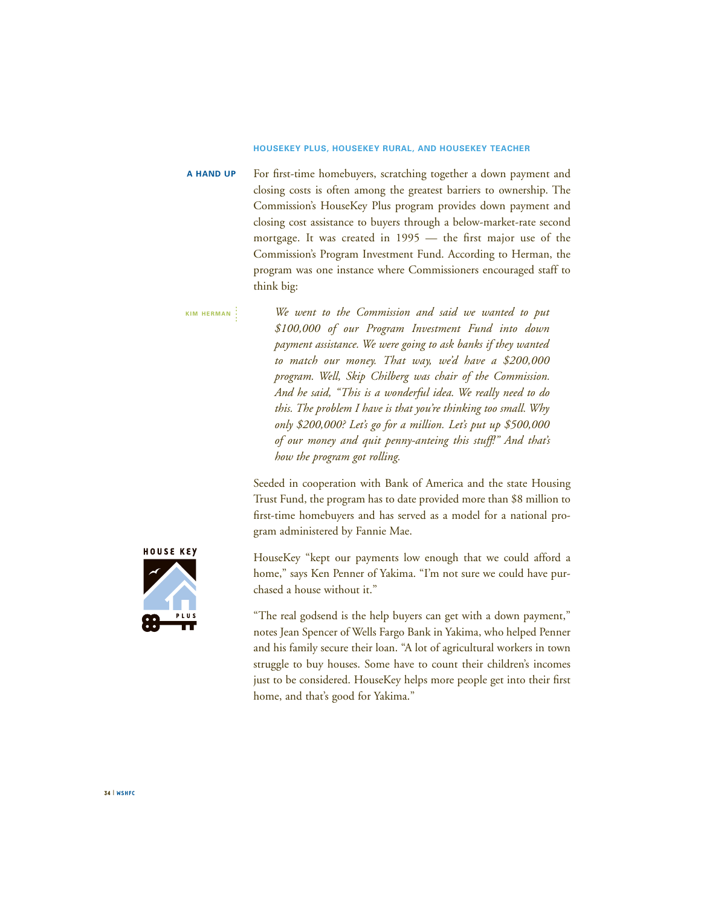## HOUSEKEY PLUS, HOUSEKEY RURAL, AND HOUSEKEY TEACHER

**A HAND UP**

For first-time homebuyers, scratching together a down payment and closing costs is often among the greatest barriers to ownership. The Commission's HouseKey Plus program provides down payment and closing cost assistance to buyers through a below-market-rate second mortgage. It was created in 1995 — the first major use of the Commission's Program Investment Fund. According to Herman, the program was one instance where Commissioners encouraged staff to think big:

KIM HERMAN

*We went to the Commission and said we wanted to put $100,000 of our Program Investment Fund into down payment assistance. We were going to ask banks if they wanted to match our money. That way, we'd have a $200,000 program. Well, Skip Chilberg was chair of the Commission. And he said, "This is a wonderful idea. We really need to do this. The problem I have is that you're thinking too small. Why only $200,000? Let's go for a million. Let's put up $500,000 of our money and quit penny-anteing this stuff!" And that's how the program got rolling.*

Seeded in cooperation with Bank of America and the state Housing Trust Fund, the program has to date provided more than $8 million to first-time homebuyers and has served as a model for a national program administered by Fannie Mae.

HouseKey "kept our payments low enough that we could afford a home," says Ken Penner of Yakima. "I'm not sure we could have purchased a house without it."

"The real godsend is the help buyers can get with a down payment," notes Jean Spencer of Wells Fargo Bank in Yakima, who helped Penner and his family secure their loan. "A lot of agricultural workers in town struggle to buy houses. Some have to count their children's incomes just to be considered. HouseKey helps more people get into their first home, and that's good for Yakima."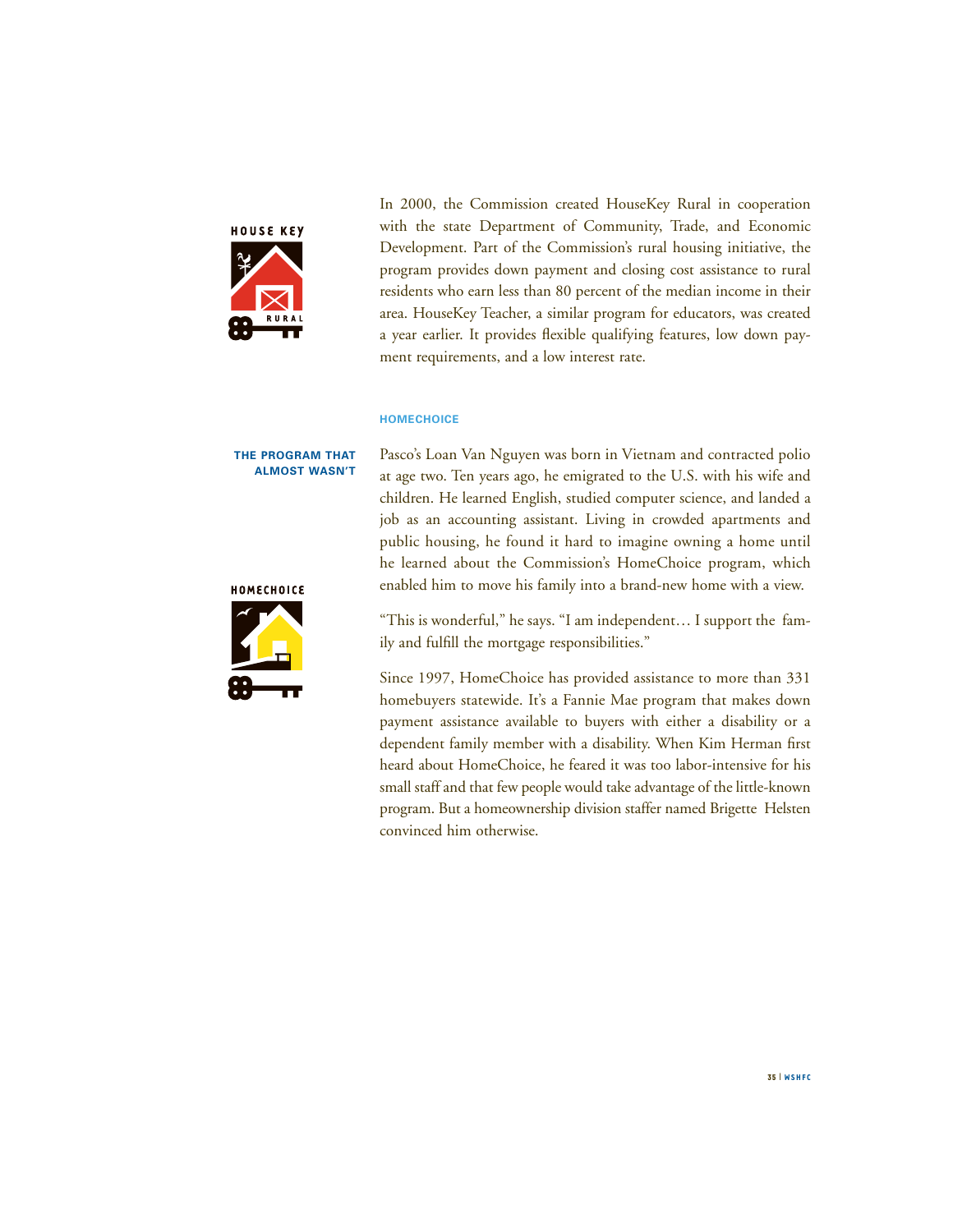In 2000, the Commission created HouseKey Rural in cooperation with the state Department of Community, Trade, and Economic Development. Part of the Commission's rural housing initiative, the program provides down payment and closing cost assistance to rural residents who earn less than 80 percent of the median income in their area. HouseKey Teacher, a similar program for educators, was created a year earlier. It provides flexible qualifying features, low down payment requirements, and a low interest rate.

## HOMECHOICE

**THE PROGRAM THAT ALMOST WASN'T**

Pasco's Loan Van Nguyen was born in Vietnam and contracted polio at age two. Ten years ago, he emigrated to the U.S. with his wife and children. He learned English, studied computer science, and landed a job as an accounting assistant. Living in crowded apartments and public housing, he found it hard to imagine owning a home until he learned about the Commission's HomeChoice program, which enabled him to move his family into a brand-new home with a view.

"This is wonderful," he says. "I am independent… I support the family and fulfill the mortgage responsibilities."

Since 1997, HomeChoice has provided assistance to more than 331 homebuyers statewide. It's a Fannie Mae program that makes down payment assistance available to buyers with either a disability or a dependent family member with a disability. When Kim Herman first heard about HomeChoice, he feared it was too labor-intensive for his small staff and that few people would take advantage of the little-known program. But a homeownership division staffer named Brigette Helsten convinced him otherwise.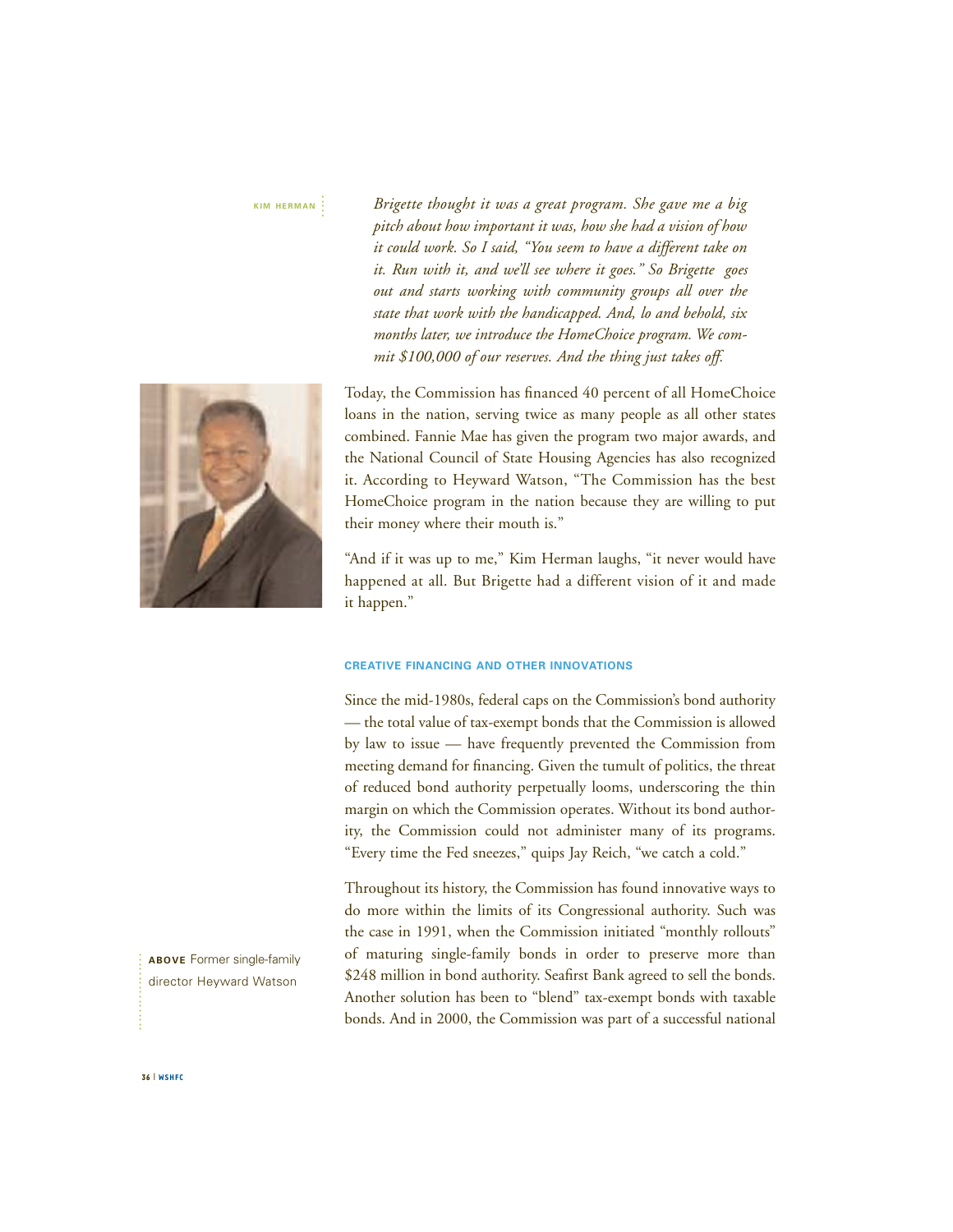KIM HERMAN

*Brigette thought it was a great program. She gave me a big pitch about how important it was, how she had a vision of how it could work. So I said, "You seem to have a different take on it. Run with it, and we'll see where it goes." So Brigette goes out and starts working with community groups all over the state that work with the handicapped. And, lo and behold, six months later, we introduce the HomeChoice program. We commit $100,000 of our reserves. And the thing just takes off.*

Today, the Commission has financed 40 percent of all HomeChoice loans in the nation, serving twice as many people as all other states combined. Fannie Mae has given the program two major awards, and the National Council of State Housing Agencies has also recognized it. According to Heyward Watson, "The Commission has the best HomeChoice program in the nation because they are willing to put their money where their mouth is."

"And if it was up to me," Kim Herman laughs, "it never would have happened at all. But Brigette had a different vision of it and made it happen."

**ABOVE** Former single-family director Heyward Watson

### CREATIVE FINANCING AND OTHER INNOVATIONS

Since the mid-1980s, federal caps on the Commission's bond authority — the total value of tax-exempt bonds that the Commission is allowed by law to issue — have frequently prevented the Commission from meeting demand for financing. Given the tumult of politics, the threat of reduced bond authority perpetually looms, underscoring the thin margin on which the Commission operates. Without its bond authority, the Commission could not administer many of its programs. "Every time the Fed sneezes," quips Jay Reich, "we catch a cold."

Throughout its history, the Commission has found innovative ways to do more within the limits of its Congressional authority. Such was the case in 1991, when the Commission initiated "monthly rollouts" of maturing single-family bonds in order to preserve more than $248 million in bond authority. Seafirst Bank agreed to sell the bonds. Another solution has been to "blend" tax-exempt bonds with taxable bonds. And in 2000, the Commission was part of a successful national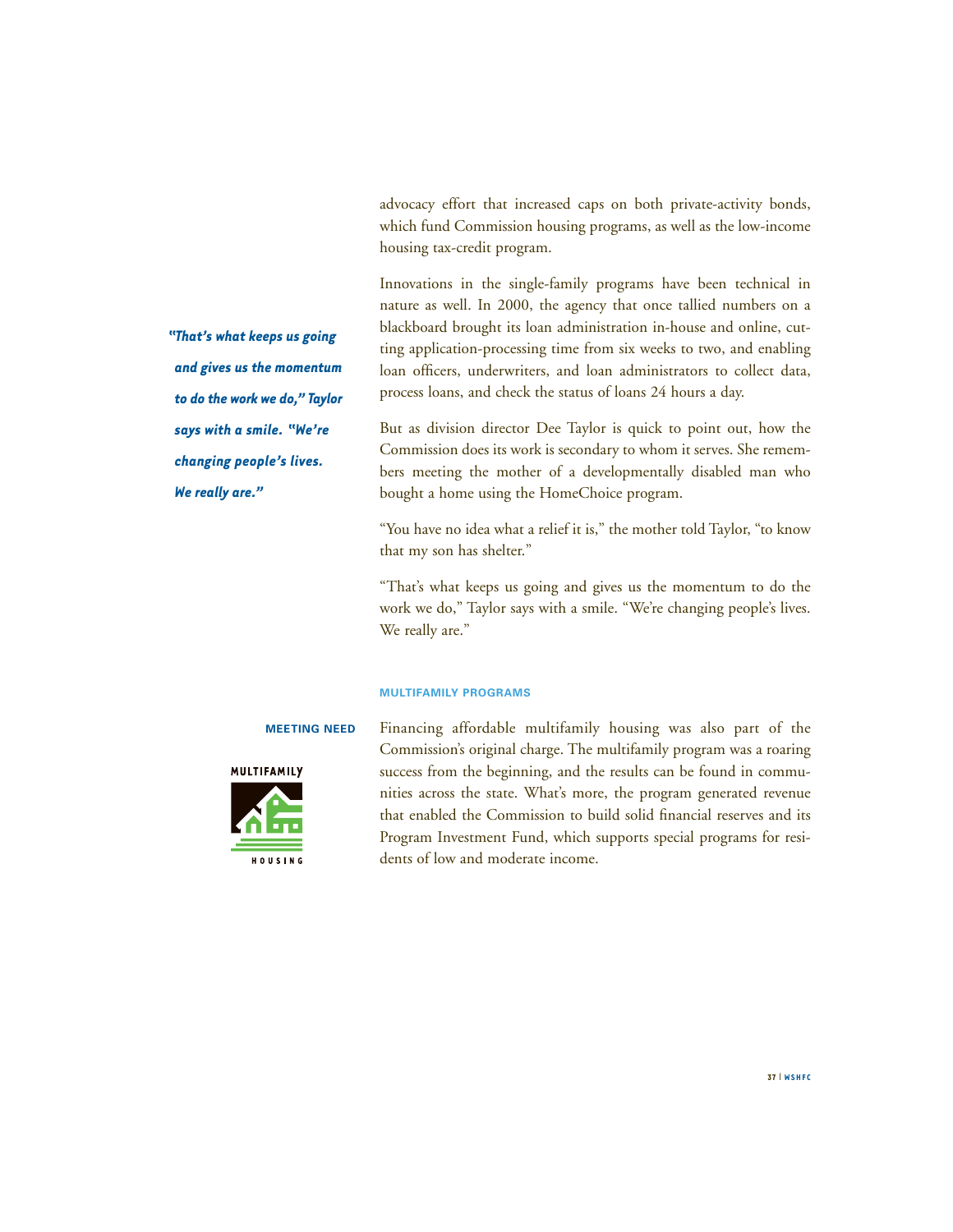advocacy effort that increased caps on both private-activity bonds, which fund Commission housing programs, as well as the low-income housing tax-credit program.

Innovations in the single-family programs have been technical in nature as well. In 2000, the agency that once tallied numbers on a blackboard brought its loan administration in-house and online, cutting application-processing time from six weeks to two, and enabling loan officers, underwriters, and loan administrators to collect data, process loans, and check the status of loans 24 hours a day.

*"That's what keeps us going and gives us the momentum to do the work we do," Taylor says with a smile. "We're changing people's lives. We really are."*

But as division director Dee Taylor is quick to point out, how the Commission does its work is secondary to whom it serves. She remembers meeting the mother of a developmentally disabled man who bought a home using the HomeChoice program.

"You have no idea what a relief it is," the mother told Taylor, "to know that my son has shelter."

"That's what keeps us going and gives us the momentum to do the work we do," Taylor says with a smile. "We're changing people's lives. We really are."

## MULTIFAMILY PROGRAMS

### MEETING NEED

MULTIFAMILY HOUSING

Financing affordable multifamily housing was also part of the Commission's original charge. The multifamily program was a roaring success from the beginning, and the results can be found in communities across the state. What's more, the program generated revenue that enabled the Commission to build solid financial reserves and its Program Investment Fund, which supports special programs for residents of low and moderate income.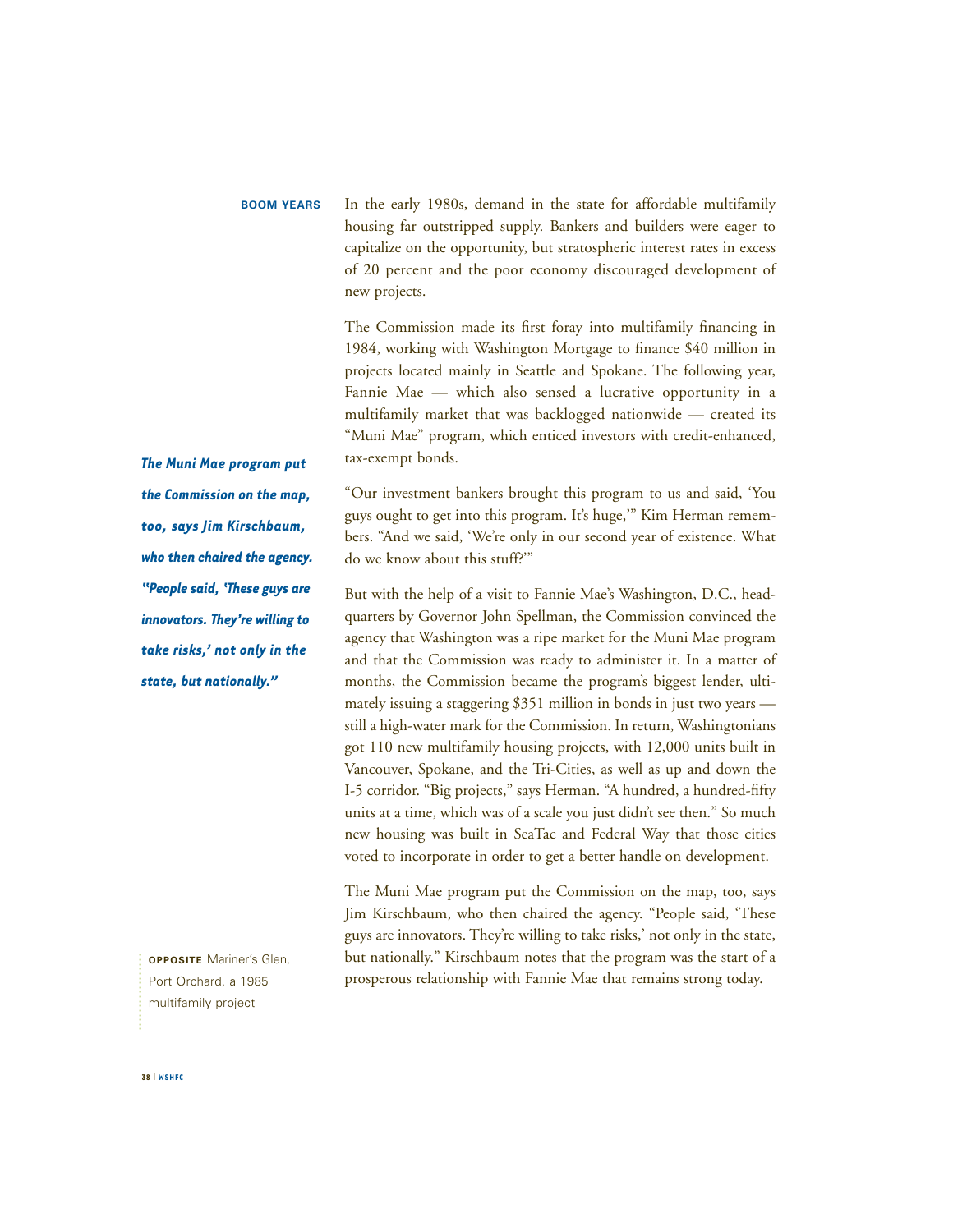## BOOM YEARS

In the early 1980s, demand in the state for affordable multifamily housing far outstripped supply. Bankers and builders were eager to capitalize on the opportunity, but stratospheric interest rates in excess of 20 percent and the poor economy discouraged development of new projects.

The Commission made its first foray into multifamily financing in 1984, working with Washington Mortgage to finance $40 million in projects located mainly in Seattle and Spokane. The following year, Fannie Mae — which also sensed a lucrative opportunity in a multifamily market that was backlogged nationwide — created its "Muni Mae" program, which enticed investors with credit-enhanced, tax-exempt bonds.

***The Muni Mae program put the Commission on the map, too, says Jim Kirschbaum, who then chaired the agency. "People said, 'These guys are innovators. They're willing to take risks,' not only in the state, but nationally."***

"Our investment bankers brought this program to us and said, 'You guys ought to get into this program. It's huge,'" Kim Herman remembers. "And we said, 'We're only in our second year of existence. What do we know about this stuff?'"

But with the help of a visit to Fannie Mae's Washington, D.C., headquarters by Governor John Spellman, the Commission convinced the agency that Washington was a ripe market for the Muni Mae program and that the Commission was ready to administer it. In a matter of months, the Commission became the program's biggest lender, ultimately issuing a staggering $351 million in bonds in just two years — still a high-water mark for the Commission. In return, Washingtonians got 110 new multifamily housing projects, with 12,000 units built in Vancouver, Spokane, and the Tri-Cities, as well as up and down the I-5 corridor. "Big projects," says Herman. "A hundred, a hundred-fifty units at a time, which was of a scale you just didn't see then." So much new housing was built in SeaTac and Federal Way that those cities voted to incorporate in order to get a better handle on development.

The Muni Mae program put the Commission on the map, too, says Jim Kirschbaum, who then chaired the agency. "People said, 'These guys are innovators. They're willing to take risks,' not only in the state, but nationally." Kirschbaum notes that the program was the start of a prosperous relationship with Fannie Mae that remains strong today.

**OPPOSITE** Mariner's Glen, Port Orchard, a 1985 multifamily project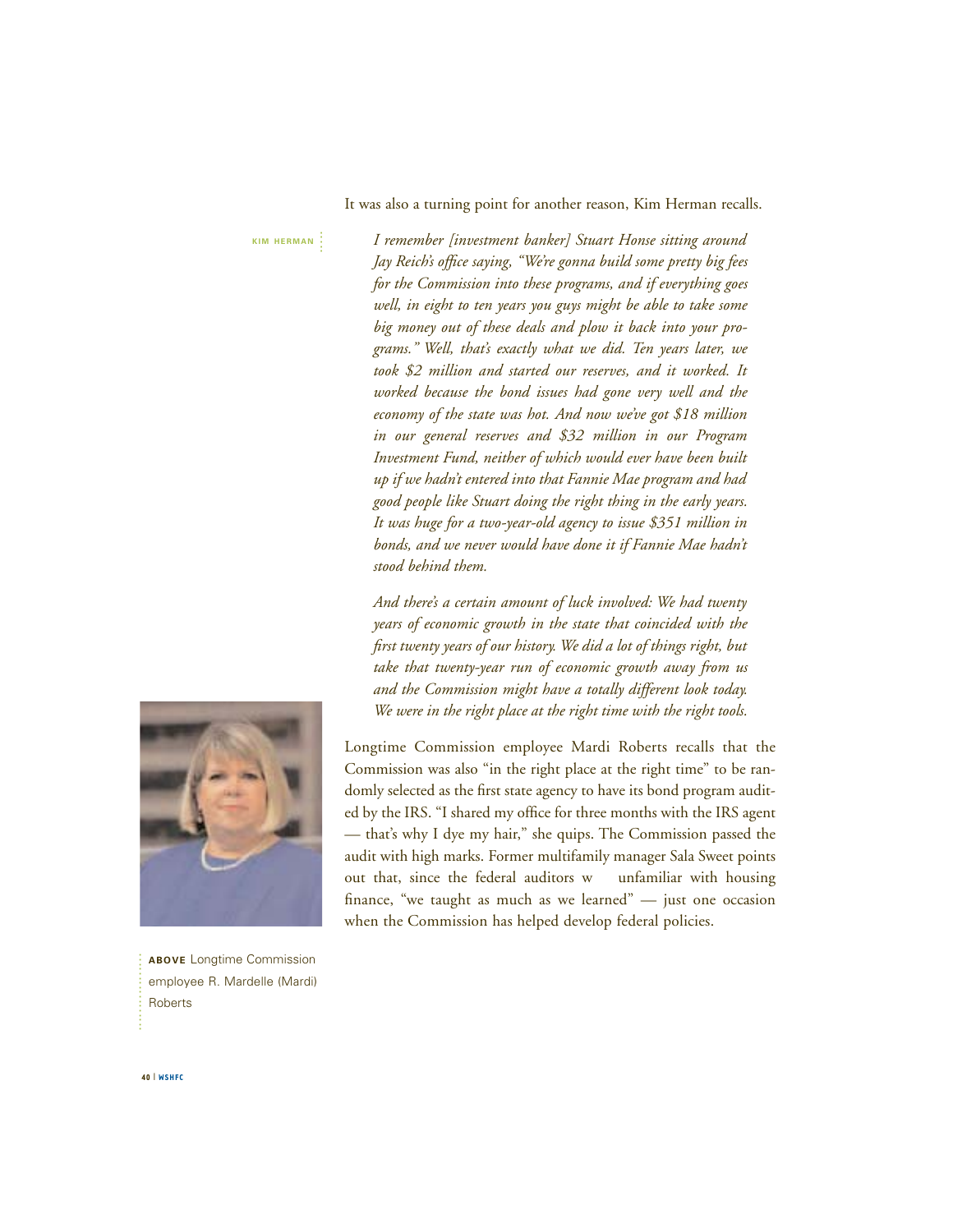It was also a turning point for another reason, Kim Herman recalls.

KIM HERMAN

*I remember [investment banker] Stuart Honse sitting around Jay Reich's office saying, "We're gonna build some pretty big fees for the Commission into these programs, and if everything goes well, in eight to ten years you guys might be able to take some big money out of these deals and plow it back into your programs." Well, that's exactly what we did. Ten years later, we took $2 million and started our reserves, and it worked. It worked because the bond issues had gone very well and the economy of the state was hot. And now we've got $18 million in our general reserves and $32 million in our Program Investment Fund, neither of which would ever have been built up if we hadn't entered into that Fannie Mae program and had good people like Stuart doing the right thing in the early years. It was huge for a two-year-old agency to issue $351 million in bonds, and we never would have done it if Fannie Mae hadn't stood behind them.*

*And there's a certain amount of luck involved: We had twenty years of economic growth in the state that coincided with the first twenty years of our history. We did a lot of things right, but take that twenty-year run of economic growth away from us and the Commission might have a totally different look today. We were in the right place at the right time with the right tools.*

Longtime Commission employee Mardi Roberts recalls that the Commission was also "in the right place at the right time" to be randomly selected as the first state agency to have its bond program audited by the IRS. "I shared my office for three months with the IRS agent — that's why I dye my hair," she quips. The Commission passed the audit with high marks. Former multifamily manager Sala Sweet points out that, since the federal auditors w unfamiliar with housing finance, "we taught as much as we learned" — just one occasion when the Commission has helped develop federal policies.

**ABOVE** Longtime Commission employee R. Mardelle (Mardi) Roberts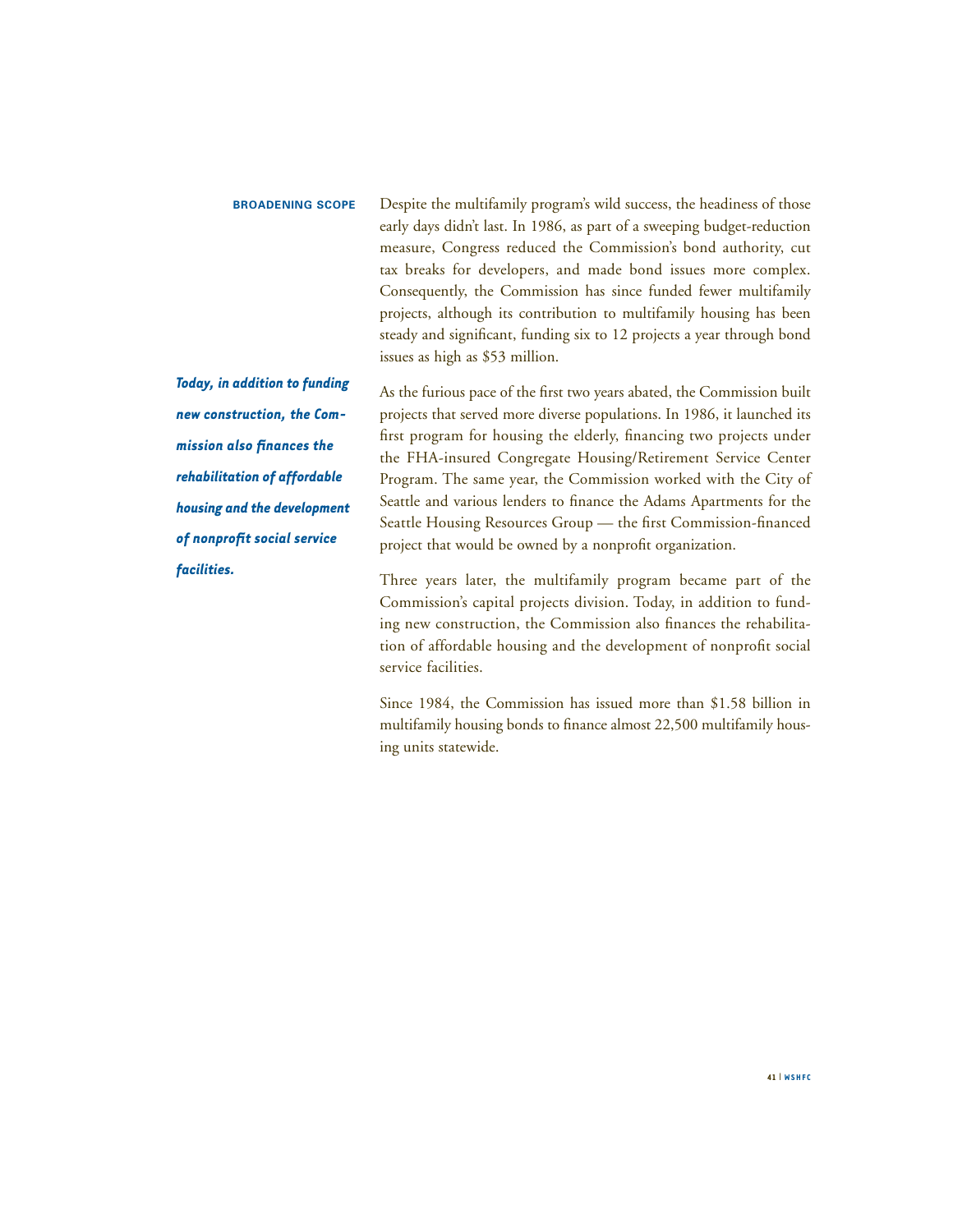## BROADENING SCOPE

Despite the multifamily program's wild success, the headiness of those early days didn't last. In 1986, as part of a sweeping budget-reduction measure, Congress reduced the Commission's bond authority, cut tax breaks for developers, and made bond issues more complex. Consequently, the Commission has since funded fewer multifamily projects, although its contribution to multifamily housing has been steady and significant, funding six to 12 projects a year through bond issues as high as $53 million.

***Today, in addition to funding new construction, the Commission also finances the rehabilitation of affordable housing and the development of nonprofit social service facilities.***

As the furious pace of the first two years abated, the Commission built projects that served more diverse populations. In 1986, it launched its first program for housing the elderly, financing two projects under the FHA-insured Congregate Housing/Retirement Service Center Program. The same year, the Commission worked with the City of Seattle and various lenders to finance the Adams Apartments for the Seattle Housing Resources Group — the first Commission-financed project that would be owned by a nonprofit organization.

Three years later, the multifamily program became part of the Commission's capital projects division. Today, in addition to funding new construction, the Commission also finances the rehabilitation of affordable housing and the development of nonprofit social service facilities.

Since 1984, the Commission has issued more than $1.58 billion in multifamily housing bonds to finance almost 22,500 multifamily housing units statewide.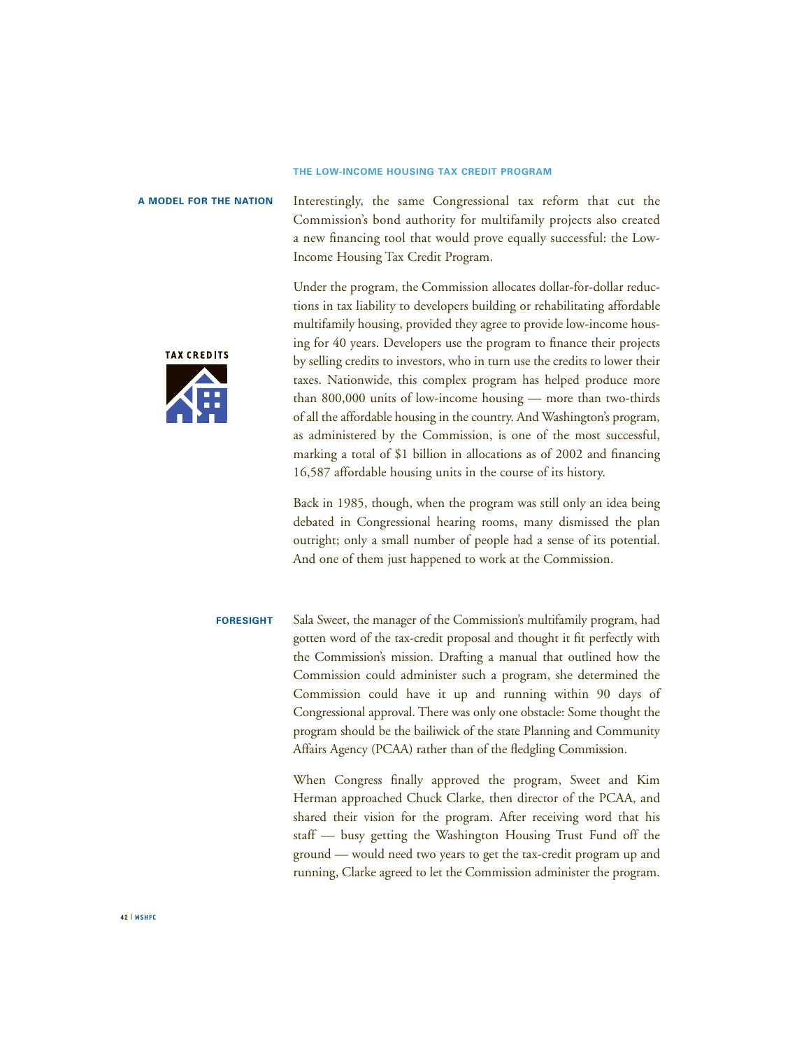## THE LOW-INCOME HOUSING TAX CREDIT PROGRAM

### A MODEL FOR THE NATION

Interestingly, the same Congressional tax reform that cut the Commission's bond authority for multifamily projects also created a new financing tool that would prove equally successful: the Low-Income Housing Tax Credit Program.

TAX CREDITS

Under the program, the Commission allocates dollar-for-dollar reductions in tax liability to developers building or rehabilitating affordable multifamily housing, provided they agree to provide low-income housing for 40 years. Developers use the program to finance their projects by selling credits to investors, who in turn use the credits to lower their taxes. Nationwide, this complex program has helped produce more than 800,000 units of low-income housing — more than two-thirds of all the affordable housing in the country. And Washington's program, as administered by the Commission, is one of the most successful, marking a total of $1 billion in allocations as of 2002 and financing 16,587 affordable housing units in the course of its history.

Back in 1985, though, when the program was still only an idea being debated in Congressional hearing rooms, many dismissed the plan outright; only a small number of people had a sense of its potential. And one of them just happened to work at the Commission.

### FORESIGHT

Sala Sweet, the manager of the Commission's multifamily program, had gotten word of the tax-credit proposal and thought it fit perfectly with the Commission's mission. Drafting a manual that outlined how the Commission could administer such a program, she determined the Commission could have it up and running within 90 days of Congressional approval. There was only one obstacle: Some thought the program should be the bailiwick of the state Planning and Community Affairs Agency (PCAA) rather than of the fledgling Commission.

When Congress finally approved the program, Sweet and Kim Herman approached Chuck Clarke, then director of the PCAA, and shared their vision for the program. After receiving word that his staff — busy getting the Washington Housing Trust Fund off the ground — would need two years to get the tax-credit program up and running, Clarke agreed to let the Commission administer the program.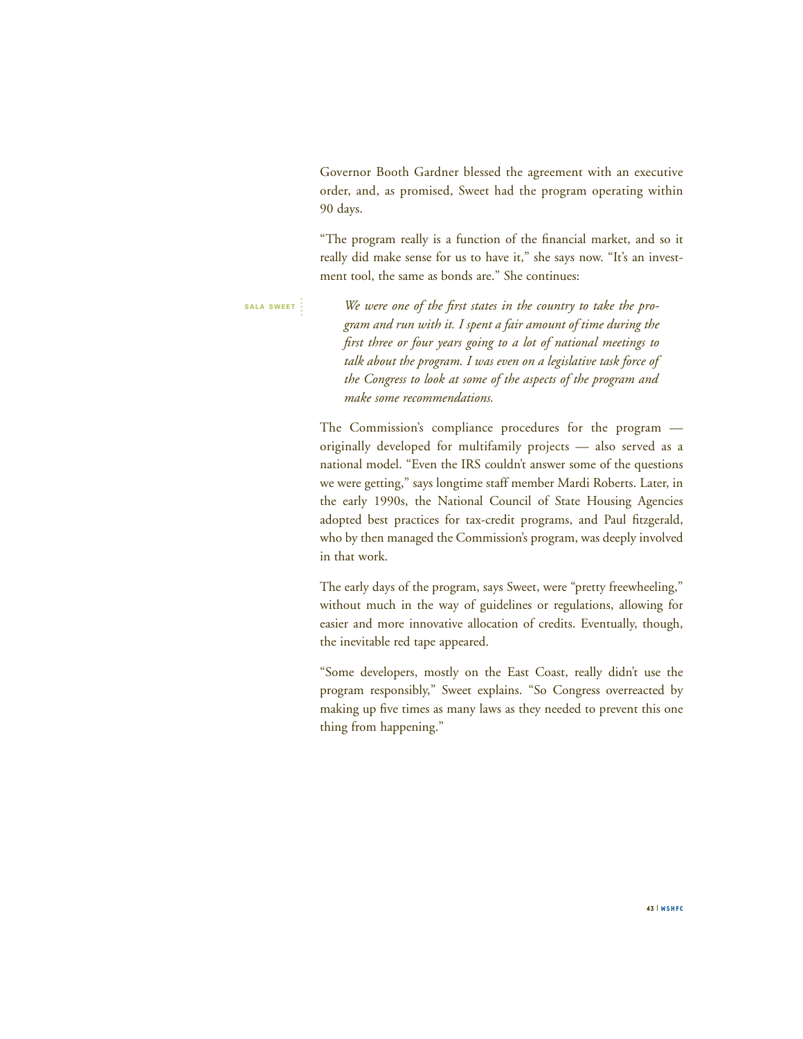Governor Booth Gardner blessed the agreement with an executive order, and, as promised, Sweet had the program operating within 90 days.

"The program really is a function of the financial market, and so it really did make sense for us to have it," she says now. "It's an investment tool, the same as bonds are." She continues:

**SALA SWEET**

> *We were one of the first states in the country to take the program and run with it. I spent a fair amount of time during the first three or four years going to a lot of national meetings to talk about the program. I was even on a legislative task force of the Congress to look at some of the aspects of the program and make some recommendations.*

The Commission's compliance procedures for the program — originally developed for multifamily projects — also served as a national model. "Even the IRS couldn't answer some of the questions we were getting," says longtime staff member Mardi Roberts. Later, in the early 1990s, the National Council of State Housing Agencies adopted best practices for tax-credit programs, and Paul fitzgerald, who by then managed the Commission's program, was deeply involved in that work.

The early days of the program, says Sweet, were "pretty freewheeling," without much in the way of guidelines or regulations, allowing for easier and more innovative allocation of credits. Eventually, though, the inevitable red tape appeared.

"Some developers, mostly on the East Coast, really didn't use the program responsibly," Sweet explains. "So Congress overreacted by making up five times as many laws as they needed to prevent this one thing from happening."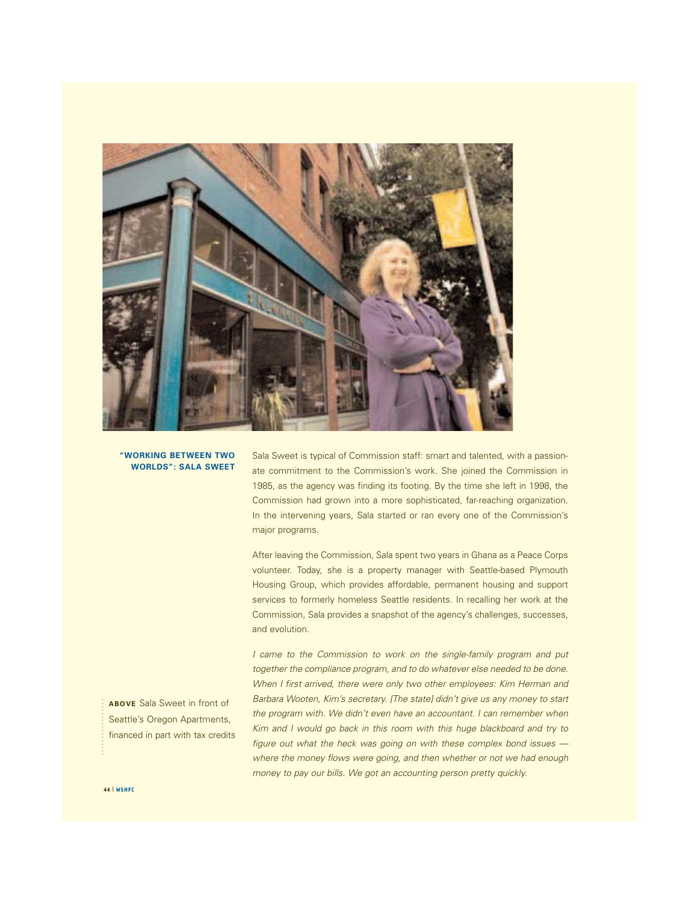## "WORKING BETWEEN TWO WORLDS": SALA SWEET

Sala Sweet is typical of Commission staff: smart and talented, with a passionate commitment to the Commission's work. She joined the Commission in 1985, as the agency was finding its footing. By the time she left in 1998, the Commission had grown into a more sophisticated, far-reaching organization. In the intervening years, Sala started or ran every one of the Commission's major programs.

After leaving the Commission, Sala spent two years in Ghana as a Peace Corps volunteer. Today, she is a property manager with Seattle-based Plymouth Housing Group, which provides affordable, permanent housing and support services to formerly homeless Seattle residents. In recalling her work at the Commission, Sala provides a snapshot of the agency's challenges, successes, and evolution.

*I came to the Commission to work on the single-family program and put together the compliance program, and to do whatever else needed to be done. When I first arrived, there were only two other employees: Kim Herman and Barbara Wooten, Kim's secretary. [The state] didn't give us any money to start the program with. We didn't even have an accountant. I can remember when Kim and I would go back in this room with this huge blackboard and try to figure out what the heck was going on with these complex bond issues — where the money flows were going, and then whether or not we had enough money to pay our bills. We got an accounting person pretty quickly.*

**ABOVE** Sala Sweet in front of Seattle's Oregon Apartments, financed in part with tax credits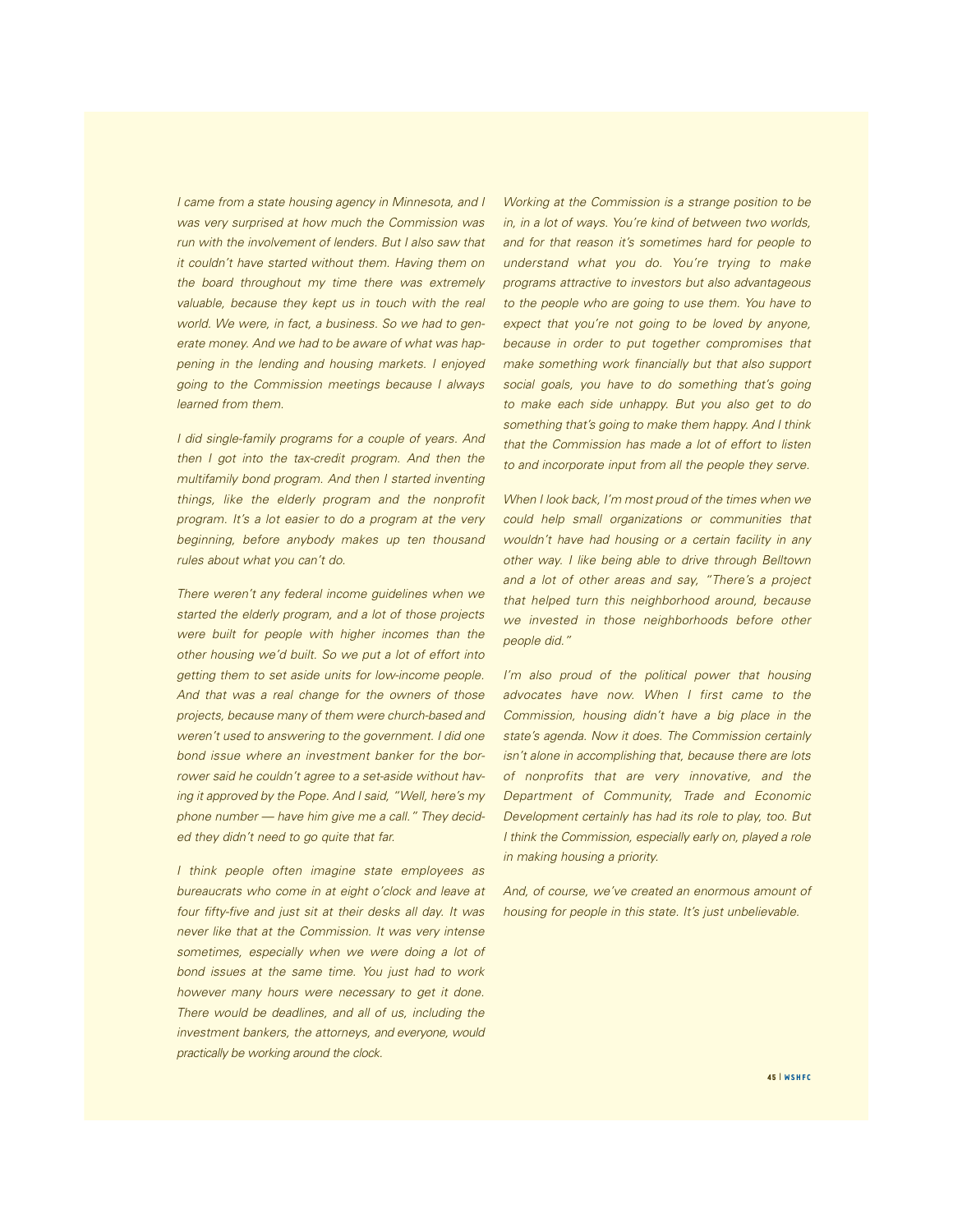*I came from a state housing agency in Minnesota, and I was very surprised at how much the Commission was run with the involvement of lenders. But I also saw that it couldn't have started without them. Having them on the board throughout my time there was extremely valuable, because they kept us in touch with the real world. We were, in fact, a business. So we had to generate money. And we had to be aware of what was happening in the lending and housing markets. I enjoyed going to the Commission meetings because I always learned from them.*

*I did single-family programs for a couple of years. And then I got into the tax-credit program. And then the multifamily bond program. And then I started inventing things, like the elderly program and the nonprofit program. It's a lot easier to do a program at the very beginning, before anybody makes up ten thousand rules about what you can't do.*

*There weren't any federal income guidelines when we started the elderly program, and a lot of those projects were built for people with higher incomes than the other housing we'd built. So we put a lot of effort into getting them to set aside units for low-income people. And that was a real change for the owners of those projects, because many of them were church-based and weren't used to answering to the government. I did one bond issue where an investment banker for the borrower said he couldn't agree to a set-aside without having it approved by the Pope. And I said, "Well, here's my phone number — have him give me a call." They decided they didn't need to go quite that far.*

*I think people often imagine state employees as bureaucrats who come in at eight o'clock and leave at four fifty-five and just sit at their desks all day. It was never like that at the Commission. It was very intense sometimes, especially when we were doing a lot of bond issues at the same time. You just had to work however many hours were necessary to get it done. There would be deadlines, and all of us, including the investment bankers, the attorneys, and everyone, would practically be working around the clock.*

*Working at the Commission is a strange position to be in, in a lot of ways. You're kind of between two worlds, and for that reason it's sometimes hard for people to understand what you do. You're trying to make programs attractive to investors but also advantageous to the people who are going to use them. You have to expect that you're not going to be loved by anyone, because in order to put together compromises that make something work financially but that also support social goals, you have to do something that's going to make each side unhappy. But you also get to do something that's going to make them happy. And I think that the Commission has made a lot of effort to listen to and incorporate input from all the people they serve.*

*When I look back, I'm most proud of the times when we could help small organizations or communities that wouldn't have had housing or a certain facility in any other way. I like being able to drive through Belltown and a lot of other areas and say, "There's a project that helped turn this neighborhood around, because we invested in those neighborhoods before other people did."*

*I'm also proud of the political power that housing advocates have now. When I first came to the Commission, housing didn't have a big place in the state's agenda. Now it does. The Commission certainly isn't alone in accomplishing that, because there are lots of nonprofits that are very innovative, and the Department of Community, Trade and Economic Development certainly has had its role to play, too. But I think the Commission, especially early on, played a role in making housing a priority.*

*And, of course, we've created an enormous amount of housing for people in this state. It's just unbelievable.*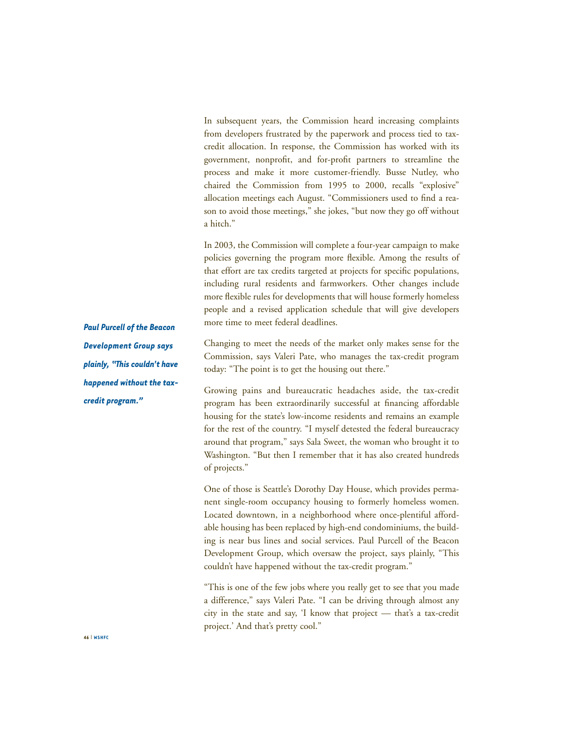In subsequent years, the Commission heard increasing complaints from developers frustrated by the paperwork and process tied to tax-credit allocation. In response, the Commission has worked with its government, nonprofit, and for-profit partners to streamline the process and make it more customer-friendly. Busse Nutley, who chaired the Commission from 1995 to 2000, recalls "explosive" allocation meetings each August. "Commissioners used to find a reason to avoid those meetings," she jokes, "but now they go off without a hitch."

In 2003, the Commission will complete a four-year campaign to make policies governing the program more flexible. Among the results of that effort are tax credits targeted at projects for specific populations, including rural residents and farmworkers. Other changes include more flexible rules for developments that will house formerly homeless people and a revised application schedule that will give developers more time to meet federal deadlines.

***Paul Purcell of the Beacon Development Group says plainly, "This couldn't have happened without the tax-credit program."***

Changing to meet the needs of the market only makes sense for the Commission, says Valeri Pate, who manages the tax-credit program today: "The point is to get the housing out there."

Growing pains and bureaucratic headaches aside, the tax-credit program has been extraordinarily successful at financing affordable housing for the state's low-income residents and remains an example for the rest of the country. "I myself detested the federal bureaucracy around that program," says Sala Sweet, the woman who brought it to Washington. "But then I remember that it has also created hundreds of projects."

One of those is Seattle's Dorothy Day House, which provides permanent single-room occupancy housing to formerly homeless women. Located downtown, in a neighborhood where once-plentiful affordable housing has been replaced by high-end condominiums, the building is near bus lines and social services. Paul Purcell of the Beacon Development Group, which oversaw the project, says plainly, "This couldn't have happened without the tax-credit program."

"This is one of the few jobs where you really get to see that you made a difference," says Valeri Pate. "I can be driving through almost any city in the state and say, 'I know that project — that's a tax-credit project.' And that's pretty cool."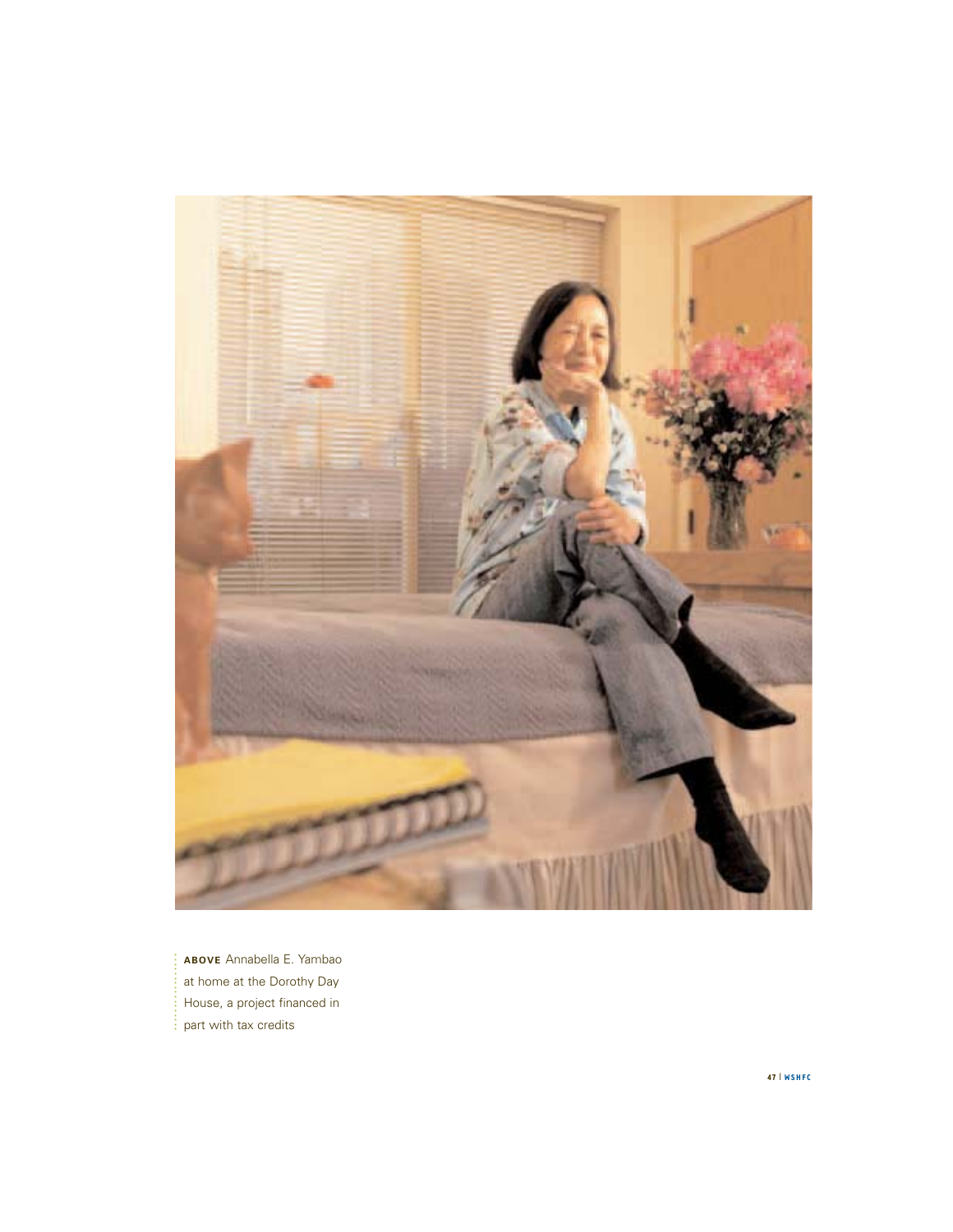**ABOVE** Annabella E. Yambao at home at the Dorothy Day House, a project financed in part with tax credits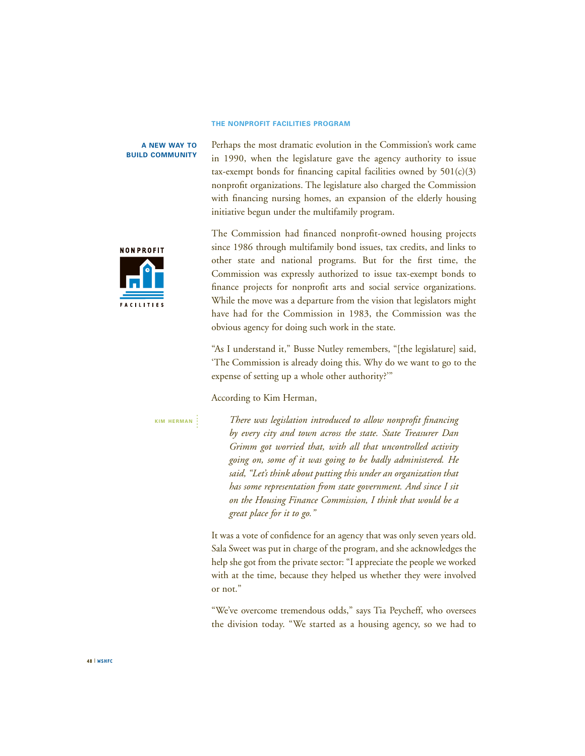## THE NONPROFIT FACILITIES PROGRAM

### A NEW WAY TO BUILD COMMUNITY

Perhaps the most dramatic evolution in the Commission's work came in 1990, when the legislature gave the agency authority to issue tax-exempt bonds for financing capital facilities owned by 501(c)(3) nonprofit organizations. The legislature also charged the Commission with financing nursing homes, an expansion of the elderly housing initiative begun under the multifamily program.

NONPROFIT FACILITIES

The Commission had financed nonprofit-owned housing projects since 1986 through multifamily bond issues, tax credits, and links to other state and national programs. But for the first time, the Commission was expressly authorized to issue tax-exempt bonds to finance projects for nonprofit arts and social service organizations. While the move was a departure from the vision that legislators might have had for the Commission in 1983, the Commission was the obvious agency for doing such work in the state.

"As I understand it," Busse Nutley remembers, "[the legislature] said, 'The Commission is already doing this. Why do we want to go to the expense of setting up a whole other authority?'"

According to Kim Herman,

KIM HERMAN

> *There was legislation introduced to allow nonprofit financing by every city and town across the state. State Treasurer Dan Grimm got worried that, with all that uncontrolled activity going on, some of it was going to be badly administered. He said, "Let's think about putting this under an organization that has some representation from state government. And since I sit on the Housing Finance Commission, I think that would be a great place for it to go."*

It was a vote of confidence for an agency that was only seven years old. Sala Sweet was put in charge of the program, and she acknowledges the help she got from the private sector: "I appreciate the people we worked with at the time, because they helped us whether they were involved or not."

"We've overcome tremendous odds," says Tia Peycheff, who oversees the division today. "We started as a housing agency, so we had to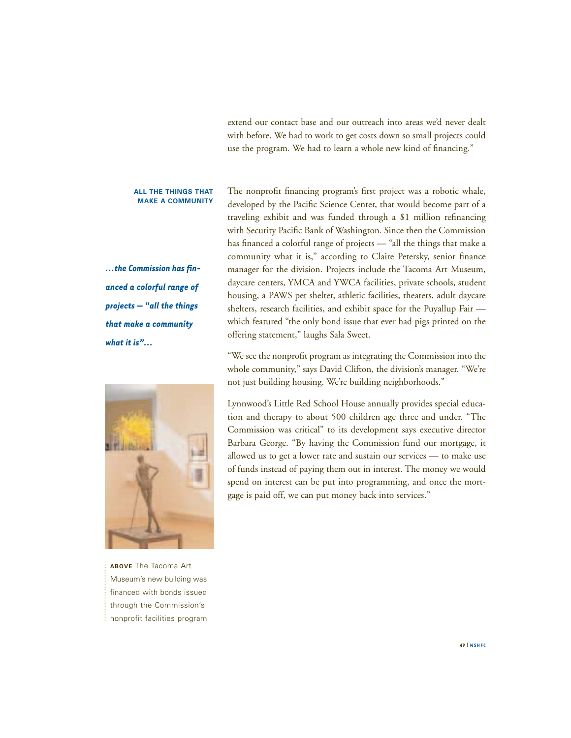extend our contact base and our outreach into areas we'd never dealt with before. We had to work to get costs down so small projects could use the program. We had to learn a whole new kind of financing."

### ALL THE THINGS THAT MAKE A COMMUNITY

The nonprofit financing program's first project was a robotic whale, developed by the Pacific Science Center, that would become part of a traveling exhibit and was funded through a $1 million refinancing with Security Pacific Bank of Washington. Since then the Commission has financed a colorful range of projects — "all the things that make a community what it is," according to Claire Petersky, senior finance manager for the division. Projects include the Tacoma Art Museum, daycare centers, YMCA and YWCA facilities, private schools, student housing, a PAWS pet shelter, athletic facilities, theaters, adult daycare shelters, research facilities, and exhibit space for the Puyallup Fair — which featured "the only bond issue that ever had pigs printed on the offering statement," laughs Sala Sweet.

***…the Commission has financed a colorful range of projects — "all the things that make a community what it is"…***

"We see the nonprofit program as integrating the Commission into the whole community," says David Clifton, the division's manager. "We're not just building housing. We're building neighborhoods."

Lynnwood's Little Red School House annually provides special education and therapy to about 500 children age three and under. "The Commission was critical" to its development says executive director Barbara George. "By having the Commission fund our mortgage, it allowed us to get a lower rate and sustain our services — to make use of funds instead of paying them out in interest. The money we would spend on interest can be put into programming, and once the mortgage is paid off, we can put money back into services."

**ABOVE** The Tacoma Art Museum's new building was financed with bonds issued through the Commission's nonprofit facilities program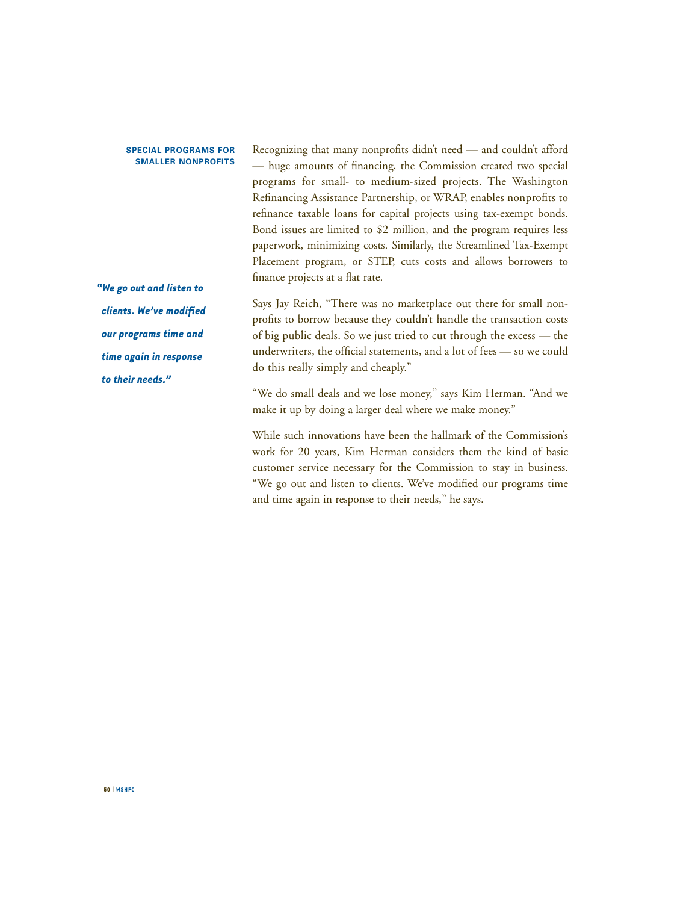### SPECIAL PROGRAMS FOR SMALLER NONPROFITS

Recognizing that many nonprofits didn't need — and couldn't afford — huge amounts of financing, the Commission created two special programs for small- to medium-sized projects. The Washington Refinancing Assistance Partnership, or WRAP, enables nonprofits to refinance taxable loans for capital projects using tax-exempt bonds. Bond issues are limited to $2 million, and the program requires less paperwork, minimizing costs. Similarly, the Streamlined Tax-Exempt Placement program, or STEP, cuts costs and allows borrowers to finance projects at a flat rate.

***"We go out and listen to clients. We've modified our programs time and time again in response to their needs."***

Says Jay Reich, "There was no marketplace out there for small nonprofits to borrow because they couldn't handle the transaction costs of big public deals. So we just tried to cut through the excess — the underwriters, the official statements, and a lot of fees — so we could do this really simply and cheaply."

"We do small deals and we lose money," says Kim Herman. "And we make it up by doing a larger deal where we make money."

While such innovations have been the hallmark of the Commission's work for 20 years, Kim Herman considers them the kind of basic customer service necessary for the Commission to stay in business. "We go out and listen to clients. We've modified our programs time and time again in response to their needs," he says.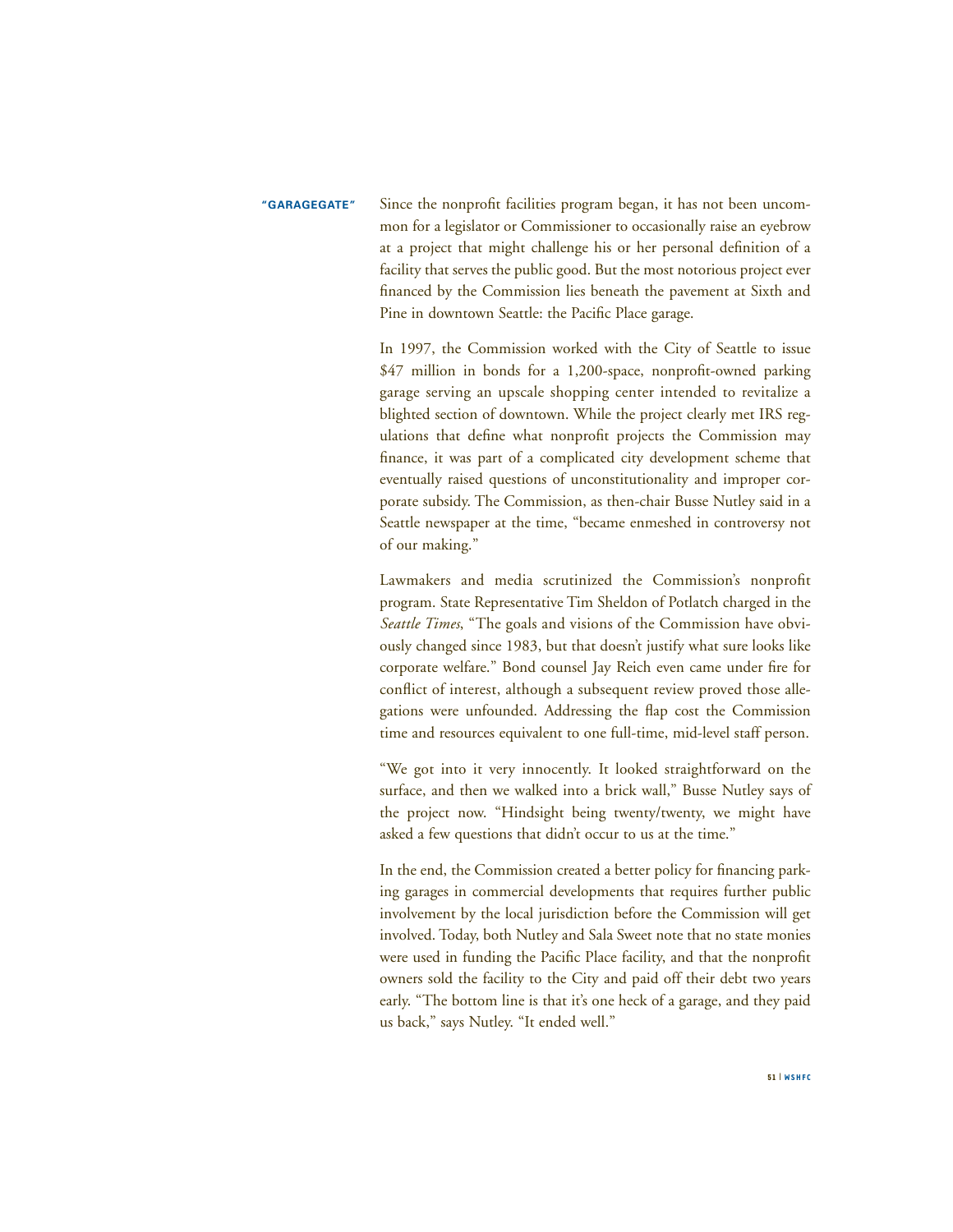## "GARAGEGATE"

Since the nonprofit facilities program began, it has not been uncommon for a legislator or Commissioner to occasionally raise an eyebrow at a project that might challenge his or her personal definition of a facility that serves the public good. But the most notorious project ever financed by the Commission lies beneath the pavement at Sixth and Pine in downtown Seattle: the Pacific Place garage.

In 1997, the Commission worked with the City of Seattle to issue $47 million in bonds for a 1,200-space, nonprofit-owned parking garage serving an upscale shopping center intended to revitalize a blighted section of downtown. While the project clearly met IRS regulations that define what nonprofit projects the Commission may finance, it was part of a complicated city development scheme that eventually raised questions of unconstitutionality and improper corporate subsidy. The Commission, as then-chair Busse Nutley said in a Seattle newspaper at the time, "became enmeshed in controversy not of our making."

Lawmakers and media scrutinized the Commission's nonprofit program. State Representative Tim Sheldon of Potlatch charged in the *Seattle Times*, "The goals and visions of the Commission have obviously changed since 1983, but that doesn't justify what sure looks like corporate welfare." Bond counsel Jay Reich even came under fire for conflict of interest, although a subsequent review proved those allegations were unfounded. Addressing the flap cost the Commission time and resources equivalent to one full-time, mid-level staff person.

"We got into it very innocently. It looked straightforward on the surface, and then we walked into a brick wall," Busse Nutley says of the project now. "Hindsight being twenty/twenty, we might have asked a few questions that didn't occur to us at the time."

In the end, the Commission created a better policy for financing parking garages in commercial developments that requires further public involvement by the local jurisdiction before the Commission will get involved. Today, both Nutley and Sala Sweet note that no state monies were used in funding the Pacific Place facility, and that the nonprofit owners sold the facility to the City and paid off their debt two years early. "The bottom line is that it's one heck of a garage, and they paid us back," says Nutley. "It ended well."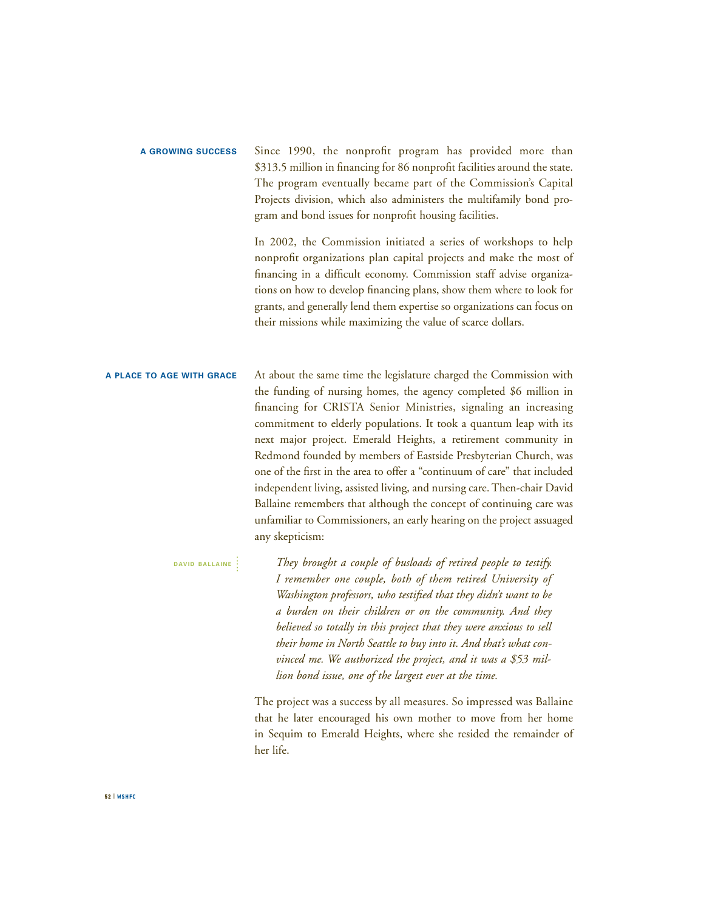## A GROWING SUCCESS

Since 1990, the nonprofit program has provided more than $313.5 million in financing for 86 nonprofit facilities around the state. The program eventually became part of the Commission's Capital Projects division, which also administers the multifamily bond program and bond issues for nonprofit housing facilities.

In 2002, the Commission initiated a series of workshops to help nonprofit organizations plan capital projects and make the most of financing in a difficult economy. Commission staff advise organizations on how to develop financing plans, show them where to look for grants, and generally lend them expertise so organizations can focus on their missions while maximizing the value of scarce dollars.

## A PLACE TO AGE WITH GRACE

At about the same time the legislature charged the Commission with the funding of nursing homes, the agency completed $6 million in financing for CRISTA Senior Ministries, signaling an increasing commitment to elderly populations. It took a quantum leap with its next major project. Emerald Heights, a retirement community in Redmond founded by members of Eastside Presbyterian Church, was one of the first in the area to offer a "continuum of care" that included independent living, assisted living, and nursing care. Then-chair David Ballaine remembers that although the concept of continuing care was unfamiliar to Commissioners, an early hearing on the project assuaged any skepticism:

**DAVID BALLAINE**

> *They brought a couple of busloads of retired people to testify. I remember one couple, both of them retired University of Washington professors, who testified that they didn't want to be a burden on their children or on the community. And they believed so totally in this project that they were anxious to sell their home in North Seattle to buy into it. And that's what convinced me. We authorized the project, and it was a $53 million bond issue, one of the largest ever at the time.*

The project was a success by all measures. So impressed was Ballaine that he later encouraged his own mother to move from her home in Sequim to Emerald Heights, where she resided the remainder of her life.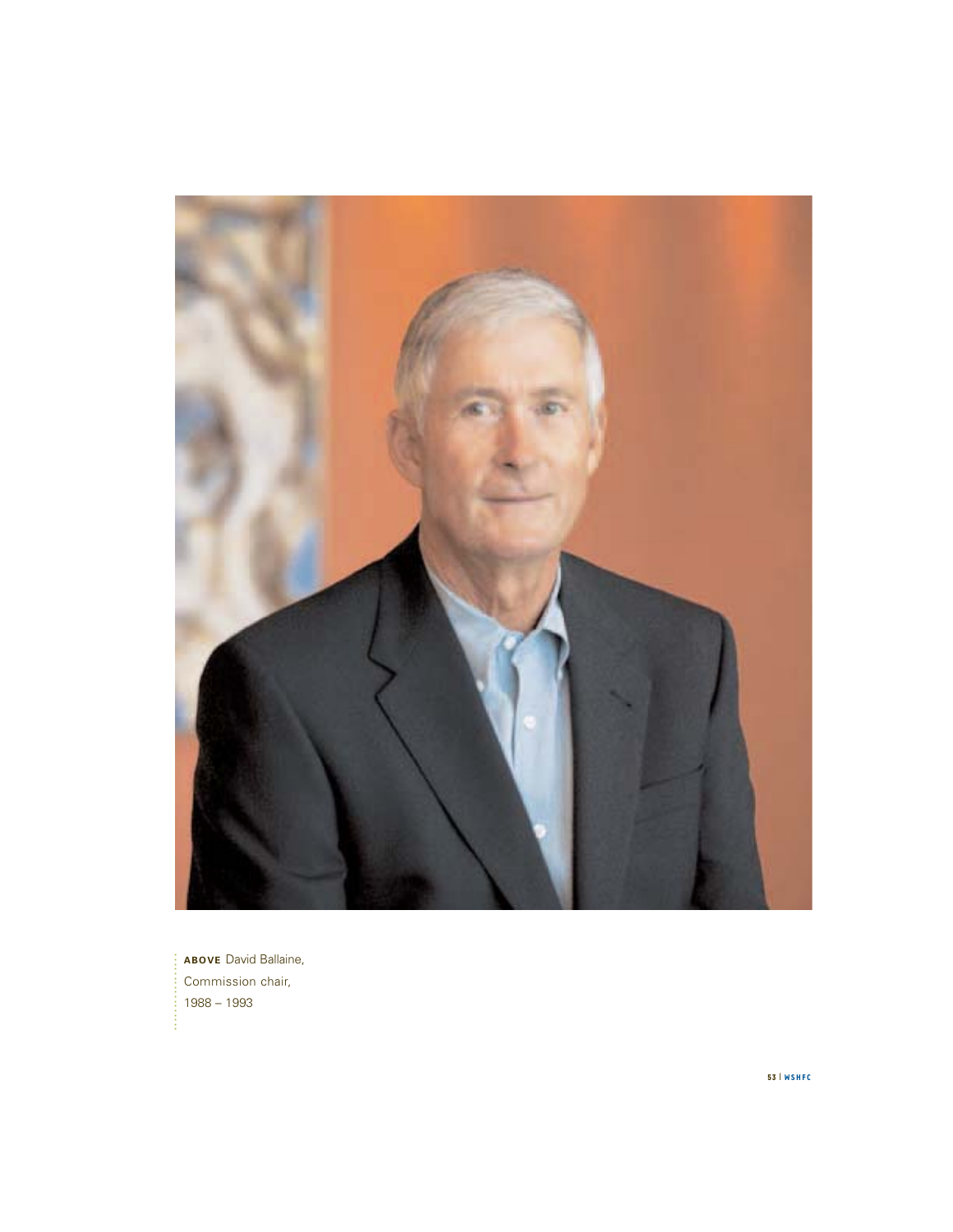**ABOVE** David Ballaine,
Commission chair,
1988 – 1993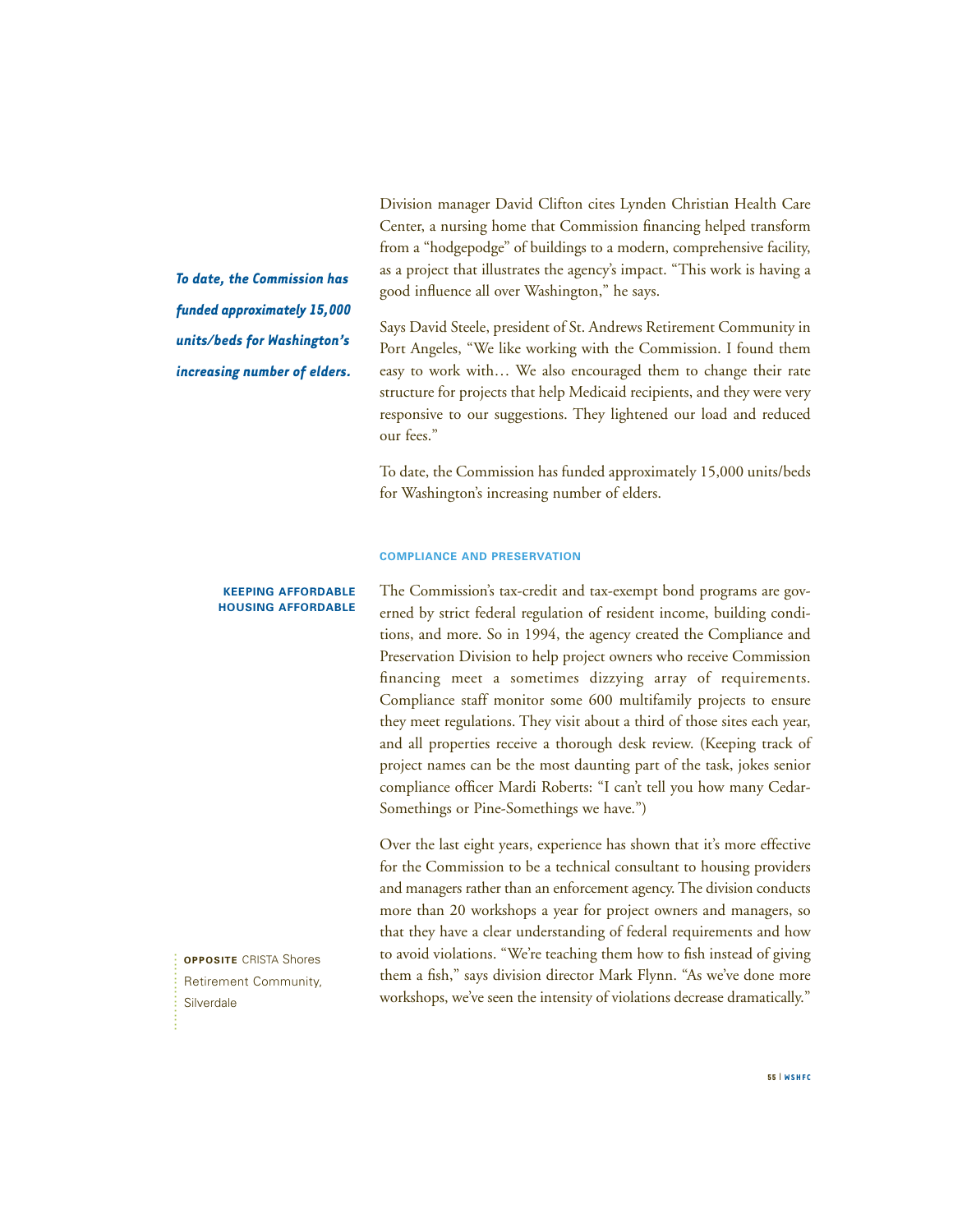Division manager David Clifton cites Lynden Christian Health Care Center, a nursing home that Commission financing helped transform from a "hodgepodge" of buildings to a modern, comprehensive facility, as a project that illustrates the agency's impact. "This work is having a good influence all over Washington," he says.

***To date, the Commission has funded approximately 15,000 units/beds for Washington's increasing number of elders.***

Says David Steele, president of St. Andrews Retirement Community in Port Angeles, "We like working with the Commission. I found them easy to work with… We also encouraged them to change their rate structure for projects that help Medicaid recipients, and they were very responsive to our suggestions. They lightened our load and reduced our fees."

To date, the Commission has funded approximately 15,000 units/beds for Washington's increasing number of elders.

## COMPLIANCE AND PRESERVATION

### KEEPING AFFORDABLE HOUSING AFFORDABLE

The Commission's tax-credit and tax-exempt bond programs are governed by strict federal regulation of resident income, building conditions, and more. So in 1994, the agency created the Compliance and Preservation Division to help project owners who receive Commission financing meet a sometimes dizzying array of requirements. Compliance staff monitor some 600 multifamily projects to ensure they meet regulations. They visit about a third of those sites each year, and all properties receive a thorough desk review. (Keeping track of project names can be the most daunting part of the task, jokes senior compliance officer Mardi Roberts: "I can't tell you how many Cedar-Somethings or Pine-Somethings we have.")

Over the last eight years, experience has shown that it's more effective for the Commission to be a technical consultant to housing providers and managers rather than an enforcement agency. The division conducts more than 20 workshops a year for project owners and managers, so that they have a clear understanding of federal requirements and how to avoid violations. "We're teaching them how to fish instead of giving them a fish," says division director Mark Flynn. "As we've done more workshops, we've seen the intensity of violations decrease dramatically."

**OPPOSITE** CRISTA Shores Retirement Community, Silverdale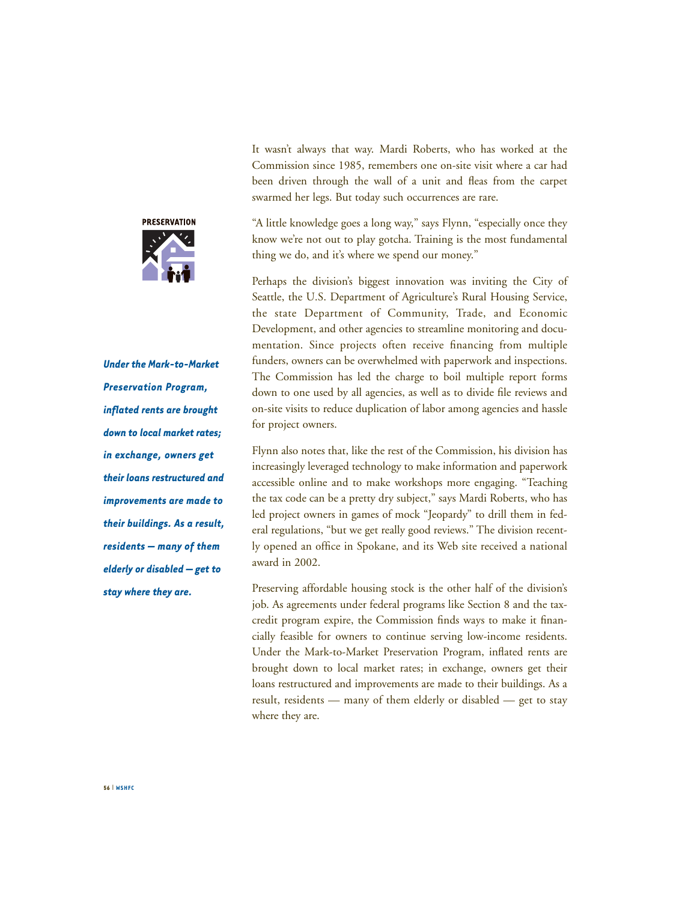It wasn't always that way. Mardi Roberts, who has worked at the Commission since 1985, remembers one on-site visit where a car had been driven through the wall of a unit and fleas from the carpet swarmed her legs. But today such occurrences are rare.

PRESERVATION

"A little knowledge goes a long way," says Flynn, "especially once they know we're not out to play gotcha. Training is the most fundamental thing we do, and it's where we spend our money."

Perhaps the division's biggest innovation was inviting the City of Seattle, the U.S. Department of Agriculture's Rural Housing Service, the state Department of Community, Trade, and Economic Development, and other agencies to streamline monitoring and documentation. Since projects often receive financing from multiple funders, owners can be overwhelmed with paperwork and inspections. The Commission has led the charge to boil multiple report forms down to one used by all agencies, as well as to divide file reviews and on-site visits to reduce duplication of labor among agencies and hassle for project owners.

***Under the Mark-to-Market Preservation Program, inflated rents are brought down to local market rates; in exchange, owners get their loans restructured and improvements are made to their buildings. As a result, residents — many of them elderly or disabled — get to stay where they are.***

Flynn also notes that, like the rest of the Commission, his division has increasingly leveraged technology to make information and paperwork accessible online and to make workshops more engaging. "Teaching the tax code can be a pretty dry subject," says Mardi Roberts, who has led project owners in games of mock "Jeopardy" to drill them in federal regulations, "but we get really good reviews." The division recently opened an office in Spokane, and its Web site received a national award in 2002.

Preserving affordable housing stock is the other half of the division's job. As agreements under federal programs like Section 8 and the tax-credit program expire, the Commission finds ways to make it financially feasible for owners to continue serving low-income residents. Under the Mark-to-Market Preservation Program, inflated rents are brought down to local market rates; in exchange, owners get their loans restructured and improvements are made to their buildings. As a result, residents — many of them elderly or disabled — get to stay where they are.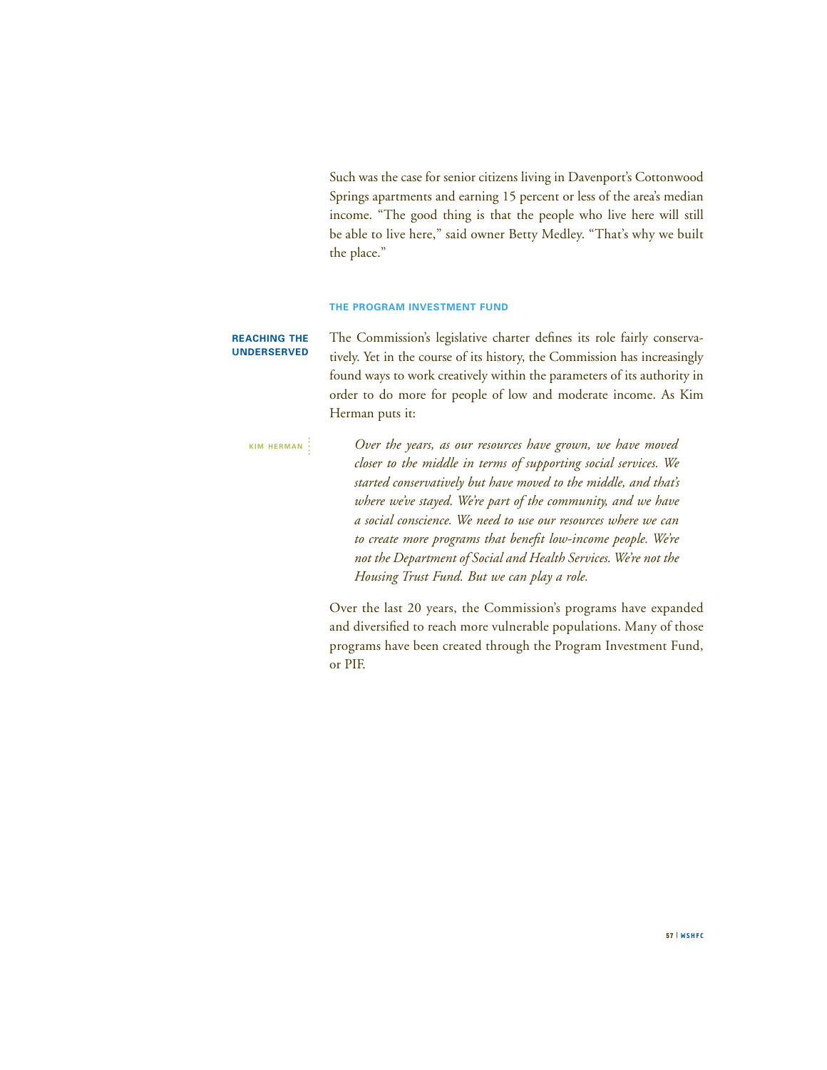Such was the case for senior citizens living in Davenport's Cottonwood Springs apartments and earning 15 percent or less of the area's median income. "The good thing is that the people who live here will still be able to live here," said owner Betty Medley. "That's why we built the place."

### THE PROGRAM INVESTMENT FUND

**REACHING THE UNDERSERVED**

The Commission's legislative charter defines its role fairly conservatively. Yet in the course of its history, the Commission has increasingly found ways to work creatively within the parameters of its authority in order to do more for people of low and moderate income. As Kim Herman puts it:

KIM HERMAN

> *Over the years, as our resources have grown, we have moved closer to the middle in terms of supporting social services. We started conservatively but have moved to the middle, and that's where we've stayed. We're part of the community, and we have a social conscience. We need to use our resources where we can to create more programs that benefit low-income people. We're not the Department of Social and Health Services. We're not the Housing Trust Fund. But we can play a role.*

Over the last 20 years, the Commission's programs have expanded and diversified to reach more vulnerable populations. Many of those programs have been created through the Program Investment Fund, or PIF.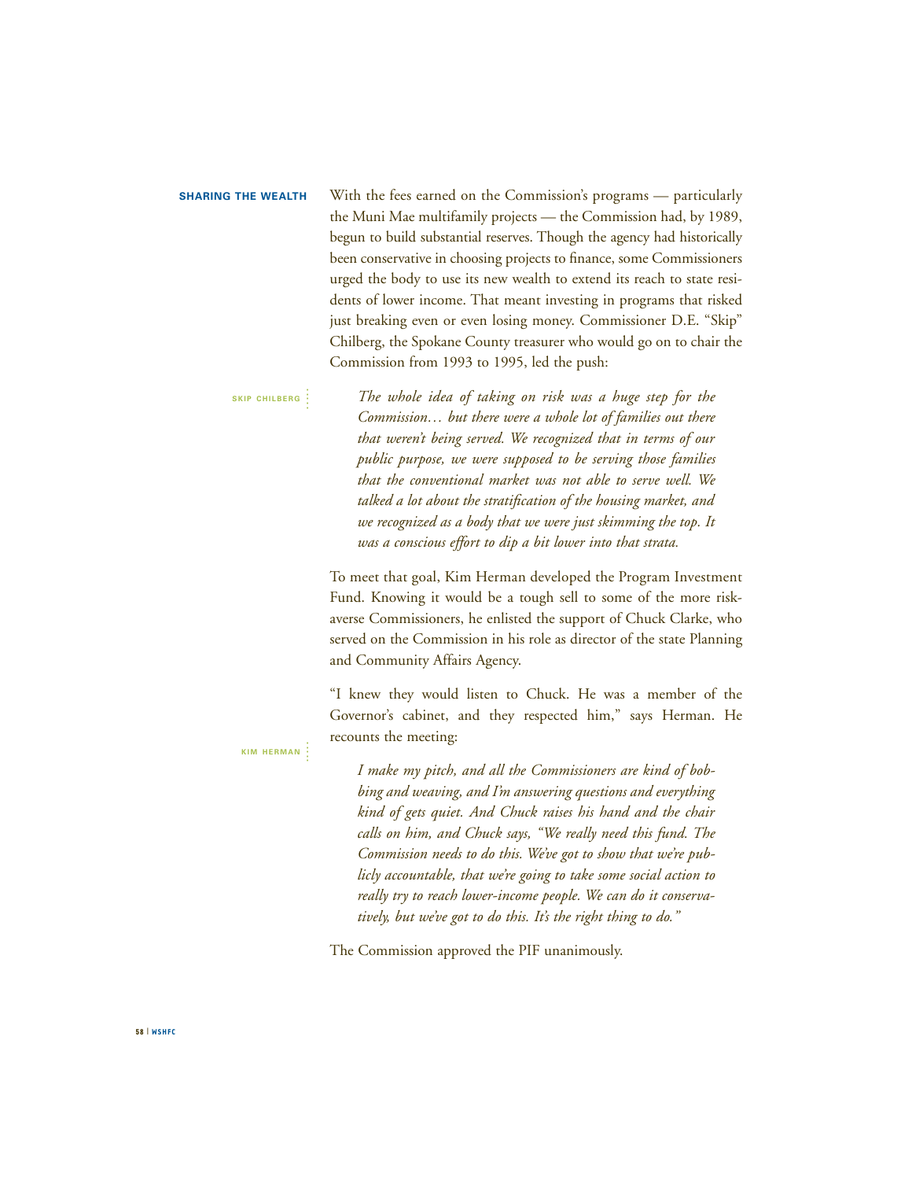## SHARING THE WEALTH

With the fees earned on the Commission's programs — particularly the Muni Mae multifamily projects — the Commission had, by 1989, begun to build substantial reserves. Though the agency had historically been conservative in choosing projects to finance, some Commissioners urged the body to use its new wealth to extend its reach to state residents of lower income. That meant investing in programs that risked just breaking even or even losing money. Commissioner D.E. "Skip" Chilberg, the Spokane County treasurer who would go on to chair the Commission from 1993 to 1995, led the push:

SKIP CHILBERG

> *The whole idea of taking on risk was a huge step for the Commission… but there were a whole lot of families out there that weren't being served. We recognized that in terms of our public purpose, we were supposed to be serving those families that the conventional market was not able to serve well. We talked a lot about the stratification of the housing market, and we recognized as a body that we were just skimming the top. It was a conscious effort to dip a bit lower into that strata.*

To meet that goal, Kim Herman developed the Program Investment Fund. Knowing it would be a tough sell to some of the more risk-averse Commissioners, he enlisted the support of Chuck Clarke, who served on the Commission in his role as director of the state Planning and Community Affairs Agency.

"I knew they would listen to Chuck. He was a member of the Governor's cabinet, and they respected him," says Herman. He recounts the meeting:

KIM HERMAN

> *I make my pitch, and all the Commissioners are kind of bobbing and weaving, and I'm answering questions and everything kind of gets quiet. And Chuck raises his hand and the chair calls on him, and Chuck says, "We really need this fund. The Commission needs to do this. We've got to show that we're publicly accountable, that we're going to take some social action to really try to reach lower-income people. We can do it conservatively, but we've got to do this. It's the right thing to do."*

The Commission approved the PIF unanimously.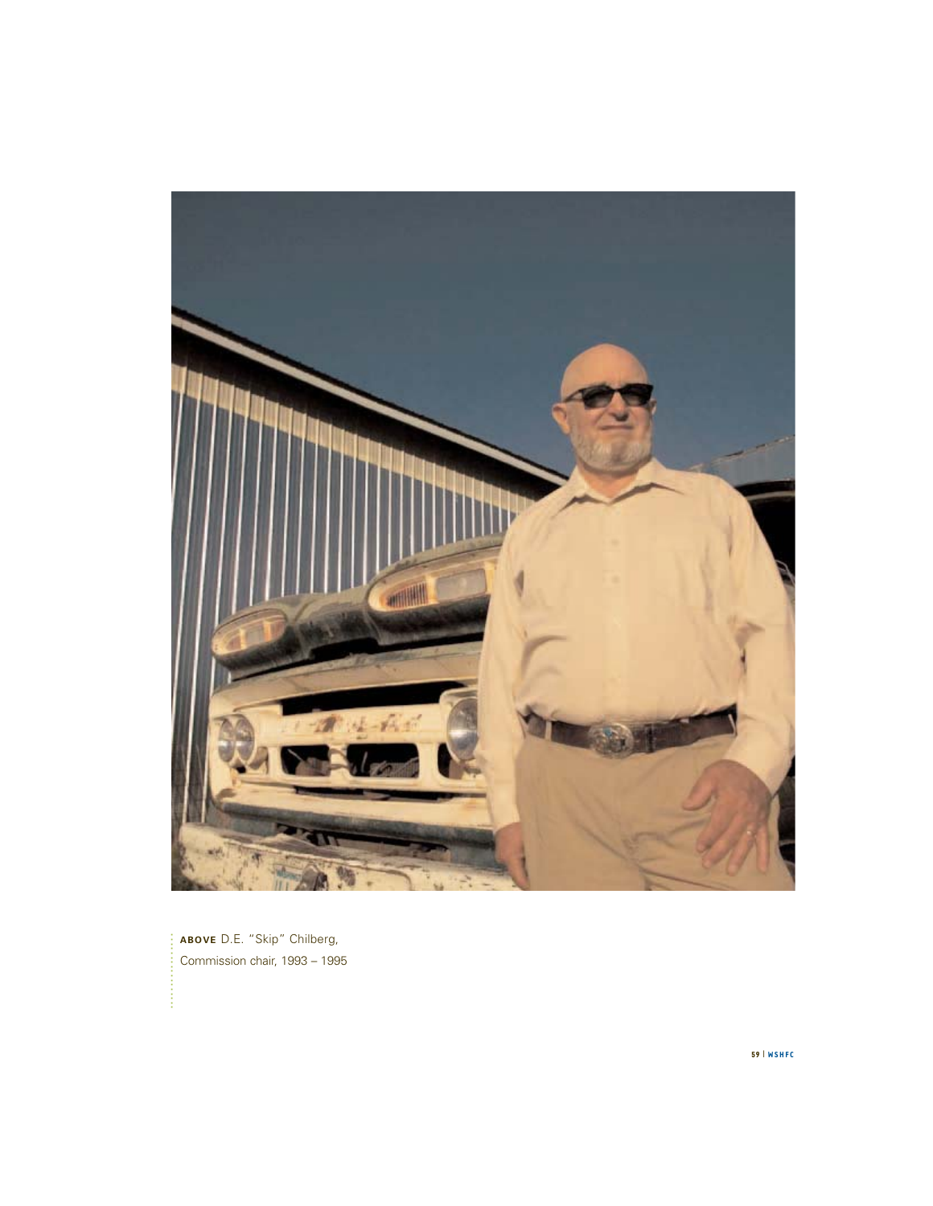**ABOVE** D.E. "Skip" Chilberg,
Commission chair, 1993 – 1995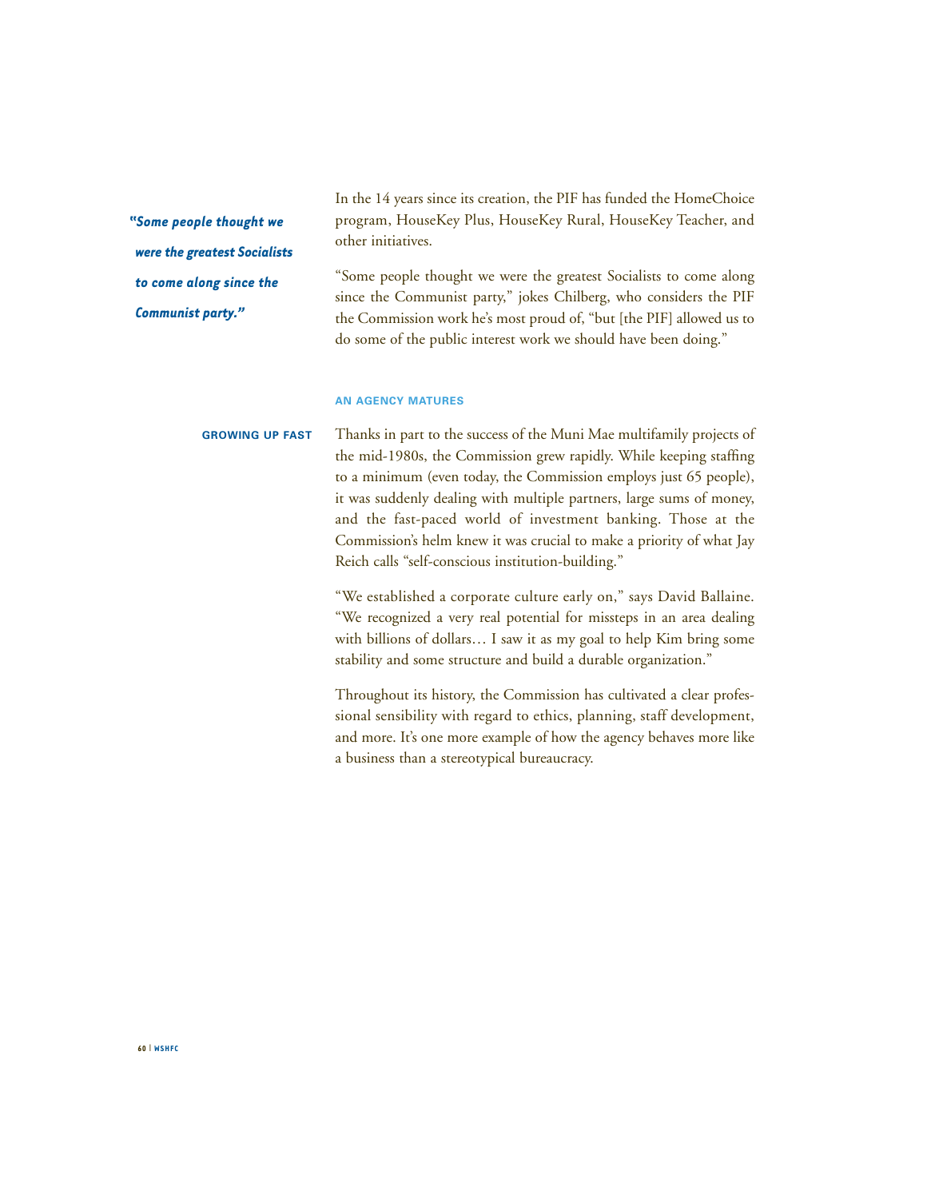In the 14 years since its creation, the PIF has funded the HomeChoice program, HouseKey Plus, HouseKey Rural, HouseKey Teacher, and other initiatives.

*"Some people thought we were the greatest Socialists to come along since the Communist party."*

"Some people thought we were the greatest Socialists to come along since the Communist party," jokes Chilberg, who considers the PIF the Commission work he's most proud of, "but [the PIF] allowed us to do some of the public interest work we should have been doing."

## AN AGENCY MATURES

### GROWING UP FAST

Thanks in part to the success of the Muni Mae multifamily projects of the mid-1980s, the Commission grew rapidly. While keeping staffing to a minimum (even today, the Commission employs just 65 people), it was suddenly dealing with multiple partners, large sums of money, and the fast-paced world of investment banking. Those at the Commission's helm knew it was crucial to make a priority of what Jay Reich calls "self-conscious institution-building."

"We established a corporate culture early on," says David Ballaine. "We recognized a very real potential for missteps in an area dealing with billions of dollars… I saw it as my goal to help Kim bring some stability and some structure and build a durable organization."

Throughout its history, the Commission has cultivated a clear professional sensibility with regard to ethics, planning, staff development, and more. It's one more example of how the agency behaves more like a business than a stereotypical bureaucracy.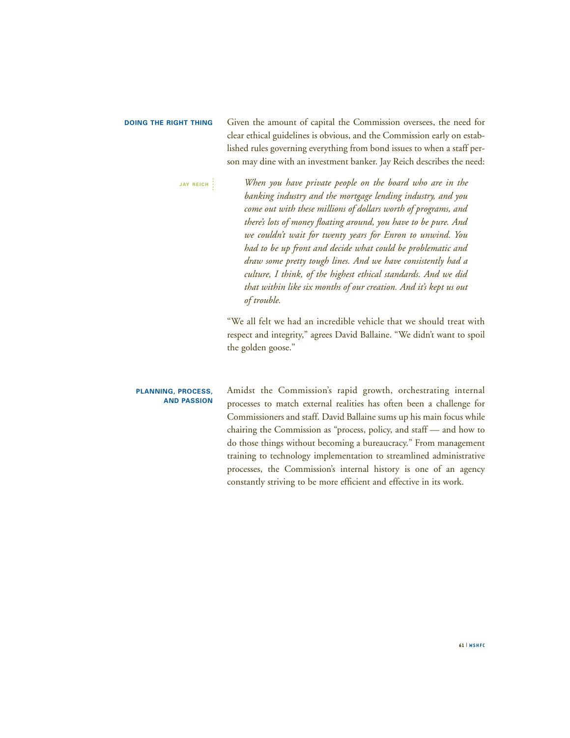## DOING THE RIGHT THING

Given the amount of capital the Commission oversees, the need for clear ethical guidelines is obvious, and the Commission early on established rules governing everything from bond issues to when a staff person may dine with an investment banker. Jay Reich describes the need:

JAY REICH

*When you have private people on the board who are in the banking industry and the mortgage lending industry, and you come out with these millions of dollars worth of programs, and there's lots of money floating around, you have to be pure. And we couldn't wait for twenty years for Enron to unwind. You had to be up front and decide what could be problematic and draw some pretty tough lines. And we have consistently had a culture, I think, of the highest ethical standards. And we did that within like six months of our creation. And it's kept us out of trouble.*

"We all felt we had an incredible vehicle that we should treat with respect and integrity," agrees David Ballaine. "We didn't want to spoil the golden goose."

## PLANNING, PROCESS, AND PASSION

Amidst the Commission's rapid growth, orchestrating internal processes to match external realities has often been a challenge for Commissioners and staff. David Ballaine sums up his main focus while chairing the Commission as "process, policy, and staff — and how to do those things without becoming a bureaucracy." From management training to technology implementation to streamlined administrative processes, the Commission's internal history is one of an agency constantly striving to be more efficient and effective in its work.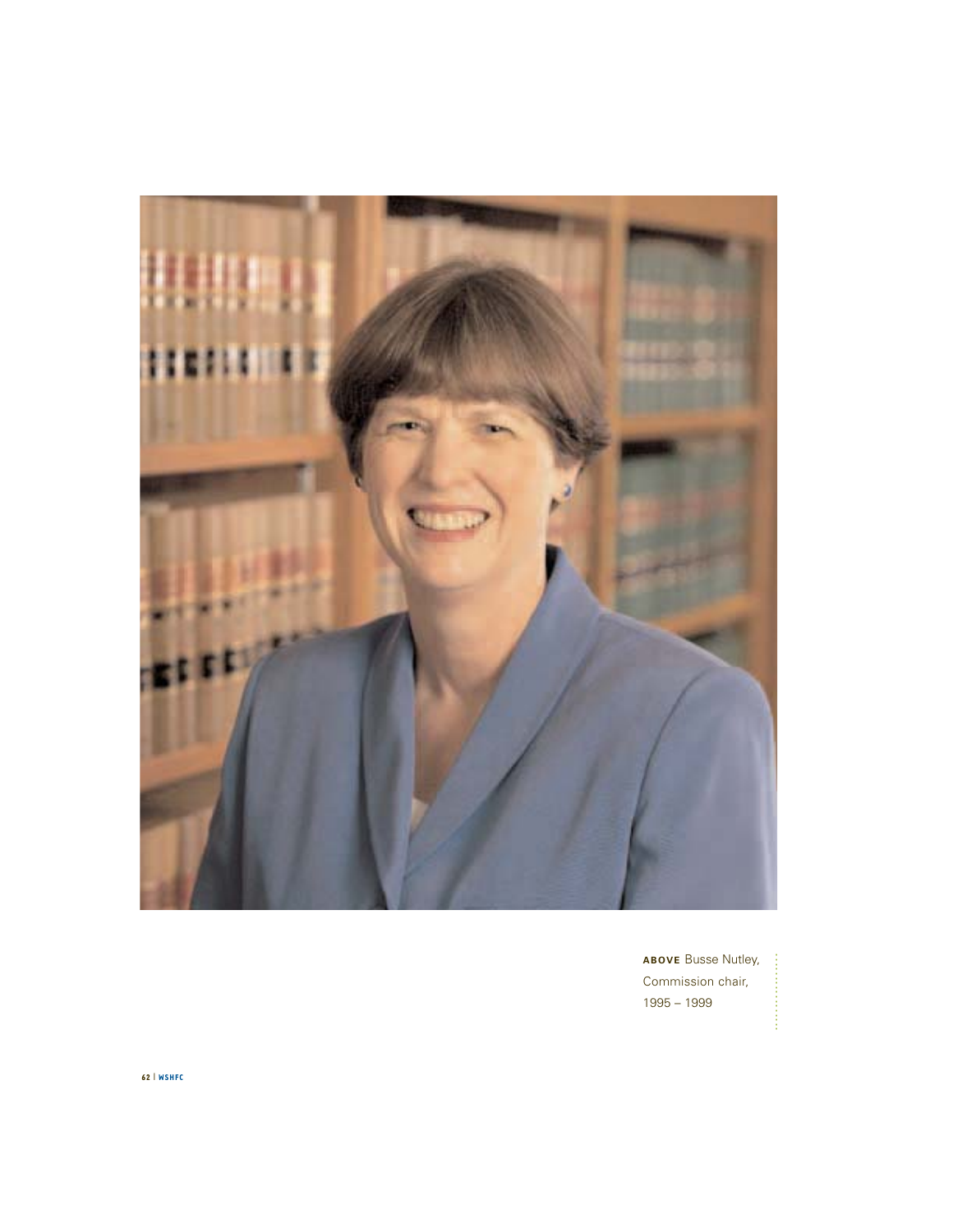**ABOVE** Busse Nutley, Commission chair, 1995 – 1999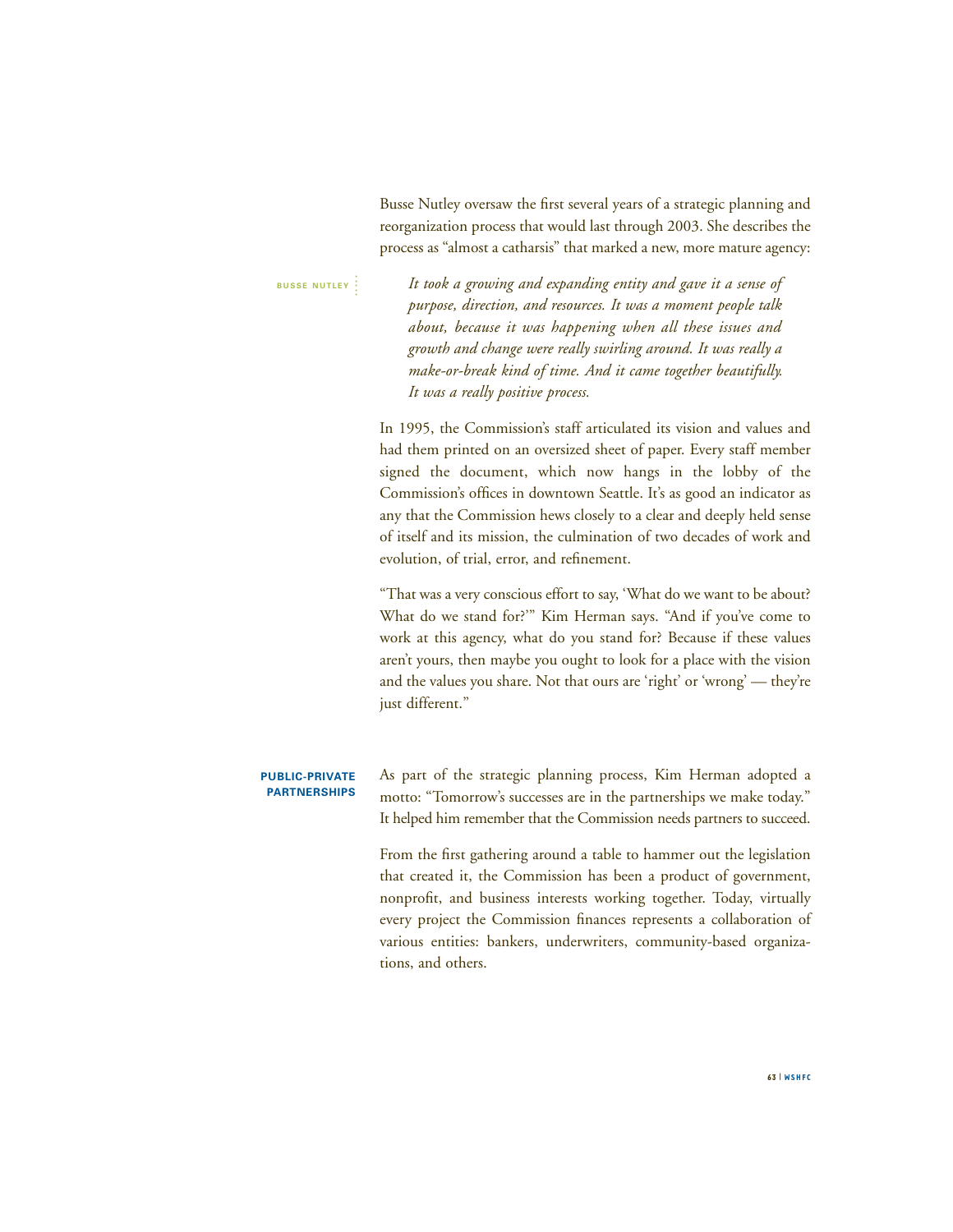Busse Nutley oversaw the first several years of a strategic planning and reorganization process that would last through 2003. She describes the process as "almost a catharsis" that marked a new, more mature agency:

BUSSE NUTLEY

> *It took a growing and expanding entity and gave it a sense of purpose, direction, and resources. It was a moment people talk about, because it was happening when all these issues and growth and change were really swirling around. It was really a make-or-break kind of time. And it came together beautifully. It was a really positive process.*

In 1995, the Commission's staff articulated its vision and values and had them printed on an oversized sheet of paper. Every staff member signed the document, which now hangs in the lobby of the Commission's offices in downtown Seattle. It's as good an indicator as any that the Commission hews closely to a clear and deeply held sense of itself and its mission, the culmination of two decades of work and evolution, of trial, error, and refinement.

"That was a very conscious effort to say, 'What do we want to be about? What do we stand for?'" Kim Herman says. "And if you've come to work at this agency, what do you stand for? Because if these values aren't yours, then maybe you ought to look for a place with the vision and the values you share. Not that ours are 'right' or 'wrong' — they're just different."

## PUBLIC-PRIVATE PARTNERSHIPS

As part of the strategic planning process, Kim Herman adopted a motto: "Tomorrow's successes are in the partnerships we make today." It helped him remember that the Commission needs partners to succeed.

From the first gathering around a table to hammer out the legislation that created it, the Commission has been a product of government, nonprofit, and business interests working together. Today, virtually every project the Commission finances represents a collaboration of various entities: bankers, underwriters, community-based organizations, and others.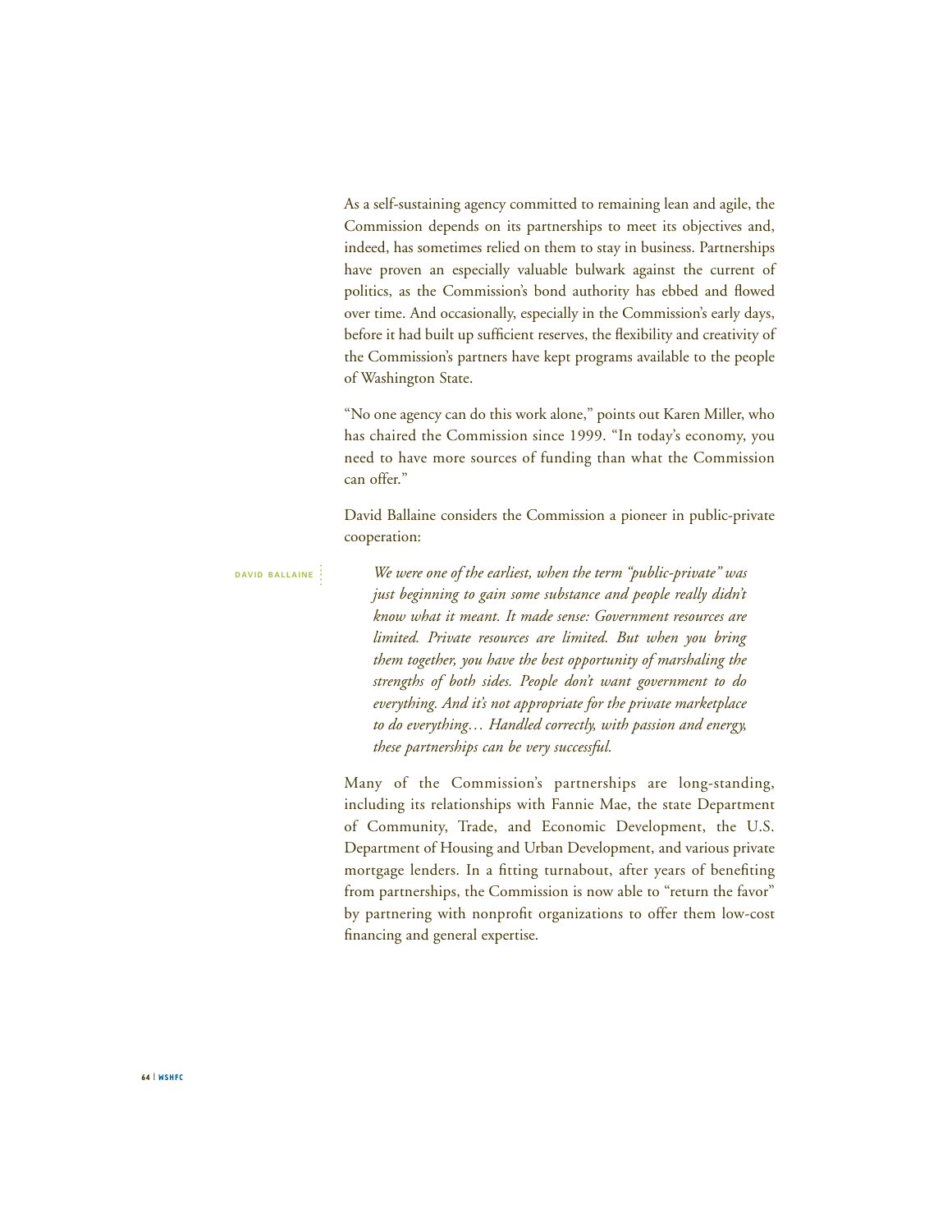As a self-sustaining agency committed to remaining lean and agile, the Commission depends on its partnerships to meet its objectives and, indeed, has sometimes relied on them to stay in business. Partnerships have proven an especially valuable bulwark against the current of politics, as the Commission's bond authority has ebbed and flowed over time. And occasionally, especially in the Commission's early days, before it had built up sufficient reserves, the flexibility and creativity of the Commission's partners have kept programs available to the people of Washington State.

"No one agency can do this work alone," points out Karen Miller, who has chaired the Commission since 1999. "In today's economy, you need to have more sources of funding than what the Commission can offer."

David Ballaine considers the Commission a pioneer in public-private cooperation:

**DAVID BALLAINE**

> *We were one of the earliest, when the term "public-private" was just beginning to gain some substance and people really didn't know what it meant. It made sense: Government resources are limited. Private resources are limited. But when you bring them together, you have the best opportunity of marshaling the strengths of both sides. People don't want government to do everything. And it's not appropriate for the private marketplace to do everything… Handled correctly, with passion and energy, these partnerships can be very successful.*

Many of the Commission's partnerships are long-standing, including its relationships with Fannie Mae, the state Department of Community, Trade, and Economic Development, the U.S. Department of Housing and Urban Development, and various private mortgage lenders. In a fitting turnabout, after years of benefiting from partnerships, the Commission is now able to "return the favor" by partnering with nonprofit organizations to offer them low-cost financing and general expertise.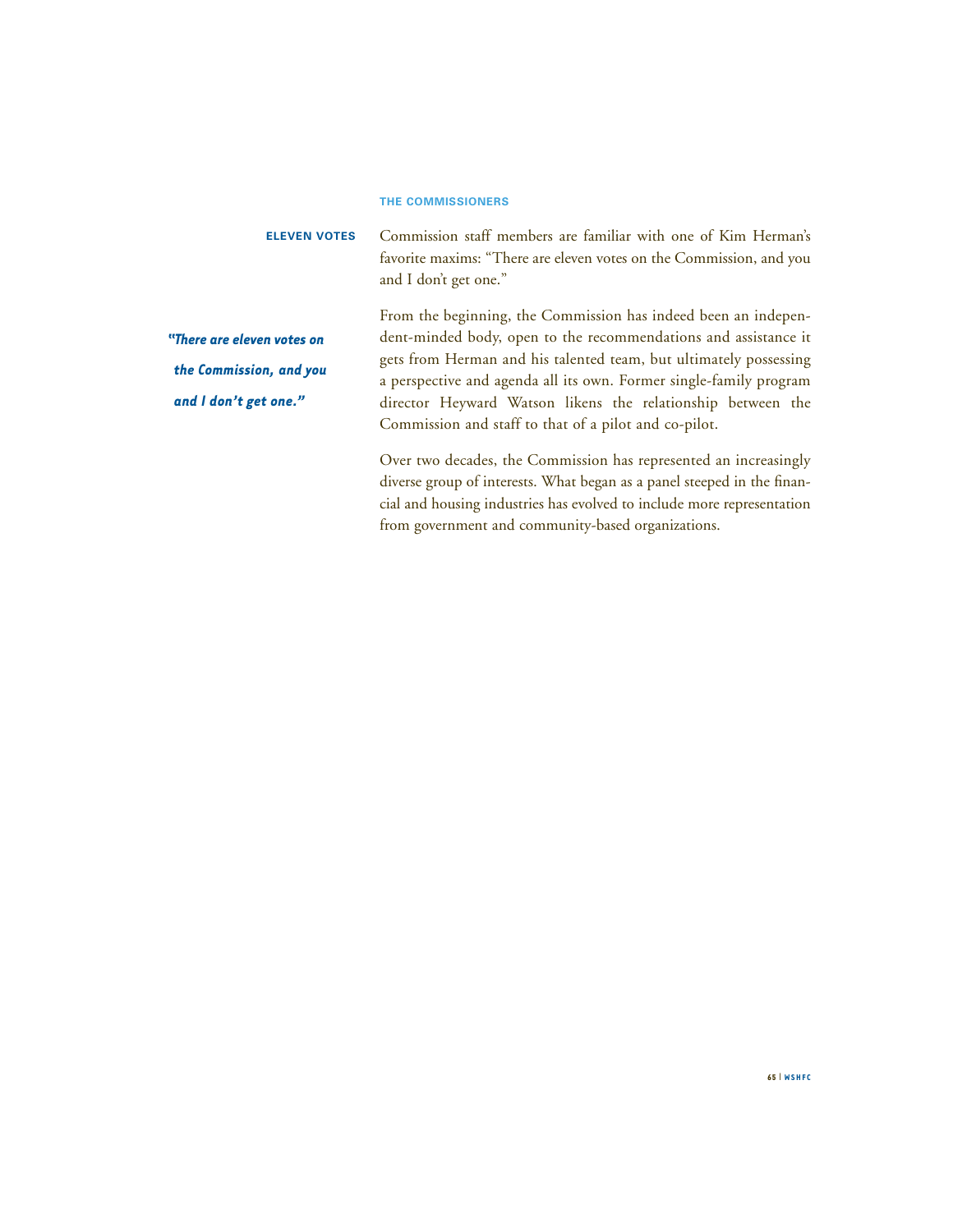## THE COMMISSIONERS

### ELEVEN VOTES

Commission staff members are familiar with one of Kim Herman's favorite maxims: "There are eleven votes on the Commission, and you and I don't get one."

***"There are eleven votes on the Commission, and you and I don't get one."***

From the beginning, the Commission has indeed been an independent-minded body, open to the recommendations and assistance it gets from Herman and his talented team, but ultimately possessing a perspective and agenda all its own. Former single-family program director Heyward Watson likens the relationship between the Commission and staff to that of a pilot and co-pilot.

Over two decades, the Commission has represented an increasingly diverse group of interests. What began as a panel steeped in the financial and housing industries has evolved to include more representation from government and community-based organizations.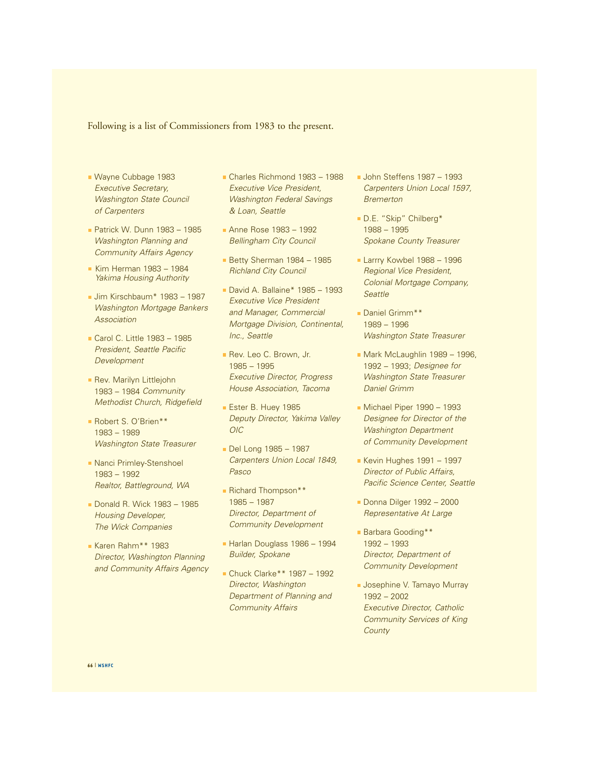Following is a list of Commissioners from 1983 to the present.

- Wayne Cubbage 1983
  *Executive Secretary, Washington State Council of Carpenters*
- Patrick W. Dunn 1983 – 1985
  *Washington Planning and Community Affairs Agency*
- Kim Herman 1983 – 1984
  *Yakima Housing Authority*
- Jim Kirschbaum* 1983 – 1987
  *Washington Mortgage Bankers Association*
- Carol C. Little 1983 – 1985
  *President, Seattle Pacific Development*
- Rev. Marilyn Littlejohn 1983 – 1984 *Community Methodist Church, Ridgefield*
- Robert S. O'Brien** 1983 – 1989
  *Washington State Treasurer*
- Nanci Primley-Stenshoel 1983 – 1992
  *Realtor, Battleground, WA*
- Donald R. Wick 1983 – 1985
  *Housing Developer, The Wick Companies*
- Karen Rahm** 1983
  *Director, Washington Planning and Community Affairs Agency*
- Charles Richmond 1983 – 1988
  *Executive Vice President, Washington Federal Savings & Loan, Seattle*
- Anne Rose 1983 – 1992
  *Bellingham City Council*
- Betty Sherman 1984 – 1985
  *Richland City Council*
- David A. Ballaine* 1985 – 1993
  *Executive Vice President and Manager, Commercial Mortgage Division, Continental, Inc., Seattle*
- Rev. Leo C. Brown, Jr. 1985 – 1995
  *Executive Director, Progress House Association, Tacoma*
- Ester B. Huey 1985
  *Deputy Director, Yakima Valley OIC*
- Del Long 1985 – 1987
  *Carpenters Union Local 1849, Pasco*
- Richard Thompson** 1985 – 1987
  *Director, Department of Community Development*
- Harlan Douglass 1986 – 1994
  *Builder, Spokane*
- Chuck Clarke** 1987 – 1992
  *Director, Washington Department of Planning and Community Affairs*
- John Steffens 1987 – 1993
  *Carpenters Union Local 1597, Bremerton*
- D.E. "Skip" Chilberg* 1988 – 1995
  *Spokane County Treasurer*
- Larrry Kowbel 1988 – 1996
  *Regional Vice President, Colonial Mortgage Company, Seattle*
- Daniel Grimm** 1989 – 1996
  *Washington State Treasurer*
- Mark McLaughlin 1989 – 1996, 1992 – 1993; *Designee for Washington State Treasurer Daniel Grimm*
- Michael Piper 1990 – 1993
  *Designee for Director of the Washington Department of Community Development*
- Kevin Hughes 1991 – 1997
  *Director of Public Affairs, Pacific Science Center, Seattle*
- Donna Dilger 1992 – 2000
  *Representative At Large*
- Barbara Gooding** 1992 – 1993
  *Director, Department of Community Development*
- Josephine V. Tamayo Murray 1992 – 2002
  *Executive Director, Catholic Community Services of King County*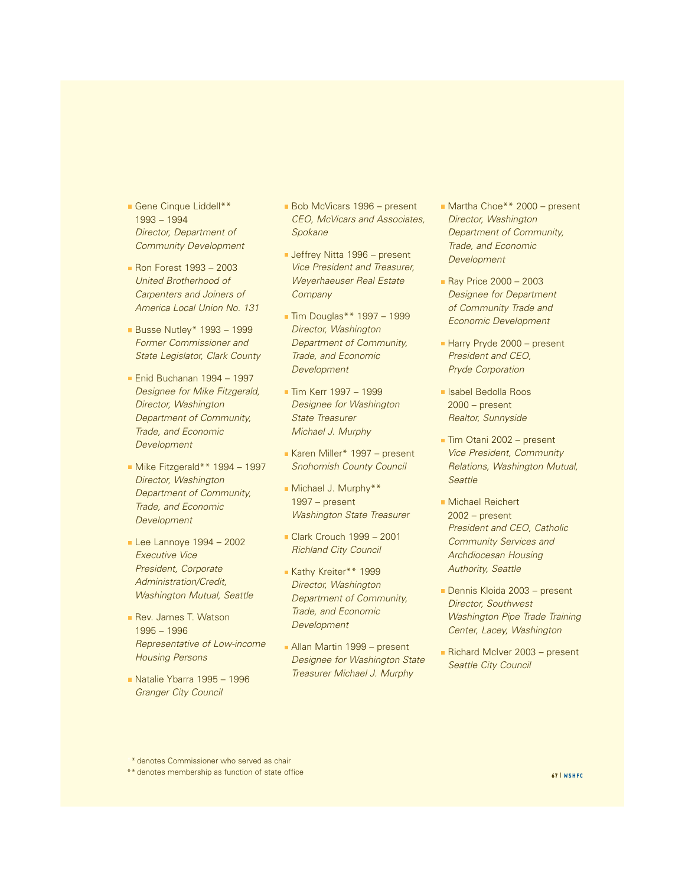- Gene Cinque Liddell** 1993 – 1994
  *Director, Department of Community Development*

- Ron Forest 1993 – 2003
  *United Brotherhood of Carpenters and Joiners of America Local Union No. 131*

- Busse Nutley* 1993 – 1999
  *Former Commissioner and State Legislator, Clark County*

- Enid Buchanan 1994 – 1997
  *Designee for Mike Fitzgerald, Director, Washington Department of Community, Trade, and Economic Development*

- Mike Fitzgerald** 1994 – 1997
  *Director, Washington Department of Community, Trade, and Economic Development*

- Lee Lannoye 1994 – 2002
  *Executive Vice President, Corporate Administration/Credit, Washington Mutual, Seattle*

- Rev. James T. Watson 1995 – 1996
  *Representative of Low-income Housing Persons*

- Natalie Ybarra 1995 – 1996
  *Granger City Council*

- Bob McVicars 1996 – present
  *CEO, McVicars and Associates, Spokane*

- Jeffrey Nitta 1996 – present
  *Vice President and Treasurer, Weyerhaeuser Real Estate Company*

- Tim Douglas** 1997 – 1999
  *Director, Washington Department of Community, Trade, and Economic Development*

- Tim Kerr 1997 – 1999
  *Designee for Washington State Treasurer Michael J. Murphy*

- Karen Miller* 1997 – present
  *Snohomish County Council*

- Michael J. Murphy** 1997 – present
  *Washington State Treasurer*

- Clark Crouch 1999 – 2001
  *Richland City Council*

- Kathy Kreiter** 1999
  *Director, Washington Department of Community, Trade, and Economic Development*

- Allan Martin 1999 – present
  *Designee for Washington State Treasurer Michael J. Murphy*

- Martha Choe** 2000 – present
  *Director, Washington Department of Community, Trade, and Economic Development*

- Ray Price 2000 – 2003
  *Designee for Department of Community Trade and Economic Development*

- Harry Pryde 2000 – present
  *President and CEO, Pryde Corporation*

- Isabel Bedolla Roos 2000 – present
  *Realtor, Sunnyside*

- Tim Otani 2002 – present
  *Vice President, Community Relations, Washington Mutual, Seattle*

- Michael Reichert 2002 – present
  *President and CEO, Catholic Community Services and Archdiocesan Housing Authority, Seattle*

- Dennis Kloida 2003 – present
  *Director, Southwest Washington Pipe Trade Training Center, Lacey, Washington*

- Richard McIver 2003 – present
  *Seattle City Council*

\* denotes Commissioner who served as chair
** denotes membership as function of state office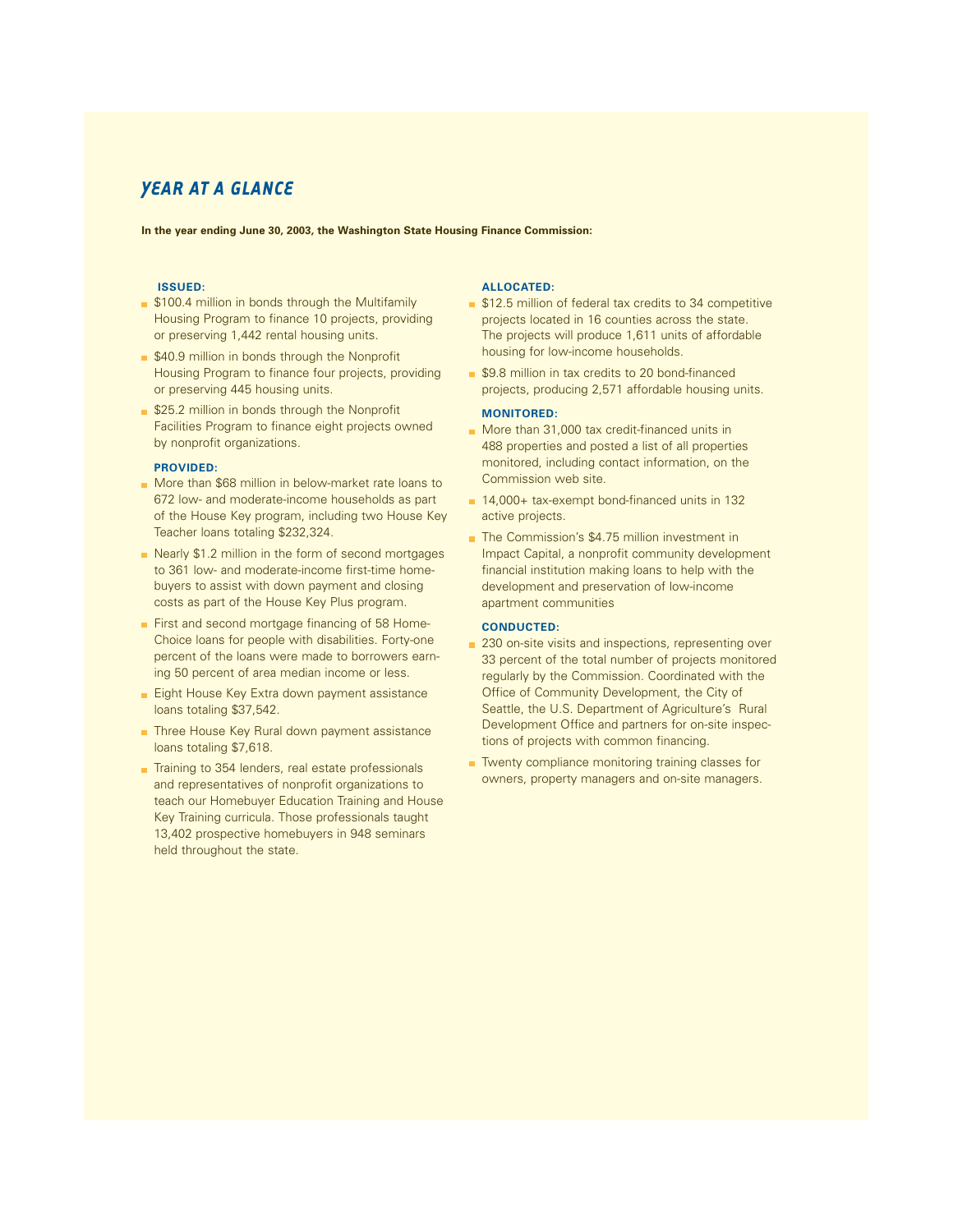## *YEAR AT A GLANCE*

**In the year ending June 30, 2003, the Washington State Housing Finance Commission:**

**ISSUED:**

- $100.4 million in bonds through the Multifamily Housing Program to finance 10 projects, providing or preserving 1,442 rental housing units.
- $40.9 million in bonds through the Nonprofit Housing Program to finance four projects, providing or preserving 445 housing units.
- $25.2 million in bonds through the Nonprofit Facilities Program to finance eight projects owned by nonprofit organizations.

**PROVIDED:**

- More than $68 million in below-market rate loans to 672 low- and moderate-income households as part of the House Key program, including two House Key Teacher loans totaling $232,324.
- Nearly $1.2 million in the form of second mortgages to 361 low- and moderate-income first-time homebuyers to assist with down payment and closing costs as part of the House Key Plus program.
- First and second mortgage financing of 58 HomeChoice loans for people with disabilities. Forty-one percent of the loans were made to borrowers earning 50 percent of area median income or less.
- Eight House Key Extra down payment assistance loans totaling $37,542.
- Three House Key Rural down payment assistance loans totaling $7,618.
- Training to 354 lenders, real estate professionals and representatives of nonprofit organizations to teach our Homebuyer Education Training and House Key Training curricula. Those professionals taught 13,402 prospective homebuyers in 948 seminars held throughout the state.

**ALLOCATED:**

- $12.5 million of federal tax credits to 34 competitive projects located in 16 counties across the state. The projects will produce 1,611 units of affordable housing for low-income households.
- $9.8 million in tax credits to 20 bond-financed projects, producing 2,571 affordable housing units.

**MONITORED:**

- More than 31,000 tax credit-financed units in 488 properties and posted a list of all properties monitored, including contact information, on the Commission web site.
- 14,000+ tax-exempt bond-financed units in 132 active projects.
- The Commission's $4.75 million investment in Impact Capital, a nonprofit community development financial institution making loans to help with the development and preservation of low-income apartment communities

**CONDUCTED:**

- 230 on-site visits and inspections, representing over 33 percent of the total number of projects monitored regularly by the Commission. Coordinated with the Office of Community Development, the City of Seattle, the U.S. Department of Agriculture's Rural Development Office and partners for on-site inspections of projects with common financing.
- Twenty compliance monitoring training classes for owners, property managers and on-site managers.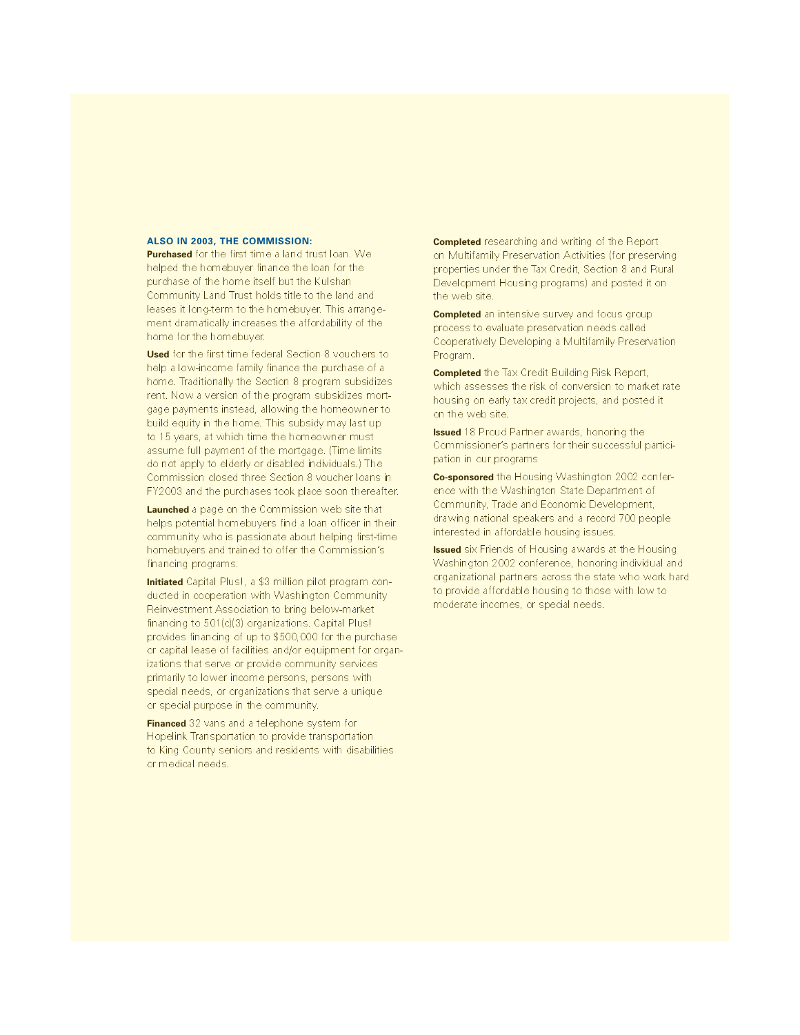### ALSO IN 2003, THE COMMISSION:

**Purchased** for the first time a land trust loan. We helped the homebuyer finance the loan for the purchase of the home itself but the Kulshan Community Land Trust holds title to the land and leases it long-term to the homebuyer. This arrangement dramatically increases the affordability of the home for the homebuyer.

**Used** for the first time federal Section 8 vouchers to help a low-income family finance the purchase of a home. Traditionally the Section 8 program subsidizes rent. Now a version of the program subsidizes mortgage payments instead, allowing the homeowner to build equity in the home. This subsidy may last up to 15 years, at which time the homeowner must assume full payment of the mortgage. (Time limits do not apply to elderly or disabled individuals.) The Commission closed three Section 8 voucher loans in FY2003 and the purchases took place soon thereafter.

**Launched** a page on the Commission web site that helps potential homebuyers find a loan officer in their community who is passionate about helping first-time homebuyers and trained to offer the Commission's financing programs.

**Initiated** Capital Plus!, a $3 million pilot program conducted in cooperation with Washington Community Reinvestment Association to bring below-market financing to 501(c)(3) organizations. Capital Plus! provides financing of up to $500,000 for the purchase or capital lease of facilities and/or equipment for organizations that serve or provide community services primarily to lower income persons, persons with special needs, or organizations that serve a unique or special purpose in the community.

**Financed** 32 vans and a telephone system for Hopelink Transportation to provide transportation to King County seniors and residents with disabilities or medical needs.

**Completed** researching and writing of the Report on Multifamily Preservation Activities (for preserving properties under the Tax Credit, Section 8 and Rural Development Housing programs) and posted it on the web site.

**Completed** an intensive survey and focus group process to evaluate preservation needs called Cooperatively Developing a Multifamily Preservation Program.

**Completed** the Tax Credit Building Risk Report, which assesses the risk of conversion to market rate housing on early tax credit projects, and posted it on the web site.

**Issued** 18 Proud Partner awards, honoring the Commissioner's partners for their successful participation in our programs

**Co-sponsored** the Housing Washington 2002 conference with the Washington State Department of Community, Trade and Economic Development, drawing national speakers and a record 700 people interested in affordable housing issues.

**Issued** six Friends of Housing awards at the Housing Washington 2002 conference, honoring individual and organizational partners across the state who work hard to provide affordable housing to those with low to moderate incomes, or special needs.